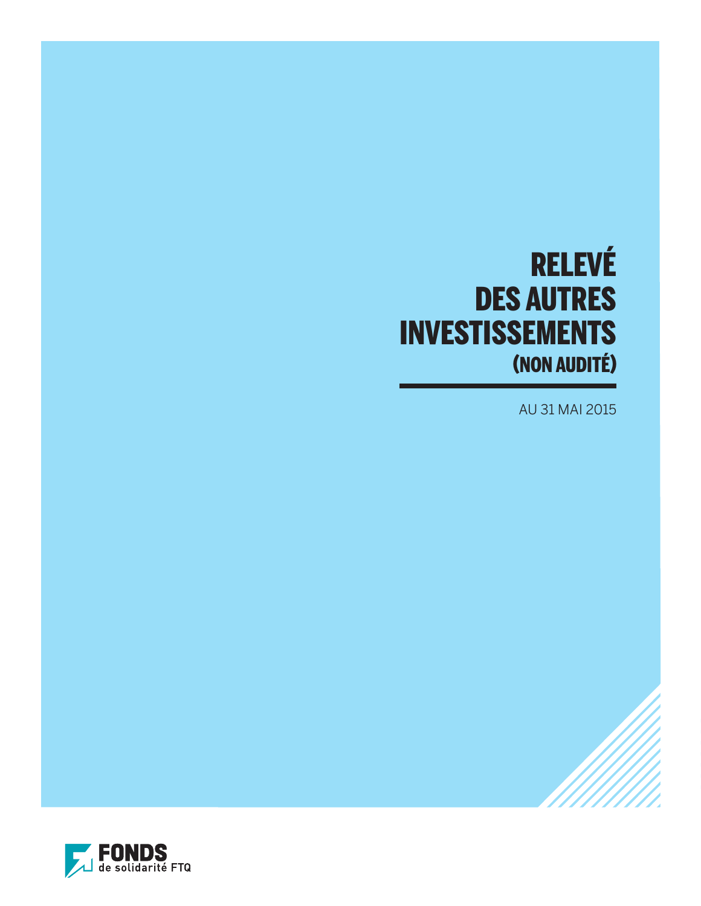# RELEVÉ DES AUTRES INVESTISSEMENTS (NON AUDITÉ)

AU 31 MAI 2015

FONDS de solidarité FTQ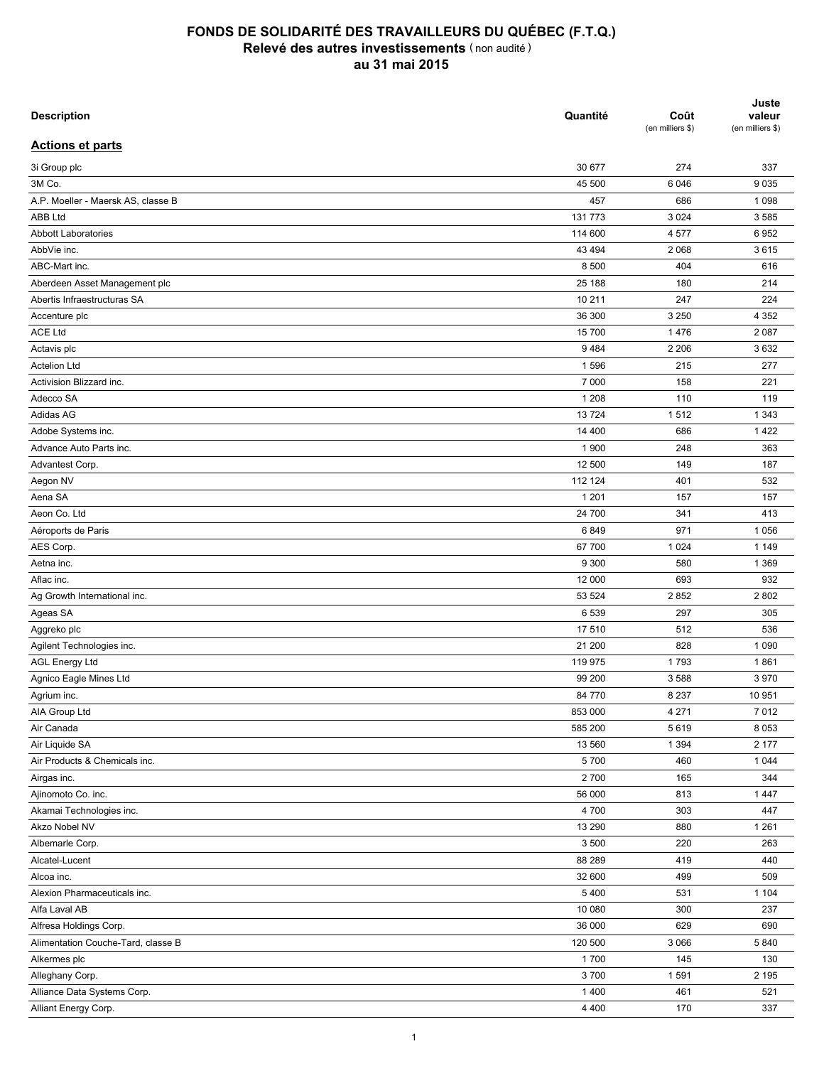# FONDS DE SOLIDARITÉ DES TRAVAILLEURS DU QUÉBEC (F.T.Q.)

## Relevé des autres investissements (non audité)

## au 31 mai 2015

| Description | Quantité | Coût (en milliers $) | Juste valeur (en milliers $) |
|---|---|---|---|
| **Actions et parts** | | | |
| 3i Group plc | 30 677 | 274 | 337 |
| 3M Co. | 45 500 | 6 046 | 9 035 |
| A.P. Moeller - Maersk AS, classe B | 457 | 686 | 1 098 |
| ABB Ltd | 131 773 | 3 024 | 3 585 |
| Abbott Laboratories | 114 600 | 4 577 | 6 952 |
| AbbVie inc. | 43 494 | 2 068 | 3 615 |
| ABC-Mart inc. | 8 500 | 404 | 616 |
| Aberdeen Asset Management plc | 25 188 | 180 | 214 |
| Abertis Infraestructuras SA | 10 211 | 247 | 224 |
| Accenture plc | 36 300 | 3 250 | 4 352 |
| ACE Ltd | 15 700 | 1 476 | 2 087 |
| Actavis plc | 9 484 | 2 206 | 3 632 |
| Actelion Ltd | 1 596 | 215 | 277 |
| Activision Blizzard inc. | 7 000 | 158 | 221 |
| Adecco SA | 1 208 | 110 | 119 |
| Adidas AG | 13 724 | 1 512 | 1 343 |
| Adobe Systems inc. | 14 400 | 686 | 1 422 |
| Advance Auto Parts inc. | 1 900 | 248 | 363 |
| Advantest Corp. | 12 500 | 149 | 187 |
| Aegon NV | 112 124 | 401 | 532 |
| Aena SA | 1 201 | 157 | 157 |
| Aeon Co. Ltd | 24 700 | 341 | 413 |
| Aéroports de Paris | 6 849 | 971 | 1 056 |
| AES Corp. | 67 700 | 1 024 | 1 149 |
| Aetna inc. | 9 300 | 580 | 1 369 |
| Aflac inc. | 12 000 | 693 | 932 |
| Ag Growth International inc. | 53 524 | 2 852 | 2 802 |
| Ageas SA | 6 539 | 297 | 305 |
| Aggreko plc | 17 510 | 512 | 536 |
| Agilent Technologies inc. | 21 200 | 828 | 1 090 |
| AGL Energy Ltd | 119 975 | 1 793 | 1 861 |
| Agnico Eagle Mines Ltd | 99 200 | 3 588 | 3 970 |
| Agrium inc. | 84 770 | 8 237 | 10 951 |
| AIA Group Ltd | 853 000 | 4 271 | 7 012 |
| Air Canada | 585 200 | 5 619 | 8 053 |
| Air Liquide SA | 13 560 | 1 394 | 2 177 |
| Air Products & Chemicals inc. | 5 700 | 460 | 1 044 |
| Airgas inc. | 2 700 | 165 | 344 |
| Ajinomoto Co. inc. | 56 000 | 813 | 1 447 |
| Akamai Technologies inc. | 4 700 | 303 | 447 |
| Akzo Nobel NV | 13 290 | 880 | 1 261 |
| Albemarle Corp. | 3 500 | 220 | 263 |
| Alcatel-Lucent | 88 289 | 419 | 440 |
| Alcoa inc. | 32 600 | 499 | 509 |
| Alexion Pharmaceuticals inc. | 5 400 | 531 | 1 104 |
| Alfa Laval AB | 10 080 | 300 | 237 |
| Alfresa Holdings Corp. | 36 000 | 629 | 690 |
| Alimentation Couche-Tard, classe B | 120 500 | 3 066 | 5 840 |
| Alkermes plc | 1 700 | 145 | 130 |
| Alleghany Corp. | 3 700 | 1 591 | 2 195 |
| Alliance Data Systems Corp. | 1 400 | 461 | 521 |
| Alliant Energy Corp. | 4 400 | 170 | 337 |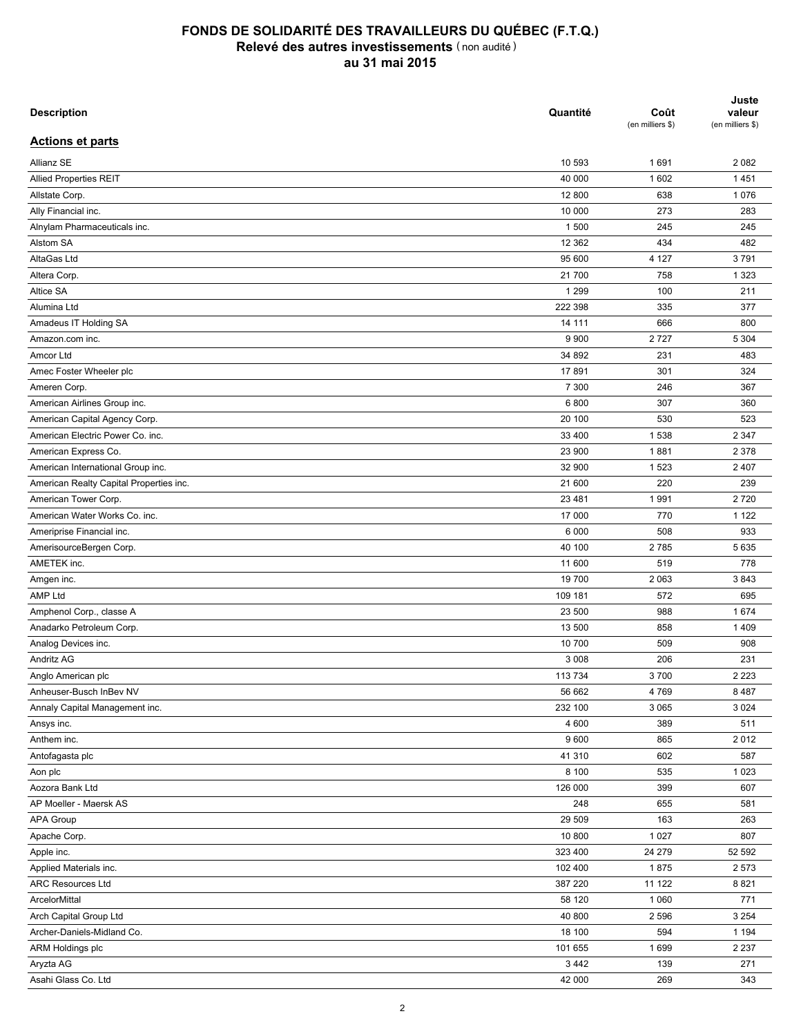# FONDS DE SOLIDARITÉ DES TRAVAILLEURS DU QUÉBEC (F.T.Q.)
## Relevé des autres investissements (non audité)
## au 31 mai 2015

| Description | Quantité | Coût (en milliers $) | Juste valeur (en milliers $) |
|---|---|---|---|
| **Actions et parts** | | | |
| Allianz SE | 10 593 | 1 691 | 2 082 |
| Allied Properties REIT | 40 000 | 1 602 | 1 451 |
| Allstate Corp. | 12 800 | 638 | 1 076 |
| Ally Financial inc. | 10 000 | 273 | 283 |
| Alnylam Pharmaceuticals inc. | 1 500 | 245 | 245 |
| Alstom SA | 12 362 | 434 | 482 |
| AltaGas Ltd | 95 600 | 4 127 | 3 791 |
| Altera Corp. | 21 700 | 758 | 1 323 |
| Altice SA | 1 299 | 100 | 211 |
| Alumina Ltd | 222 398 | 335 | 377 |
| Amadeus IT Holding SA | 14 111 | 666 | 800 |
| Amazon.com inc. | 9 900 | 2 727 | 5 304 |
| Amcor Ltd | 34 892 | 231 | 483 |
| Amec Foster Wheeler plc | 17 891 | 301 | 324 |
| Ameren Corp. | 7 300 | 246 | 367 |
| American Airlines Group inc. | 6 800 | 307 | 360 |
| American Capital Agency Corp. | 20 100 | 530 | 523 |
| American Electric Power Co. inc. | 33 400 | 1 538 | 2 347 |
| American Express Co. | 23 900 | 1 881 | 2 378 |
| American International Group inc. | 32 900 | 1 523 | 2 407 |
| American Realty Capital Properties inc. | 21 600 | 220 | 239 |
| American Tower Corp. | 23 481 | 1 991 | 2 720 |
| American Water Works Co. inc. | 17 000 | 770 | 1 122 |
| Ameriprise Financial inc. | 6 000 | 508 | 933 |
| AmerisourceBergen Corp. | 40 100 | 2 785 | 5 635 |
| AMETEK inc. | 11 600 | 519 | 778 |
| Amgen inc. | 19 700 | 2 063 | 3 843 |
| AMP Ltd | 109 181 | 572 | 695 |
| Amphenol Corp., classe A | 23 500 | 988 | 1 674 |
| Anadarko Petroleum Corp. | 13 500 | 858 | 1 409 |
| Analog Devices inc. | 10 700 | 509 | 908 |
| Andritz AG | 3 008 | 206 | 231 |
| Anglo American plc | 113 734 | 3 700 | 2 223 |
| Anheuser-Busch InBev NV | 56 662 | 4 769 | 8 487 |
| Annaly Capital Management inc. | 232 100 | 3 065 | 3 024 |
| Ansys inc. | 4 600 | 389 | 511 |
| Anthem inc. | 9 600 | 865 | 2 012 |
| Antofagasta plc | 41 310 | 602 | 587 |
| Aon plc | 8 100 | 535 | 1 023 |
| Aozora Bank Ltd | 126 000 | 399 | 607 |
| AP Moeller - Maersk AS | 248 | 655 | 581 |
| APA Group | 29 509 | 163 | 263 |
| Apache Corp. | 10 800 | 1 027 | 807 |
| Apple inc. | 323 400 | 24 279 | 52 592 |
| Applied Materials inc. | 102 400 | 1 875 | 2 573 |
| ARC Resources Ltd | 387 220 | 11 122 | 8 821 |
| ArcelorMittal | 58 120 | 1 060 | 771 |
| Arch Capital Group Ltd | 40 800 | 2 596 | 3 254 |
| Archer-Daniels-Midland Co. | 18 100 | 594 | 1 194 |
| ARM Holdings plc | 101 655 | 1 699 | 2 237 |
| Aryzta AG | 3 442 | 139 | 271 |
| Asahi Glass Co. Ltd | 42 000 | 269 | 343 |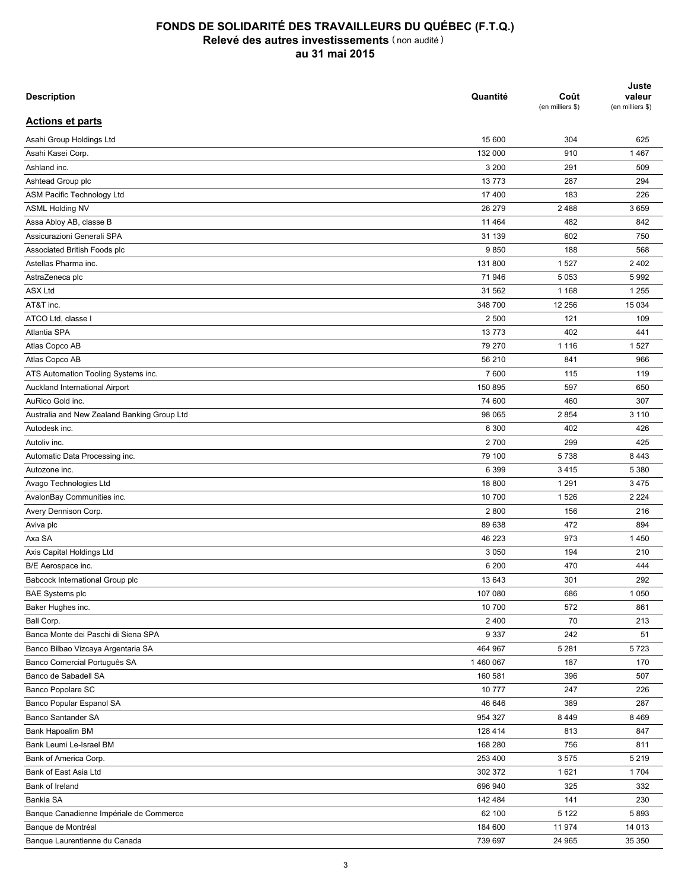# FONDS DE SOLIDARITÉ DES TRAVAILLEURS DU QUÉBEC (F.T.Q.)

## Relevé des autres investissements (non audité)

## au 31 mai 2015

| Description | Quantité | Coût (en milliers $) | Juste valeur (en milliers $) |
|---|---|---|---|
| **Actions et parts** | | | |
| Asahi Group Holdings Ltd | 15 600 | 304 | 625 |
| Asahi Kasei Corp. | 132 000 | 910 | 1 467 |
| Ashland inc. | 3 200 | 291 | 509 |
| Ashtead Group plc | 13 773 | 287 | 294 |
| ASM Pacific Technology Ltd | 17 400 | 183 | 226 |
| ASML Holding NV | 26 279 | 2 488 | 3 659 |
| Assa Abloy AB, classe B | 11 464 | 482 | 842 |
| Assicurazioni Generali SPA | 31 139 | 602 | 750 |
| Associated British Foods plc | 9 850 | 188 | 568 |
| Astellas Pharma inc. | 131 800 | 1 527 | 2 402 |
| AstraZeneca plc | 71 946 | 5 053 | 5 992 |
| ASX Ltd | 31 562 | 1 168 | 1 255 |
| AT&T inc. | 348 700 | 12 256 | 15 034 |
| ATCO Ltd, classe I | 2 500 | 121 | 109 |
| Atlantia SPA | 13 773 | 402 | 441 |
| Atlas Copco AB | 79 270 | 1 116 | 1 527 |
| Atlas Copco AB | 56 210 | 841 | 966 |
| ATS Automation Tooling Systems inc. | 7 600 | 115 | 119 |
| Auckland International Airport | 150 895 | 597 | 650 |
| AuRico Gold inc. | 74 600 | 460 | 307 |
| Australia and New Zealand Banking Group Ltd | 98 065 | 2 854 | 3 110 |
| Autodesk inc. | 6 300 | 402 | 426 |
| Autoliv inc. | 2 700 | 299 | 425 |
| Automatic Data Processing inc. | 79 100 | 5 738 | 8 443 |
| Autozone inc. | 6 399 | 3 415 | 5 380 |
| Avago Technologies Ltd | 18 800 | 1 291 | 3 475 |
| AvalonBay Communities inc. | 10 700 | 1 526 | 2 224 |
| Avery Dennison Corp. | 2 800 | 156 | 216 |
| Aviva plc | 89 638 | 472 | 894 |
| Axa SA | 46 223 | 973 | 1 450 |
| Axis Capital Holdings Ltd | 3 050 | 194 | 210 |
| B/E Aerospace inc. | 6 200 | 470 | 444 |
| Babcock International Group plc | 13 643 | 301 | 292 |
| BAE Systems plc | 107 080 | 686 | 1 050 |
| Baker Hughes inc. | 10 700 | 572 | 861 |
| Ball Corp. | 2 400 | 70 | 213 |
| Banca Monte dei Paschi di Siena SPA | 9 337 | 242 | 51 |
| Banco Bilbao Vizcaya Argentaria SA | 464 967 | 5 281 | 5 723 |
| Banco Comercial Português SA | 1 460 067 | 187 | 170 |
| Banco de Sabadell SA | 160 581 | 396 | 507 |
| Banco Popolare SC | 10 777 | 247 | 226 |
| Banco Popular Espanol SA | 46 646 | 389 | 287 |
| Banco Santander SA | 954 327 | 8 449 | 8 469 |
| Bank Hapoalim BM | 128 414 | 813 | 847 |
| Bank Leumi Le-Israel BM | 168 280 | 756 | 811 |
| Bank of America Corp. | 253 400 | 3 575 | 5 219 |
| Bank of East Asia Ltd | 302 372 | 1 621 | 1 704 |
| Bank of Ireland | 696 940 | 325 | 332 |
| Bankia SA | 142 484 | 141 | 230 |
| Banque Canadienne Impériale de Commerce | 62 100 | 5 122 | 5 893 |
| Banque de Montréal | 184 600 | 11 974 | 14 013 |
| Banque Laurentienne du Canada | 739 697 | 24 965 | 35 350 |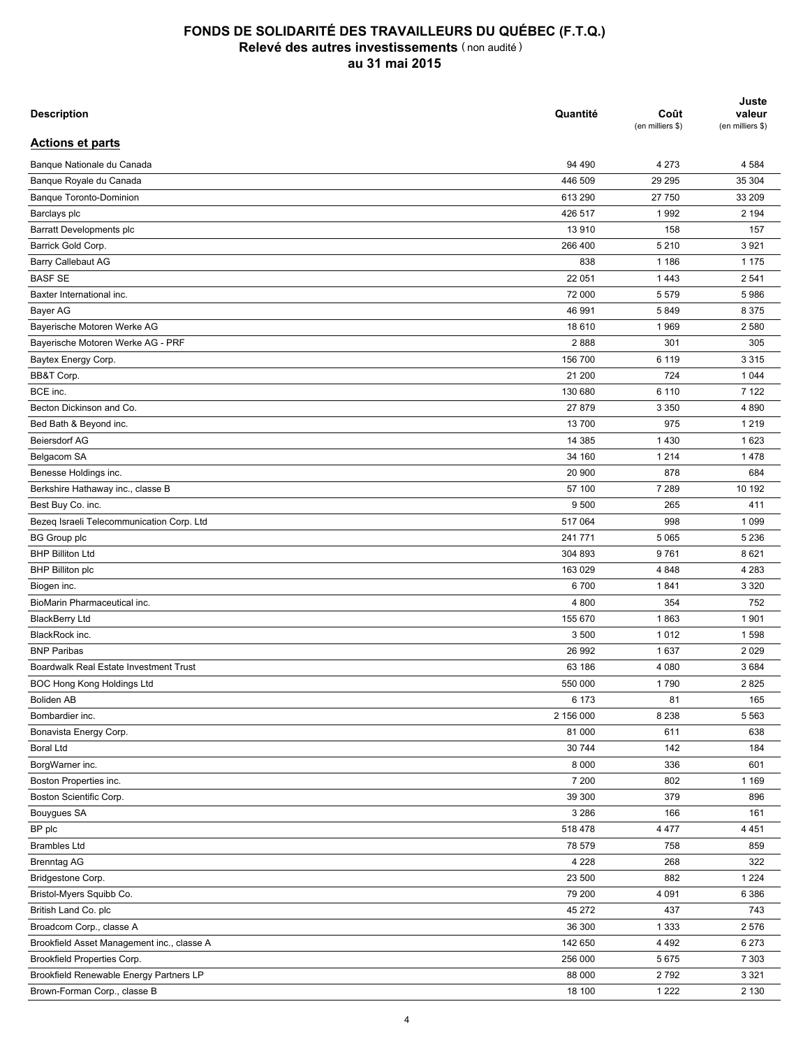# FONDS DE SOLIDARITÉ DES TRAVAILLEURS DU QUÉBEC (F.T.Q.)
## Relevé des autres investissements (non audité)
### au 31 mai 2015

| Description | Quantité | Coût (en milliers $) | Juste valeur (en milliers $) |
|---|---:|---:|---:|
| **Actions et parts** | | | |
| Banque Nationale du Canada | 94 490 | 4 273 | 4 584 |
| Banque Royale du Canada | 446 509 | 29 295 | 35 304 |
| Banque Toronto-Dominion | 613 290 | 27 750 | 33 209 |
| Barclays plc | 426 517 | 1 992 | 2 194 |
| Barratt Developments plc | 13 910 | 158 | 157 |
| Barrick Gold Corp. | 266 400 | 5 210 | 3 921 |
| Barry Callebaut AG | 838 | 1 186 | 1 175 |
| BASF SE | 22 051 | 1 443 | 2 541 |
| Baxter International inc. | 72 000 | 5 579 | 5 986 |
| Bayer AG | 46 991 | 5 849 | 8 375 |
| Bayerische Motoren Werke AG | 18 610 | 1 969 | 2 580 |
| Bayerische Motoren Werke AG - PRF | 2 888 | 301 | 305 |
| Baytex Energy Corp. | 156 700 | 6 119 | 3 315 |
| BB&T Corp. | 21 200 | 724 | 1 044 |
| BCE inc. | 130 680 | 6 110 | 7 122 |
| Becton Dickinson and Co. | 27 879 | 3 350 | 4 890 |
| Bed Bath & Beyond inc. | 13 700 | 975 | 1 219 |
| Beiersdorf AG | 14 385 | 1 430 | 1 623 |
| Belgacom SA | 34 160 | 1 214 | 1 478 |
| Benesse Holdings inc. | 20 900 | 878 | 684 |
| Berkshire Hathaway inc., classe B | 57 100 | 7 289 | 10 192 |
| Best Buy Co. inc. | 9 500 | 265 | 411 |
| Bezeq Israeli Telecommunication Corp. Ltd | 517 064 | 998 | 1 099 |
| BG Group plc | 241 771 | 5 065 | 5 236 |
| BHP Billiton Ltd | 304 893 | 9 761 | 8 621 |
| BHP Billiton plc | 163 029 | 4 848 | 4 283 |
| Biogen inc. | 6 700 | 1 841 | 3 320 |
| BioMarin Pharmaceutical inc. | 4 800 | 354 | 752 |
| BlackBerry Ltd | 155 670 | 1 863 | 1 901 |
| BlackRock inc. | 3 500 | 1 012 | 1 598 |
| BNP Paribas | 26 992 | 1 637 | 2 029 |
| Boardwalk Real Estate Investment Trust | 63 186 | 4 080 | 3 684 |
| BOC Hong Kong Holdings Ltd | 550 000 | 1 790 | 2 825 |
| Boliden AB | 6 173 | 81 | 165 |
| Bombardier inc. | 2 156 000 | 8 238 | 5 563 |
| Bonavista Energy Corp. | 81 000 | 611 | 638 |
| Boral Ltd | 30 744 | 142 | 184 |
| BorgWarner inc. | 8 000 | 336 | 601 |
| Boston Properties inc. | 7 200 | 802 | 1 169 |
| Boston Scientific Corp. | 39 300 | 379 | 896 |
| Bouygues SA | 3 286 | 166 | 161 |
| BP plc | 518 478 | 4 477 | 4 451 |
| Brambles Ltd | 78 579 | 758 | 859 |
| Brenntag AG | 4 228 | 268 | 322 |
| Bridgestone Corp. | 23 500 | 882 | 1 224 |
| Bristol-Myers Squibb Co. | 79 200 | 4 091 | 6 386 |
| British Land Co. plc | 45 272 | 437 | 743 |
| Broadcom Corp., classe A | 36 300 | 1 333 | 2 576 |
| Brookfield Asset Management inc., classe A | 142 650 | 4 492 | 6 273 |
| Brookfield Properties Corp. | 256 000 | 5 675 | 7 303 |
| Brookfield Renewable Energy Partners LP | 88 000 | 2 792 | 3 321 |
| Brown-Forman Corp., classe B | 18 100 | 1 222 | 2 130 |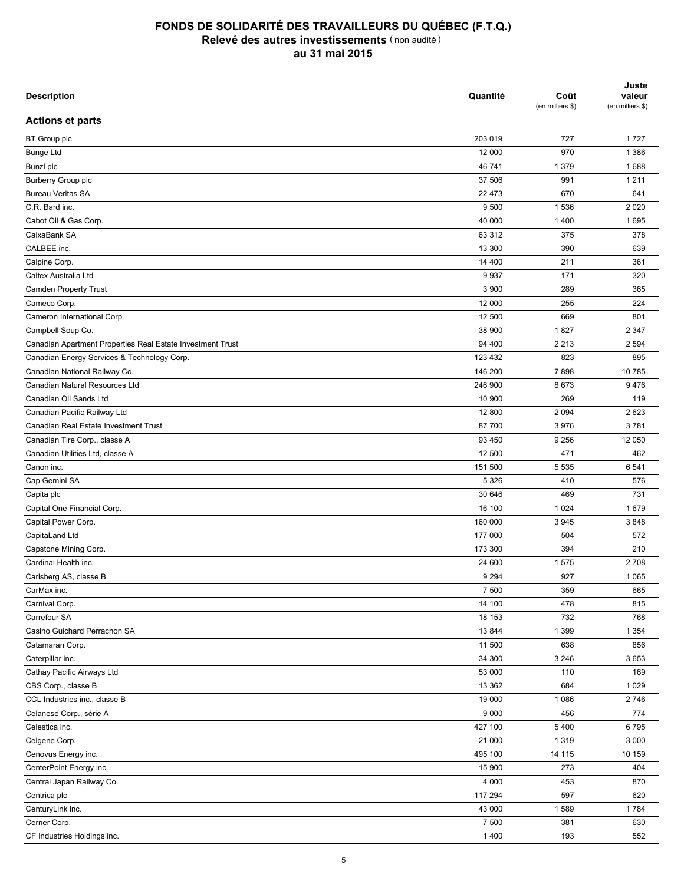# FONDS DE SOLIDARITÉ DES TRAVAILLEURS DU QUÉBEC (F.T.Q.)

## Relevé des autres investissements (non audité)

### au 31 mai 2015

| Description | Quantité | Coût (en milliers $) | Juste valeur (en milliers $) |
|---|---|---|---|
| **Actions et parts** | | | |
| BT Group plc | 203 019 | 727 | 1 727 |
| Bunge Ltd | 12 000 | 970 | 1 386 |
| Bunzl plc | 46 741 | 1 379 | 1 688 |
| Burberry Group plc | 37 506 | 991 | 1 211 |
| Bureau Veritas SA | 22 473 | 670 | 641 |
| C.R. Bard inc. | 9 500 | 1 536 | 2 020 |
| Cabot Oil & Gas Corp. | 40 000 | 1 400 | 1 695 |
| CaixaBank SA | 63 312 | 375 | 378 |
| CALBEE inc. | 13 300 | 390 | 639 |
| Calpine Corp. | 14 400 | 211 | 361 |
| Caltex Australia Ltd | 9 937 | 171 | 320 |
| Camden Property Trust | 3 900 | 289 | 365 |
| Cameco Corp. | 12 000 | 255 | 224 |
| Cameron International Corp. | 12 500 | 669 | 801 |
| Campbell Soup Co. | 38 900 | 1 827 | 2 347 |
| Canadian Apartment Properties Real Estate Investment Trust | 94 400 | 2 213 | 2 594 |
| Canadian Energy Services & Technology Corp. | 123 432 | 823 | 895 |
| Canadian National Railway Co. | 146 200 | 7 898 | 10 785 |
| Canadian Natural Resources Ltd | 246 900 | 8 673 | 9 476 |
| Canadian Oil Sands Ltd | 10 900 | 269 | 119 |
| Canadian Pacific Railway Ltd | 12 800 | 2 094 | 2 623 |
| Canadian Real Estate Investment Trust | 87 700 | 3 976 | 3 781 |
| Canadian Tire Corp., classe A | 93 450 | 9 256 | 12 050 |
| Canadian Utilities Ltd, classe A | 12 500 | 471 | 462 |
| Canon inc. | 151 500 | 5 535 | 6 541 |
| Cap Gemini SA | 5 326 | 410 | 576 |
| Capita plc | 30 646 | 469 | 731 |
| Capital One Financial Corp. | 16 100 | 1 024 | 1 679 |
| Capital Power Corp. | 160 000 | 3 945 | 3 848 |
| CapitaLand Ltd | 177 000 | 504 | 572 |
| Capstone Mining Corp. | 173 300 | 394 | 210 |
| Cardinal Health inc. | 24 600 | 1 575 | 2 708 |
| Carlsberg AS, classe B | 9 294 | 927 | 1 065 |
| CarMax inc. | 7 500 | 359 | 665 |
| Carnival Corp. | 14 100 | 478 | 815 |
| Carrefour SA | 18 153 | 732 | 768 |
| Casino Guichard Perrachon SA | 13 844 | 1 399 | 1 354 |
| Catamaran Corp. | 11 500 | 638 | 856 |
| Caterpillar inc. | 34 300 | 3 246 | 3 653 |
| Cathay Pacific Airways Ltd | 53 000 | 110 | 169 |
| CBS Corp., classe B | 13 362 | 684 | 1 029 |
| CCL Industries inc., classe B | 19 000 | 1 086 | 2 746 |
| Celanese Corp., série A | 9 000 | 456 | 774 |
| Celestica inc. | 427 100 | 5 400 | 6 795 |
| Celgene Corp. | 21 000 | 1 319 | 3 000 |
| Cenovus Energy inc. | 495 100 | 14 115 | 10 159 |
| CenterPoint Energy inc. | 15 900 | 273 | 404 |
| Central Japan Railway Co. | 4 000 | 453 | 870 |
| Centrica plc | 117 294 | 597 | 620 |
| CenturyLink inc. | 43 000 | 1 589 | 1 784 |
| Cerner Corp. | 7 500 | 381 | 630 |
| CF Industries Holdings inc. | 1 400 | 193 | 552 |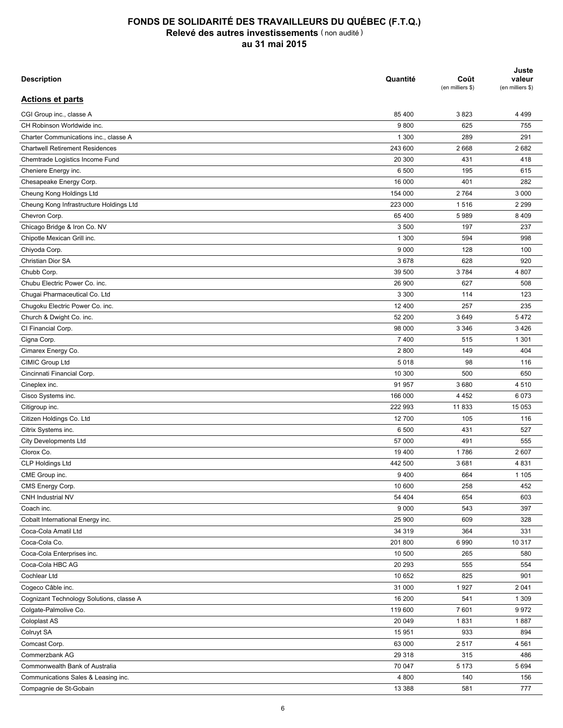# FONDS DE SOLIDARITÉ DES TRAVAILLEURS DU QUÉBEC (F.T.Q.)
## Relevé des autres investissements (non audité)
## au 31 mai 2015

| Description | Quantité | Coût (en milliers $) | Juste valeur (en milliers $) |
|---|---|---|---|
| **Actions et parts** | | | |
| CGI Group inc., classe A | 85 400 | 3 823 | 4 499 |
| CH Robinson Worldwide inc. | 9 800 | 625 | 755 |
| Charter Communications inc., classe A | 1 300 | 289 | 291 |
| Chartwell Retirement Residences | 243 600 | 2 668 | 2 682 |
| Chemtrade Logistics Income Fund | 20 300 | 431 | 418 |
| Cheniere Energy inc. | 6 500 | 195 | 615 |
| Chesapeake Energy Corp. | 16 000 | 401 | 282 |
| Cheung Kong Holdings Ltd | 154 000 | 2 764 | 3 000 |
| Cheung Kong Infrastructure Holdings Ltd | 223 000 | 1 516 | 2 299 |
| Chevron Corp. | 65 400 | 5 989 | 8 409 |
| Chicago Bridge & Iron Co. NV | 3 500 | 197 | 237 |
| Chipotle Mexican Grill inc. | 1 300 | 594 | 998 |
| Chiyoda Corp. | 9 000 | 128 | 100 |
| Christian Dior SA | 3 678 | 628 | 920 |
| Chubb Corp. | 39 500 | 3 784 | 4 807 |
| Chubu Electric Power Co. inc. | 26 900 | 627 | 508 |
| Chugai Pharmaceutical Co. Ltd | 3 300 | 114 | 123 |
| Chugoku Electric Power Co. inc. | 12 400 | 257 | 235 |
| Church & Dwight Co. inc. | 52 200 | 3 649 | 5 472 |
| CI Financial Corp. | 98 000 | 3 346 | 3 426 |
| Cigna Corp. | 7 400 | 515 | 1 301 |
| Cimarex Energy Co. | 2 800 | 149 | 404 |
| CIMIC Group Ltd | 5 018 | 98 | 116 |
| Cincinnati Financial Corp. | 10 300 | 500 | 650 |
| Cineplex inc. | 91 957 | 3 680 | 4 510 |
| Cisco Systems inc. | 166 000 | 4 452 | 6 073 |
| Citigroup inc. | 222 993 | 11 833 | 15 053 |
| Citizen Holdings Co. Ltd | 12 700 | 105 | 116 |
| Citrix Systems inc. | 6 500 | 431 | 527 |
| City Developments Ltd | 57 000 | 491 | 555 |
| Clorox Co. | 19 400 | 1 786 | 2 607 |
| CLP Holdings Ltd | 442 500 | 3 681 | 4 831 |
| CME Group inc. | 9 400 | 664 | 1 105 |
| CMS Energy Corp. | 10 600 | 258 | 452 |
| CNH Industrial NV | 54 404 | 654 | 603 |
| Coach inc. | 9 000 | 543 | 397 |
| Cobalt International Energy inc. | 25 900 | 609 | 328 |
| Coca-Cola Amatil Ltd | 34 319 | 364 | 331 |
| Coca-Cola Co. | 201 800 | 6 990 | 10 317 |
| Coca-Cola Enterprises inc. | 10 500 | 265 | 580 |
| Coca-Cola HBC AG | 20 293 | 555 | 554 |
| Cochlear Ltd | 10 652 | 825 | 901 |
| Cogeco Câble inc. | 31 000 | 1 927 | 2 041 |
| Cognizant Technology Solutions, classe A | 16 200 | 541 | 1 309 |
| Colgate-Palmolive Co. | 119 600 | 7 601 | 9 972 |
| Coloplast AS | 20 049 | 1 831 | 1 887 |
| Colruyt SA | 15 951 | 933 | 894 |
| Comcast Corp. | 63 000 | 2 517 | 4 561 |
| Commerzbank AG | 29 318 | 315 | 486 |
| Commonwealth Bank of Australia | 70 047 | 5 173 | 5 694 |
| Communications Sales & Leasing inc. | 4 800 | 140 | 156 |
| Compagnie de St-Gobain | 13 388 | 581 | 777 |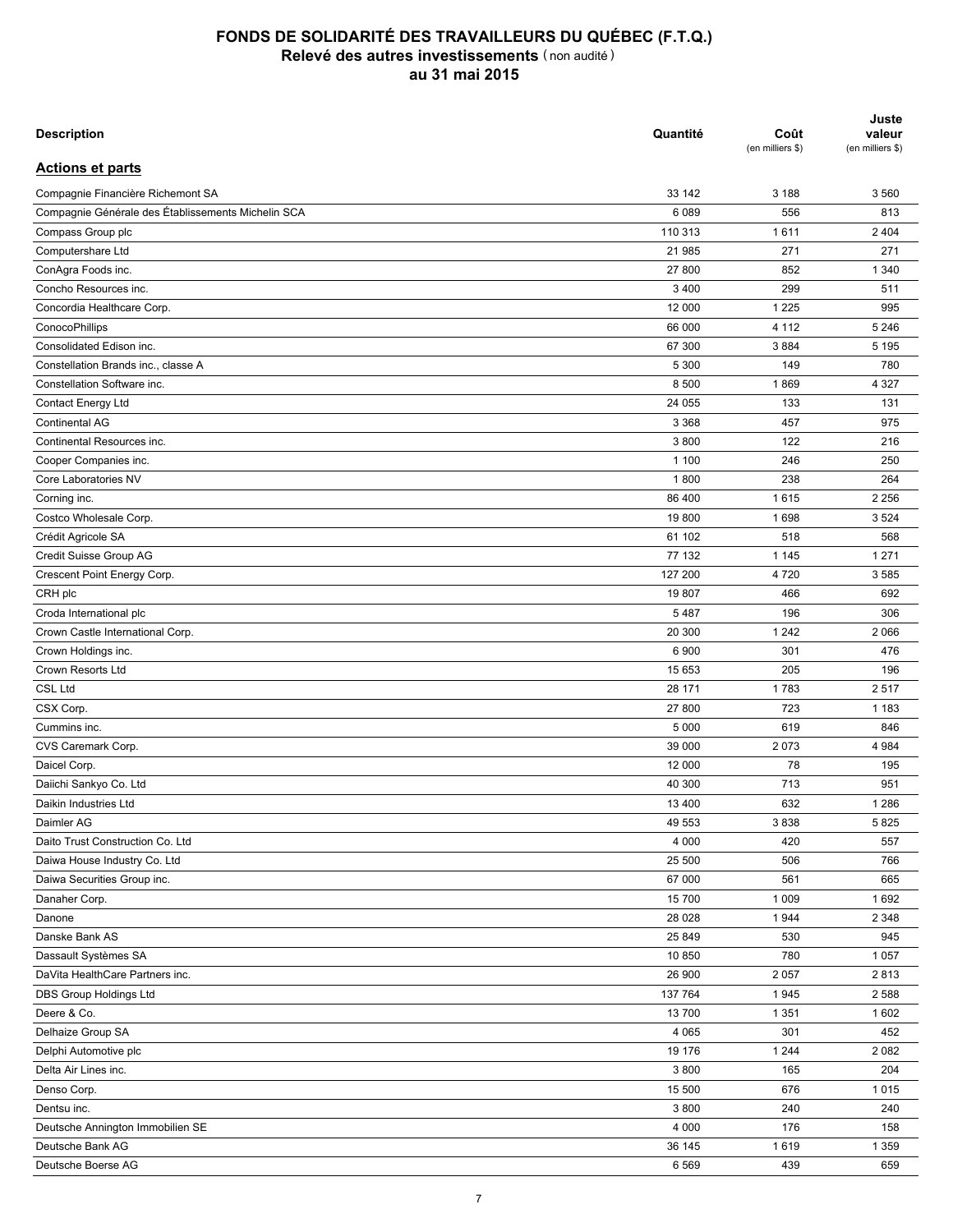# FONDS DE SOLIDARITÉ DES TRAVAILLEURS DU QUÉBEC (F.T.Q.)
## Relevé des autres investissements (non audité)
## au 31 mai 2015

| Description | Quantité | Coût (en milliers $) | Juste valeur (en milliers $) |
|---|---|---|---|
| **Actions et parts** | | | |
| Compagnie Financière Richemont SA | 33 142 | 3 188 | 3 560 |
| Compagnie Générale des Établissements Michelin SCA | 6 089 | 556 | 813 |
| Compass Group plc | 110 313 | 1 611 | 2 404 |
| Computershare Ltd | 21 985 | 271 | 271 |
| ConAgra Foods inc. | 27 800 | 852 | 1 340 |
| Concho Resources inc. | 3 400 | 299 | 511 |
| Concordia Healthcare Corp. | 12 000 | 1 225 | 995 |
| ConocoPhillips | 66 000 | 4 112 | 5 246 |
| Consolidated Edison inc. | 67 300 | 3 884 | 5 195 |
| Constellation Brands inc., classe A | 5 300 | 149 | 780 |
| Constellation Software inc. | 8 500 | 1 869 | 4 327 |
| Contact Energy Ltd | 24 055 | 133 | 131 |
| Continental AG | 3 368 | 457 | 975 |
| Continental Resources inc. | 3 800 | 122 | 216 |
| Cooper Companies inc. | 1 100 | 246 | 250 |
| Core Laboratories NV | 1 800 | 238 | 264 |
| Corning inc. | 86 400 | 1 615 | 2 256 |
| Costco Wholesale Corp. | 19 800 | 1 698 | 3 524 |
| Crédit Agricole SA | 61 102 | 518 | 568 |
| Credit Suisse Group AG | 77 132 | 1 145 | 1 271 |
| Crescent Point Energy Corp. | 127 200 | 4 720 | 3 585 |
| CRH plc | 19 807 | 466 | 692 |
| Croda International plc | 5 487 | 196 | 306 |
| Crown Castle International Corp. | 20 300 | 1 242 | 2 066 |
| Crown Holdings inc. | 6 900 | 301 | 476 |
| Crown Resorts Ltd | 15 653 | 205 | 196 |
| CSL Ltd | 28 171 | 1 783 | 2 517 |
| CSX Corp. | 27 800 | 723 | 1 183 |
| Cummins inc. | 5 000 | 619 | 846 |
| CVS Caremark Corp. | 39 000 | 2 073 | 4 984 |
| Daicel Corp. | 12 000 | 78 | 195 |
| Daiichi Sankyo Co. Ltd | 40 300 | 713 | 951 |
| Daikin Industries Ltd | 13 400 | 632 | 1 286 |
| Daimler AG | 49 553 | 3 838 | 5 825 |
| Daito Trust Construction Co. Ltd | 4 000 | 420 | 557 |
| Daiwa House Industry Co. Ltd | 25 500 | 506 | 766 |
| Daiwa Securities Group inc. | 67 000 | 561 | 665 |
| Danaher Corp. | 15 700 | 1 009 | 1 692 |
| Danone | 28 028 | 1 944 | 2 348 |
| Danske Bank AS | 25 849 | 530 | 945 |
| Dassault Systèmes SA | 10 850 | 780 | 1 057 |
| DaVita HealthCare Partners inc. | 26 900 | 2 057 | 2 813 |
| DBS Group Holdings Ltd | 137 764 | 1 945 | 2 588 |
| Deere & Co. | 13 700 | 1 351 | 1 602 |
| Delhaize Group SA | 4 065 | 301 | 452 |
| Delphi Automotive plc | 19 176 | 1 244 | 2 082 |
| Delta Air Lines inc. | 3 800 | 165 | 204 |
| Denso Corp. | 15 500 | 676 | 1 015 |
| Dentsu inc. | 3 800 | 240 | 240 |
| Deutsche Annington Immobilien SE | 4 000 | 176 | 158 |
| Deutsche Bank AG | 36 145 | 1 619 | 1 359 |
| Deutsche Boerse AG | 6 569 | 439 | 659 |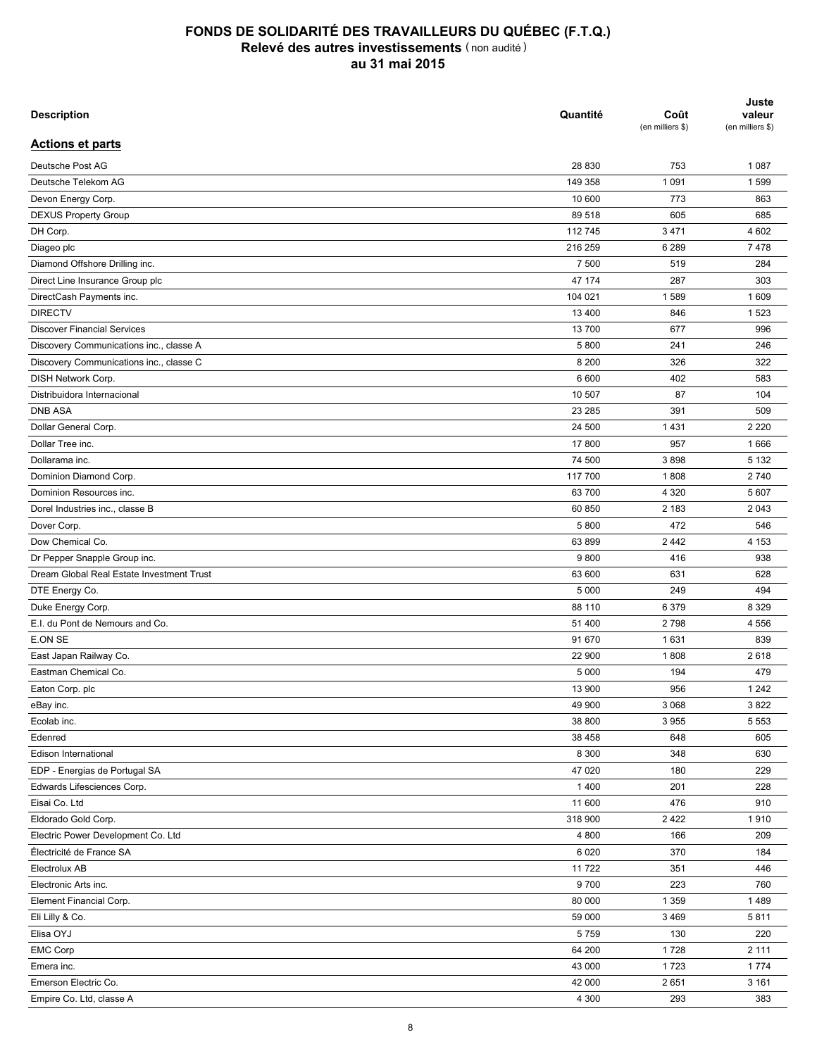# FONDS DE SOLIDARITÉ DES TRAVAILLEURS DU QUÉBEC (F.T.Q.)
## Relevé des autres investissements (non audité)
## au 31 mai 2015

| Description | Quantité | Coût (en milliers $) | Juste valeur (en milliers $) |
|---|---|---|---|
| **Actions et parts** | | | |
| Deutsche Post AG | 28 830 | 753 | 1 087 |
| Deutsche Telekom AG | 149 358 | 1 091 | 1 599 |
| Devon Energy Corp. | 10 600 | 773 | 863 |
| DEXUS Property Group | 89 518 | 605 | 685 |
| DH Corp. | 112 745 | 3 471 | 4 602 |
| Diageo plc | 216 259 | 6 289 | 7 478 |
| Diamond Offshore Drilling inc. | 7 500 | 519 | 284 |
| Direct Line Insurance Group plc | 47 174 | 287 | 303 |
| DirectCash Payments inc. | 104 021 | 1 589 | 1 609 |
| DIRECTV | 13 400 | 846 | 1 523 |
| Discover Financial Services | 13 700 | 677 | 996 |
| Discovery Communications inc., classe A | 5 800 | 241 | 246 |
| Discovery Communications inc., classe C | 8 200 | 326 | 322 |
| DISH Network Corp. | 6 600 | 402 | 583 |
| Distribuidora Internacional | 10 507 | 87 | 104 |
| DNB ASA | 23 285 | 391 | 509 |
| Dollar General Corp. | 24 500 | 1 431 | 2 220 |
| Dollar Tree inc. | 17 800 | 957 | 1 666 |
| Dollarama inc. | 74 500 | 3 898 | 5 132 |
| Dominion Diamond Corp. | 117 700 | 1 808 | 2 740 |
| Dominion Resources inc. | 63 700 | 4 320 | 5 607 |
| Dorel Industries inc., classe B | 60 850 | 2 183 | 2 043 |
| Dover Corp. | 5 800 | 472 | 546 |
| Dow Chemical Co. | 63 899 | 2 442 | 4 153 |
| Dr Pepper Snapple Group inc. | 9 800 | 416 | 938 |
| Dream Global Real Estate Investment Trust | 63 600 | 631 | 628 |
| DTE Energy Co. | 5 000 | 249 | 494 |
| Duke Energy Corp. | 88 110 | 6 379 | 8 329 |
| E.I. du Pont de Nemours and Co. | 51 400 | 2 798 | 4 556 |
| E.ON SE | 91 670 | 1 631 | 839 |
| East Japan Railway Co. | 22 900 | 1 808 | 2 618 |
| Eastman Chemical Co. | 5 000 | 194 | 479 |
| Eaton Corp. plc | 13 900 | 956 | 1 242 |
| eBay inc. | 49 900 | 3 068 | 3 822 |
| Ecolab inc. | 38 800 | 3 955 | 5 553 |
| Edenred | 38 458 | 648 | 605 |
| Edison International | 8 300 | 348 | 630 |
| EDP - Energias de Portugal SA | 47 020 | 180 | 229 |
| Edwards Lifesciences Corp. | 1 400 | 201 | 228 |
| Eisai Co. Ltd | 11 600 | 476 | 910 |
| Eldorado Gold Corp. | 318 900 | 2 422 | 1 910 |
| Electric Power Development Co. Ltd | 4 800 | 166 | 209 |
| Électricité de France SA | 6 020 | 370 | 184 |
| Electrolux AB | 11 722 | 351 | 446 |
| Electronic Arts inc. | 9 700 | 223 | 760 |
| Element Financial Corp. | 80 000 | 1 359 | 1 489 |
| Eli Lilly & Co. | 59 000 | 3 469 | 5 811 |
| Elisa OYJ | 5 759 | 130 | 220 |
| EMC Corp | 64 200 | 1 728 | 2 111 |
| Emera inc. | 43 000 | 1 723 | 1 774 |
| Emerson Electric Co. | 42 000 | 2 651 | 3 161 |
| Empire Co. Ltd, classe A | 4 300 | 293 | 383 |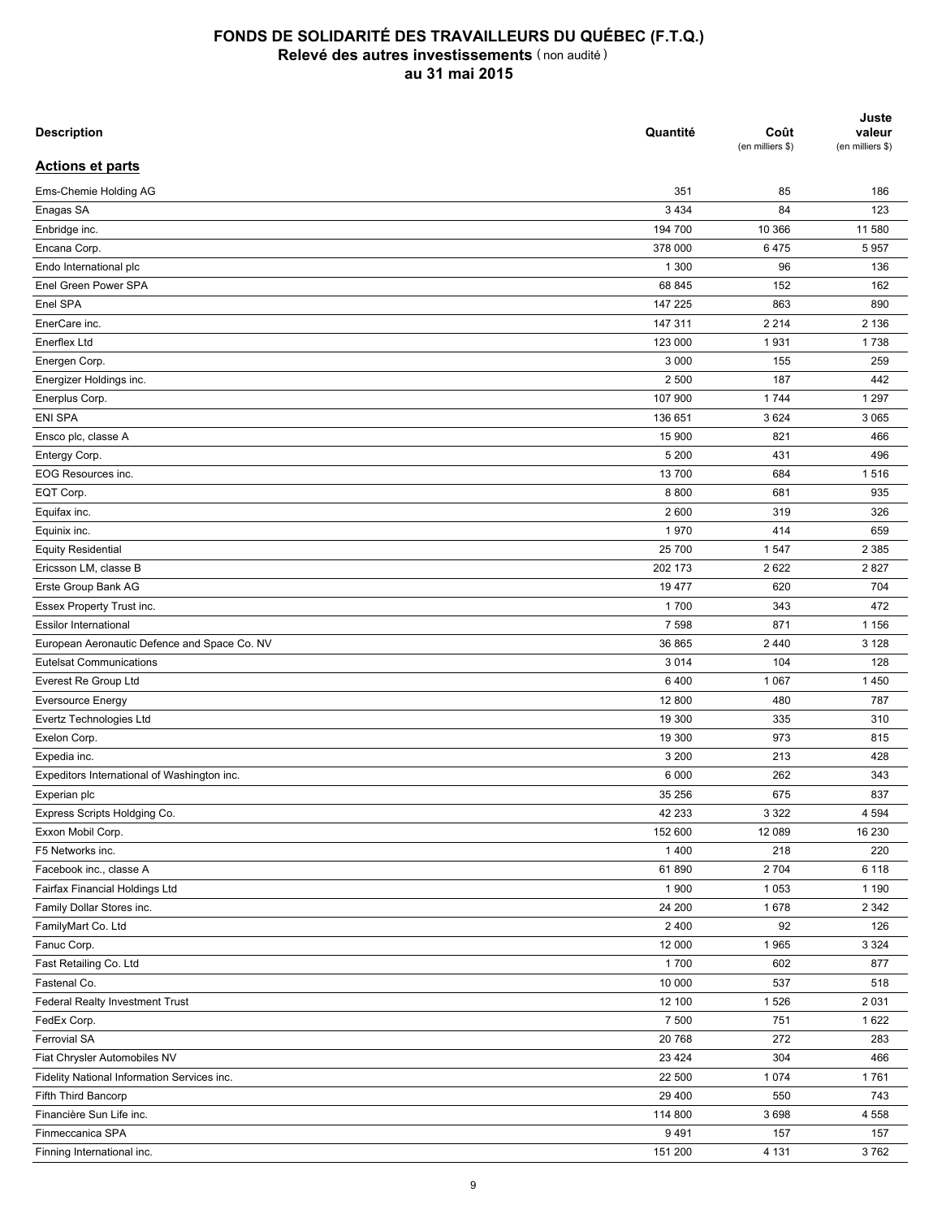# FONDS DE SOLIDARITÉ DES TRAVAILLEURS DU QUÉBEC (F.T.Q.)
## Relevé des autres investissements (non audité)
## au 31 mai 2015

| Description | Quantité | Coût (en milliers $) | Juste valeur (en milliers $) |
|---|---|---|---|
| **Actions et parts** | | | |
| Ems-Chemie Holding AG | 351 | 85 | 186 |
| Enagas SA | 3 434 | 84 | 123 |
| Enbridge inc. | 194 700 | 10 366 | 11 580 |
| Encana Corp. | 378 000 | 6 475 | 5 957 |
| Endo International plc | 1 300 | 96 | 136 |
| Enel Green Power SPA | 68 845 | 152 | 162 |
| Enel SPA | 147 225 | 863 | 890 |
| EnerCare inc. | 147 311 | 2 214 | 2 136 |
| Enerflex Ltd | 123 000 | 1 931 | 1 738 |
| Energen Corp. | 3 000 | 155 | 259 |
| Energizer Holdings inc. | 2 500 | 187 | 442 |
| Enerplus Corp. | 107 900 | 1 744 | 1 297 |
| ENI SPA | 136 651 | 3 624 | 3 065 |
| Ensco plc, classe A | 15 900 | 821 | 466 |
| Entergy Corp. | 5 200 | 431 | 496 |
| EOG Resources inc. | 13 700 | 684 | 1 516 |
| EQT Corp. | 8 800 | 681 | 935 |
| Equifax inc. | 2 600 | 319 | 326 |
| Equinix inc. | 1 970 | 414 | 659 |
| Equity Residential | 25 700 | 1 547 | 2 385 |
| Ericsson LM, classe B | 202 173 | 2 622 | 2 827 |
| Erste Group Bank AG | 19 477 | 620 | 704 |
| Essex Property Trust inc. | 1 700 | 343 | 472 |
| Essilor International | 7 598 | 871 | 1 156 |
| European Aeronautic Defence and Space Co. NV | 36 865 | 2 440 | 3 128 |
| Eutelsat Communications | 3 014 | 104 | 128 |
| Everest Re Group Ltd | 6 400 | 1 067 | 1 450 |
| Eversource Energy | 12 800 | 480 | 787 |
| Evertz Technologies Ltd | 19 300 | 335 | 310 |
| Exelon Corp. | 19 300 | 973 | 815 |
| Expedia inc. | 3 200 | 213 | 428 |
| Expeditors International of Washington inc. | 6 000 | 262 | 343 |
| Experian plc | 35 256 | 675 | 837 |
| Express Scripts Holdging Co. | 42 233 | 3 322 | 4 594 |
| Exxon Mobil Corp. | 152 600 | 12 089 | 16 230 |
| F5 Networks inc. | 1 400 | 218 | 220 |
| Facebook inc., classe A | 61 890 | 2 704 | 6 118 |
| Fairfax Financial Holdings Ltd | 1 900 | 1 053 | 1 190 |
| Family Dollar Stores inc. | 24 200 | 1 678 | 2 342 |
| FamilyMart Co. Ltd | 2 400 | 92 | 126 |
| Fanuc Corp. | 12 000 | 1 965 | 3 324 |
| Fast Retailing Co. Ltd | 1 700 | 602 | 877 |
| Fastenal Co. | 10 000 | 537 | 518 |
| Federal Realty Investment Trust | 12 100 | 1 526 | 2 031 |
| FedEx Corp. | 7 500 | 751 | 1 622 |
| Ferrovial SA | 20 768 | 272 | 283 |
| Fiat Chrysler Automobiles NV | 23 424 | 304 | 466 |
| Fidelity National Information Services inc. | 22 500 | 1 074 | 1 761 |
| Fifth Third Bancorp | 29 400 | 550 | 743 |
| Financière Sun Life inc. | 114 800 | 3 698 | 4 558 |
| Finmeccanica SPA | 9 491 | 157 | 157 |
| Finning International inc. | 151 200 | 4 131 | 3 762 |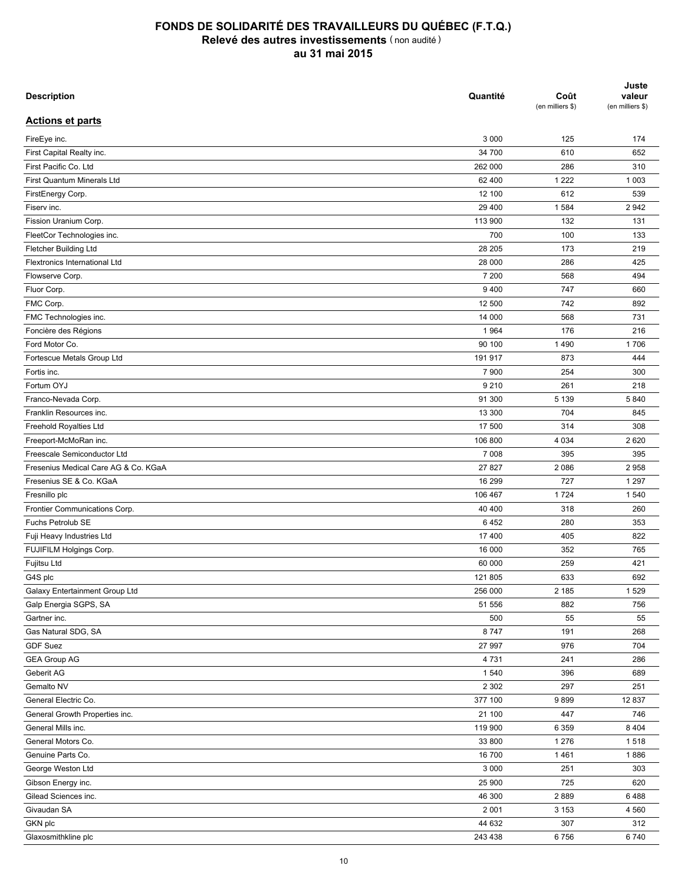# FONDS DE SOLIDARITÉ DES TRAVAILLEURS DU QUÉBEC (F.T.Q.)

## Relevé des autres investissements (non audité)

### au 31 mai 2015

| Description | Quantité | Coût (en milliers $) | Juste valeur (en milliers $) |
|---|---|---|---|
| **Actions et parts** | | | |
| FireEye inc. | 3 000 | 125 | 174 |
| First Capital Realty inc. | 34 700 | 610 | 652 |
| First Pacific Co. Ltd | 262 000 | 286 | 310 |
| First Quantum Minerals Ltd | 62 400 | 1 222 | 1 003 |
| FirstEnergy Corp. | 12 100 | 612 | 539 |
| Fiserv inc. | 29 400 | 1 584 | 2 942 |
| Fission Uranium Corp. | 113 900 | 132 | 131 |
| FleetCor Technologies inc. | 700 | 100 | 133 |
| Fletcher Building Ltd | 28 205 | 173 | 219 |
| Flextronics International Ltd | 28 000 | 286 | 425 |
| Flowserve Corp. | 7 200 | 568 | 494 |
| Fluor Corp. | 9 400 | 747 | 660 |
| FMC Corp. | 12 500 | 742 | 892 |
| FMC Technologies inc. | 14 000 | 568 | 731 |
| Foncière des Régions | 1 964 | 176 | 216 |
| Ford Motor Co. | 90 100 | 1 490 | 1 706 |
| Fortescue Metals Group Ltd | 191 917 | 873 | 444 |
| Fortis inc. | 7 900 | 254 | 300 |
| Fortum OYJ | 9 210 | 261 | 218 |
| Franco-Nevada Corp. | 91 300 | 5 139 | 5 840 |
| Franklin Resources inc. | 13 300 | 704 | 845 |
| Freehold Royalties Ltd | 17 500 | 314 | 308 |
| Freeport-McMoRan inc. | 106 800 | 4 034 | 2 620 |
| Freescale Semiconductor Ltd | 7 008 | 395 | 395 |
| Fresenius Medical Care AG & Co. KGaA | 27 827 | 2 086 | 2 958 |
| Fresenius SE & Co. KGaA | 16 299 | 727 | 1 297 |
| Fresnillo plc | 106 467 | 1 724 | 1 540 |
| Frontier Communications Corp. | 40 400 | 318 | 260 |
| Fuchs Petrolub SE | 6 452 | 280 | 353 |
| Fuji Heavy Industries Ltd | 17 400 | 405 | 822 |
| FUJIFILM Holgings Corp. | 16 000 | 352 | 765 |
| Fujitsu Ltd | 60 000 | 259 | 421 |
| G4S plc | 121 805 | 633 | 692 |
| Galaxy Entertainment Group Ltd | 256 000 | 2 185 | 1 529 |
| Galp Energia SGPS, SA | 51 556 | 882 | 756 |
| Gartner inc. | 500 | 55 | 55 |
| Gas Natural SDG, SA | 8 747 | 191 | 268 |
| GDF Suez | 27 997 | 976 | 704 |
| GEA Group AG | 4 731 | 241 | 286 |
| Geberit AG | 1 540 | 396 | 689 |
| Gemalto NV | 2 302 | 297 | 251 |
| General Electric Co. | 377 100 | 9 899 | 12 837 |
| General Growth Properties inc. | 21 100 | 447 | 746 |
| General Mills inc. | 119 900 | 6 359 | 8 404 |
| General Motors Co. | 33 800 | 1 276 | 1 518 |
| Genuine Parts Co. | 16 700 | 1 461 | 1 886 |
| George Weston Ltd | 3 000 | 251 | 303 |
| Gibson Energy inc. | 25 900 | 725 | 620 |
| Gilead Sciences inc. | 46 300 | 2 889 | 6 488 |
| Givaudan SA | 2 001 | 3 153 | 4 560 |
| GKN plc | 44 632 | 307 | 312 |
| Glaxosmithkline plc | 243 438 | 6 756 | 6 740 |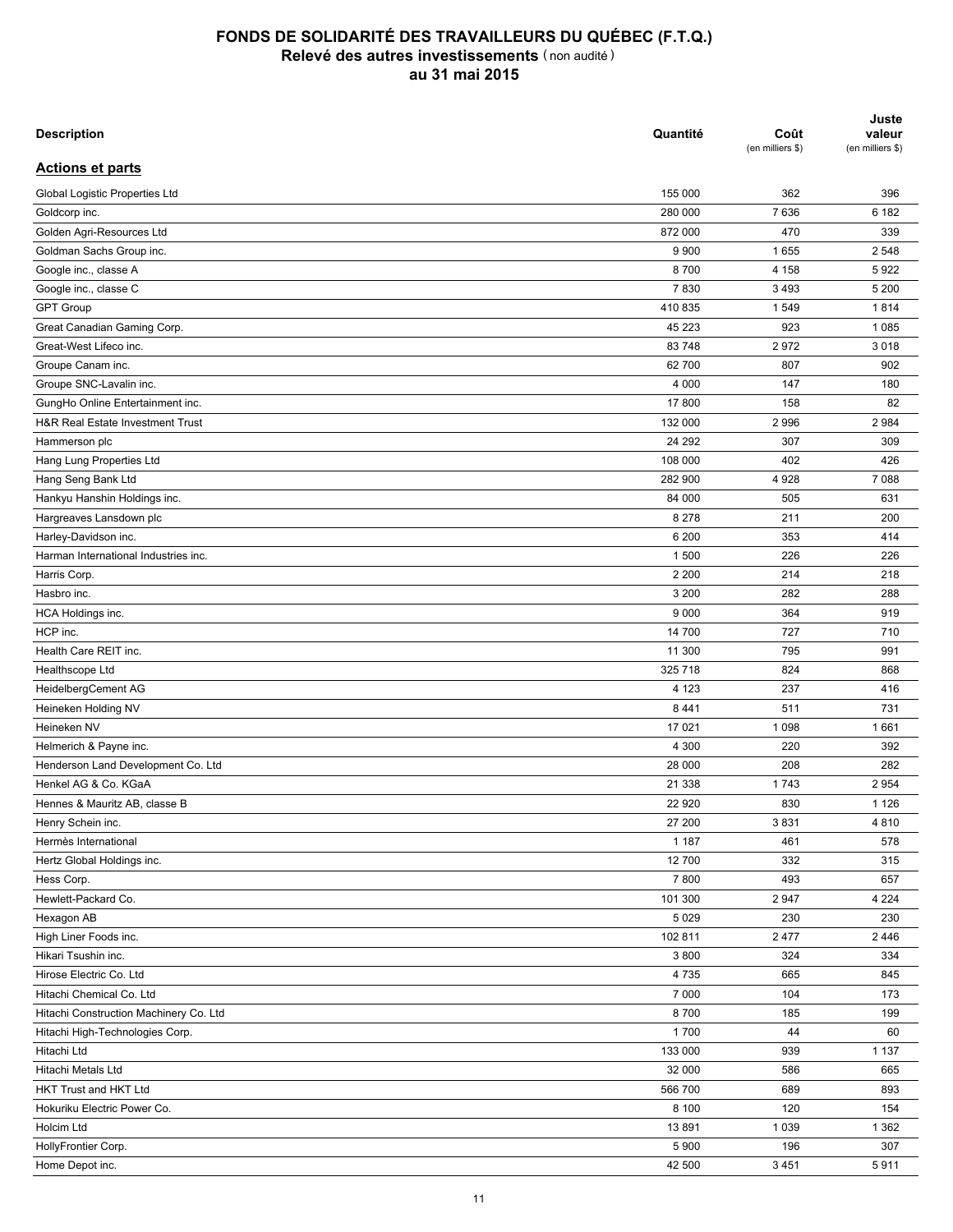# FONDS DE SOLIDARITÉ DES TRAVAILLEURS DU QUÉBEC (F.T.Q.)
## Relevé des autres investissements (non audité)
## au 31 mai 2015

| Description | Quantité | Coût (en milliers $) | Juste valeur (en milliers $) |
|---|---|---|---|
| **Actions et parts** | | | |
| Global Logistic Properties Ltd | 155 000 | 362 | 396 |
| Goldcorp inc. | 280 000 | 7 636 | 6 182 |
| Golden Agri-Resources Ltd | 872 000 | 470 | 339 |
| Goldman Sachs Group inc. | 9 900 | 1 655 | 2 548 |
| Google inc., classe A | 8 700 | 4 158 | 5 922 |
| Google inc., classe C | 7 830 | 3 493 | 5 200 |
| GPT Group | 410 835 | 1 549 | 1 814 |
| Great Canadian Gaming Corp. | 45 223 | 923 | 1 085 |
| Great-West Lifeco inc. | 83 748 | 2 972 | 3 018 |
| Groupe Canam inc. | 62 700 | 807 | 902 |
| Groupe SNC-Lavalin inc. | 4 000 | 147 | 180 |
| GungHo Online Entertainment inc. | 17 800 | 158 | 82 |
| H&R Real Estate Investment Trust | 132 000 | 2 996 | 2 984 |
| Hammerson plc | 24 292 | 307 | 309 |
| Hang Lung Properties Ltd | 108 000 | 402 | 426 |
| Hang Seng Bank Ltd | 282 900 | 4 928 | 7 088 |
| Hankyu Hanshin Holdings inc. | 84 000 | 505 | 631 |
| Hargreaves Lansdown plc | 8 278 | 211 | 200 |
| Harley-Davidson inc. | 6 200 | 353 | 414 |
| Harman International Industries inc. | 1 500 | 226 | 226 |
| Harris Corp. | 2 200 | 214 | 218 |
| Hasbro inc. | 3 200 | 282 | 288 |
| HCA Holdings inc. | 9 000 | 364 | 919 |
| HCP inc. | 14 700 | 727 | 710 |
| Health Care REIT inc. | 11 300 | 795 | 991 |
| Healthscope Ltd | 325 718 | 824 | 868 |
| HeidelbergCement AG | 4 123 | 237 | 416 |
| Heineken Holding NV | 8 441 | 511 | 731 |
| Heineken NV | 17 021 | 1 098 | 1 661 |
| Helmerich & Payne inc. | 4 300 | 220 | 392 |
| Henderson Land Development Co. Ltd | 28 000 | 208 | 282 |
| Henkel AG & Co. KGaA | 21 338 | 1 743 | 2 954 |
| Hennes & Mauritz AB, classe B | 22 920 | 830 | 1 126 |
| Henry Schein inc. | 27 200 | 3 831 | 4 810 |
| Hermès International | 1 187 | 461 | 578 |
| Hertz Global Holdings inc. | 12 700 | 332 | 315 |
| Hess Corp. | 7 800 | 493 | 657 |
| Hewlett-Packard Co. | 101 300 | 2 947 | 4 224 |
| Hexagon AB | 5 029 | 230 | 230 |
| High Liner Foods inc. | 102 811 | 2 477 | 2 446 |
| Hikari Tsushin inc. | 3 800 | 324 | 334 |
| Hirose Electric Co. Ltd | 4 735 | 665 | 845 |
| Hitachi Chemical Co. Ltd | 7 000 | 104 | 173 |
| Hitachi Construction Machinery Co. Ltd | 8 700 | 185 | 199 |
| Hitachi High-Technologies Corp. | 1 700 | 44 | 60 |
| Hitachi Ltd | 133 000 | 939 | 1 137 |
| Hitachi Metals Ltd | 32 000 | 586 | 665 |
| HKT Trust and HKT Ltd | 566 700 | 689 | 893 |
| Hokuriku Electric Power Co. | 8 100 | 120 | 154 |
| Holcim Ltd | 13 891 | 1 039 | 1 362 |
| HollyFrontier Corp. | 5 900 | 196 | 307 |
| Home Depot inc. | 42 500 | 3 451 | 5 911 |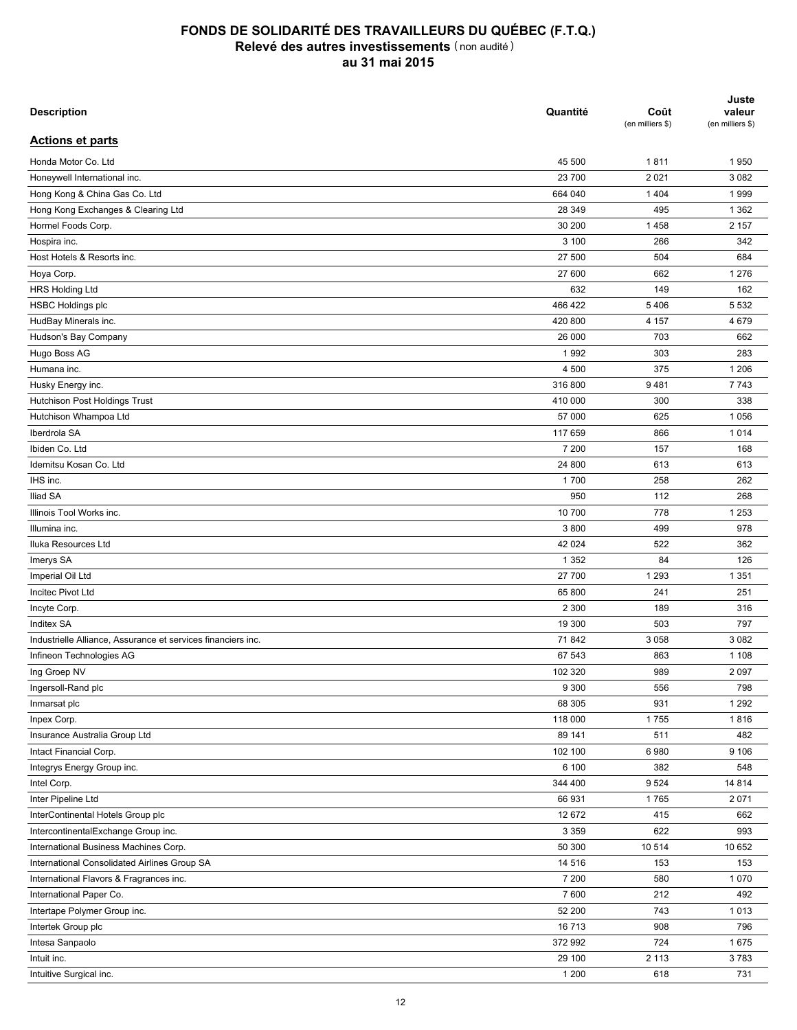# FONDS DE SOLIDARITÉ DES TRAVAILLEURS DU QUÉBEC (F.T.Q.)
## Relevé des autres investissements (non audité)
## au 31 mai 2015

| Description | Quantité | Coût (en milliers $) | Juste valeur (en milliers $) |
|---|---|---|---|
| **Actions et parts** | | | |
| Honda Motor Co. Ltd | 45 500 | 1 811 | 1 950 |
| Honeywell International inc. | 23 700 | 2 021 | 3 082 |
| Hong Kong & China Gas Co. Ltd | 664 040 | 1 404 | 1 999 |
| Hong Kong Exchanges & Clearing Ltd | 28 349 | 495 | 1 362 |
| Hormel Foods Corp. | 30 200 | 1 458 | 2 157 |
| Hospira inc. | 3 100 | 266 | 342 |
| Host Hotels & Resorts inc. | 27 500 | 504 | 684 |
| Hoya Corp. | 27 600 | 662 | 1 276 |
| HRS Holding Ltd | 632 | 149 | 162 |
| HSBC Holdings plc | 466 422 | 5 406 | 5 532 |
| HudBay Minerals inc. | 420 800 | 4 157 | 4 679 |
| Hudson's Bay Company | 26 000 | 703 | 662 |
| Hugo Boss AG | 1 992 | 303 | 283 |
| Humana inc. | 4 500 | 375 | 1 206 |
| Husky Energy inc. | 316 800 | 9 481 | 7 743 |
| Hutchison Post Holdings Trust | 410 000 | 300 | 338 |
| Hutchison Whampoa Ltd | 57 000 | 625 | 1 056 |
| Iberdrola SA | 117 659 | 866 | 1 014 |
| Ibiden Co. Ltd | 7 200 | 157 | 168 |
| Idemitsu Kosan Co. Ltd | 24 800 | 613 | 613 |
| IHS inc. | 1 700 | 258 | 262 |
| Iliad SA | 950 | 112 | 268 |
| Illinois Tool Works inc. | 10 700 | 778 | 1 253 |
| Illumina inc. | 3 800 | 499 | 978 |
| Iluka Resources Ltd | 42 024 | 522 | 362 |
| Imerys SA | 1 352 | 84 | 126 |
| Imperial Oil Ltd | 27 700 | 1 293 | 1 351 |
| Incitec Pivot Ltd | 65 800 | 241 | 251 |
| Incyte Corp. | 2 300 | 189 | 316 |
| Inditex SA | 19 300 | 503 | 797 |
| Industrielle Alliance, Assurance et services financiers inc. | 71 842 | 3 058 | 3 082 |
| Infineon Technologies AG | 67 543 | 863 | 1 108 |
| Ing Groep NV | 102 320 | 989 | 2 097 |
| Ingersoll-Rand plc | 9 300 | 556 | 798 |
| Inmarsat plc | 68 305 | 931 | 1 292 |
| Inpex Corp. | 118 000 | 1 755 | 1 816 |
| Insurance Australia Group Ltd | 89 141 | 511 | 482 |
| Intact Financial Corp. | 102 100 | 6 980 | 9 106 |
| Integrys Energy Group inc. | 6 100 | 382 | 548 |
| Intel Corp. | 344 400 | 9 524 | 14 814 |
| Inter Pipeline Ltd | 66 931 | 1 765 | 2 071 |
| InterContinental Hotels Group plc | 12 672 | 415 | 662 |
| IntercontinentalExchange Group inc. | 3 359 | 622 | 993 |
| International Business Machines Corp. | 50 300 | 10 514 | 10 652 |
| International Consolidated Airlines Group SA | 14 516 | 153 | 153 |
| International Flavors & Fragrances inc. | 7 200 | 580 | 1 070 |
| International Paper Co. | 7 600 | 212 | 492 |
| Intertape Polymer Group inc. | 52 200 | 743 | 1 013 |
| Intertek Group plc | 16 713 | 908 | 796 |
| Intesa Sanpaolo | 372 992 | 724 | 1 675 |
| Intuit inc. | 29 100 | 2 113 | 3 783 |
| Intuitive Surgical inc. | 1 200 | 618 | 731 |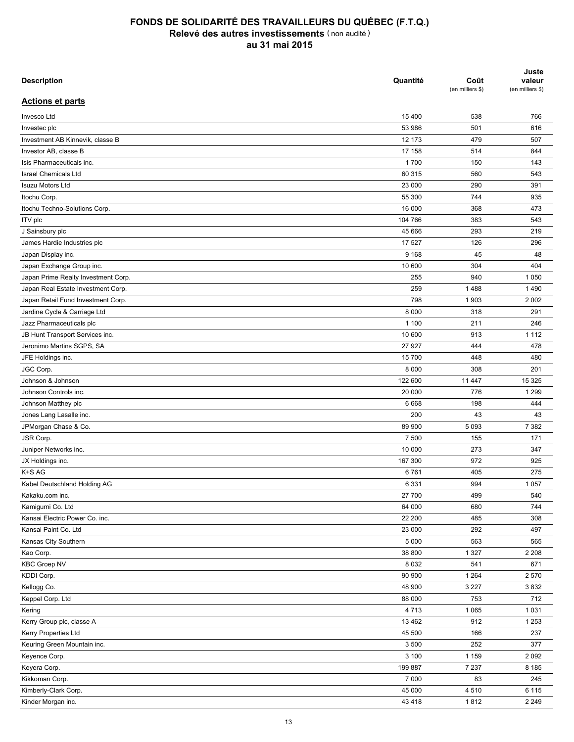# FONDS DE SOLIDARITÉ DES TRAVAILLEURS DU QUÉBEC (F.T.Q.)
## Relevé des autres investissements (non audité)
### au 31 mai 2015

| Description | Quantité | Coût (en milliers $) | Juste valeur (en milliers $) |
|---|---|---|---|
| **Actions et parts** | | | |
| Invesco Ltd | 15 400 | 538 | 766 |
| Investec plc | 53 986 | 501 | 616 |
| Investment AB Kinnevik, classe B | 12 173 | 479 | 507 |
| Investor AB, classe B | 17 158 | 514 | 844 |
| Isis Pharmaceuticals inc. | 1 700 | 150 | 143 |
| Israel Chemicals Ltd | 60 315 | 560 | 543 |
| Isuzu Motors Ltd | 23 000 | 290 | 391 |
| Itochu Corp. | 55 300 | 744 | 935 |
| Itochu Techno-Solutions Corp. | 16 000 | 368 | 473 |
| ITV plc | 104 766 | 383 | 543 |
| J Sainsbury plc | 45 666 | 293 | 219 |
| James Hardie Industries plc | 17 527 | 126 | 296 |
| Japan Display inc. | 9 168 | 45 | 48 |
| Japan Exchange Group inc. | 10 600 | 304 | 404 |
| Japan Prime Realty Investment Corp. | 255 | 940 | 1 050 |
| Japan Real Estate Investment Corp. | 259 | 1 488 | 1 490 |
| Japan Retail Fund Investment Corp. | 798 | 1 903 | 2 002 |
| Jardine Cycle & Carriage Ltd | 8 000 | 318 | 291 |
| Jazz Pharmaceuticals plc | 1 100 | 211 | 246 |
| JB Hunt Transport Services inc. | 10 600 | 913 | 1 112 |
| Jeronimo Martins SGPS, SA | 27 927 | 444 | 478 |
| JFE Holdings inc. | 15 700 | 448 | 480 |
| JGC Corp. | 8 000 | 308 | 201 |
| Johnson & Johnson | 122 600 | 11 447 | 15 325 |
| Johnson Controls inc. | 20 000 | 776 | 1 299 |
| Johnson Matthey plc | 6 668 | 198 | 444 |
| Jones Lang Lasalle inc. | 200 | 43 | 43 |
| JPMorgan Chase & Co. | 89 900 | 5 093 | 7 382 |
| JSR Corp. | 7 500 | 155 | 171 |
| Juniper Networks inc. | 10 000 | 273 | 347 |
| JX Holdings inc. | 167 300 | 972 | 925 |
| K+S AG | 6 761 | 405 | 275 |
| Kabel Deutschland Holding AG | 6 331 | 994 | 1 057 |
| Kakaku.com inc. | 27 700 | 499 | 540 |
| Kamigumi Co. Ltd | 64 000 | 680 | 744 |
| Kansai Electric Power Co. inc. | 22 200 | 485 | 308 |
| Kansai Paint Co. Ltd | 23 000 | 292 | 497 |
| Kansas City Southern | 5 000 | 563 | 565 |
| Kao Corp. | 38 800 | 1 327 | 2 208 |
| KBC Groep NV | 8 032 | 541 | 671 |
| KDDI Corp. | 90 900 | 1 264 | 2 570 |
| Kellogg Co. | 48 900 | 3 227 | 3 832 |
| Keppel Corp. Ltd | 88 000 | 753 | 712 |
| Kering | 4 713 | 1 065 | 1 031 |
| Kerry Group plc, classe A | 13 462 | 912 | 1 253 |
| Kerry Properties Ltd | 45 500 | 166 | 237 |
| Keuring Green Mountain inc. | 3 500 | 252 | 377 |
| Keyence Corp. | 3 100 | 1 159 | 2 092 |
| Keyera Corp. | 199 887 | 7 237 | 8 185 |
| Kikkoman Corp. | 7 000 | 83 | 245 |
| Kimberly-Clark Corp. | 45 000 | 4 510 | 6 115 |
| Kinder Morgan inc. | 43 418 | 1 812 | 2 249 |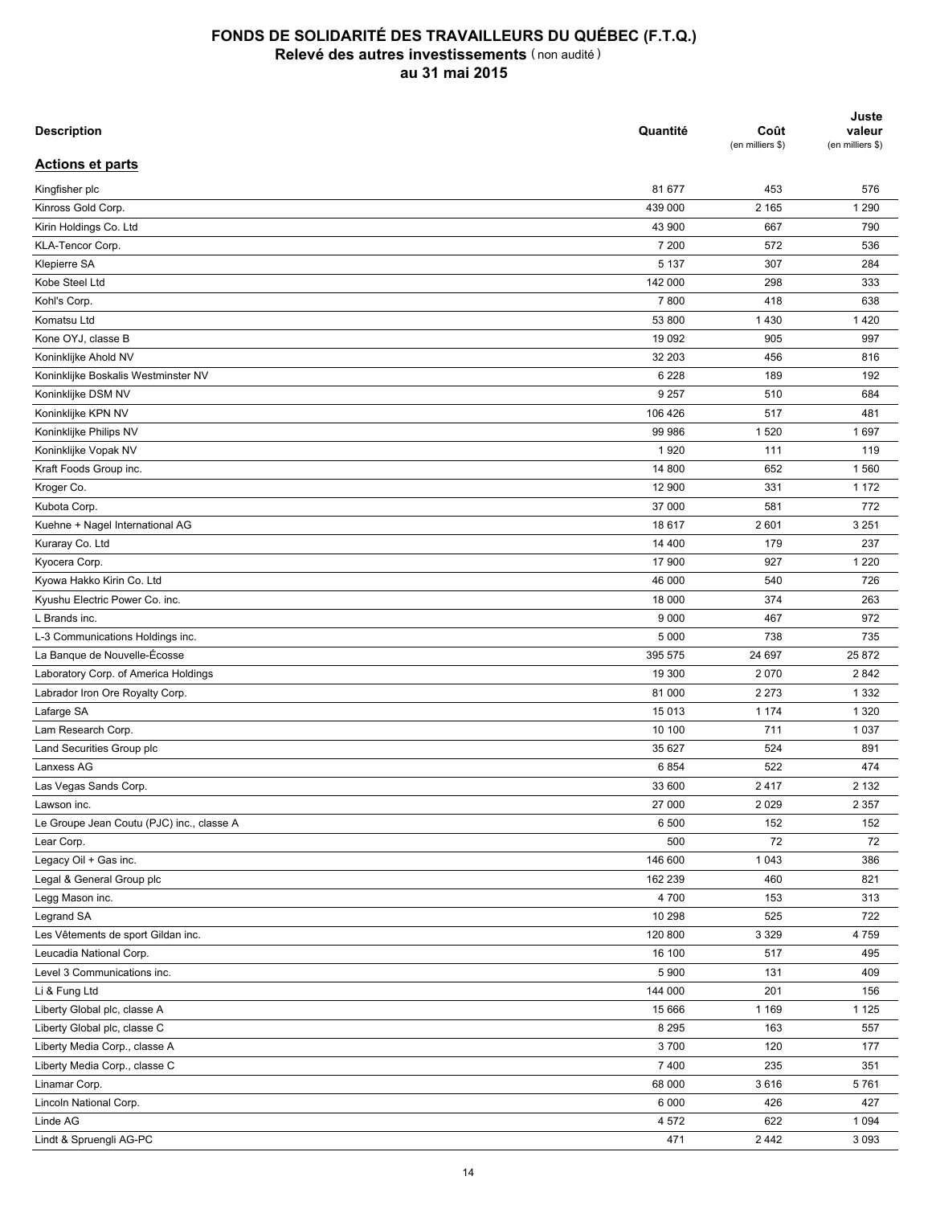# FONDS DE SOLIDARITÉ DES TRAVAILLEURS DU QUÉBEC (F.T.Q.)
## Relevé des autres investissements (non audité)
## au 31 mai 2015

| Description | Quantité | Coût (en milliers $) | Juste valeur (en milliers $) |
|---|---|---|---|
| **Actions et parts** | | | |
| Kingfisher plc | 81 677 | 453 | 576 |
| Kinross Gold Corp. | 439 000 | 2 165 | 1 290 |
| Kirin Holdings Co. Ltd | 43 900 | 667 | 790 |
| KLA-Tencor Corp. | 7 200 | 572 | 536 |
| Klepierre SA | 5 137 | 307 | 284 |
| Kobe Steel Ltd | 142 000 | 298 | 333 |
| Kohl's Corp. | 7 800 | 418 | 638 |
| Komatsu Ltd | 53 800 | 1 430 | 1 420 |
| Kone OYJ, classe B | 19 092 | 905 | 997 |
| Koninklijke Ahold NV | 32 203 | 456 | 816 |
| Koninklijke Boskalis Westminster NV | 6 228 | 189 | 192 |
| Koninklijke DSM NV | 9 257 | 510 | 684 |
| Koninklijke KPN NV | 106 426 | 517 | 481 |
| Koninklijke Philips NV | 99 986 | 1 520 | 1 697 |
| Koninklijke Vopak NV | 1 920 | 111 | 119 |
| Kraft Foods Group inc. | 14 800 | 652 | 1 560 |
| Kroger Co. | 12 900 | 331 | 1 172 |
| Kubota Corp. | 37 000 | 581 | 772 |
| Kuehne + Nagel International AG | 18 617 | 2 601 | 3 251 |
| Kuraray Co. Ltd | 14 400 | 179 | 237 |
| Kyocera Corp. | 17 900 | 927 | 1 220 |
| Kyowa Hakko Kirin Co. Ltd | 46 000 | 540 | 726 |
| Kyushu Electric Power Co. inc. | 18 000 | 374 | 263 |
| L Brands inc. | 9 000 | 467 | 972 |
| L-3 Communications Holdings inc. | 5 000 | 738 | 735 |
| La Banque de Nouvelle-Écosse | 395 575 | 24 697 | 25 872 |
| Laboratory Corp. of America Holdings | 19 300 | 2 070 | 2 842 |
| Labrador Iron Ore Royalty Corp. | 81 000 | 2 273 | 1 332 |
| Lafarge SA | 15 013 | 1 174 | 1 320 |
| Lam Research Corp. | 10 100 | 711 | 1 037 |
| Land Securities Group plc | 35 627 | 524 | 891 |
| Lanxess AG | 6 854 | 522 | 474 |
| Las Vegas Sands Corp. | 33 600 | 2 417 | 2 132 |
| Lawson inc. | 27 000 | 2 029 | 2 357 |
| Le Groupe Jean Coutu (PJC) inc., classe A | 6 500 | 152 | 152 |
| Lear Corp. | 500 | 72 | 72 |
| Legacy Oil + Gas inc. | 146 600 | 1 043 | 386 |
| Legal & General Group plc | 162 239 | 460 | 821 |
| Legg Mason inc. | 4 700 | 153 | 313 |
| Legrand SA | 10 298 | 525 | 722 |
| Les Vêtements de sport Gildan inc. | 120 800 | 3 329 | 4 759 |
| Leucadia National Corp. | 16 100 | 517 | 495 |
| Level 3 Communications inc. | 5 900 | 131 | 409 |
| Li & Fung Ltd | 144 000 | 201 | 156 |
| Liberty Global plc, classe A | 15 666 | 1 169 | 1 125 |
| Liberty Global plc, classe C | 8 295 | 163 | 557 |
| Liberty Media Corp., classe A | 3 700 | 120 | 177 |
| Liberty Media Corp., classe C | 7 400 | 235 | 351 |
| Linamar Corp. | 68 000 | 3 616 | 5 761 |
| Lincoln National Corp. | 6 000 | 426 | 427 |
| Linde AG | 4 572 | 622 | 1 094 |
| Lindt & Spruengli AG-PC | 471 | 2 442 | 3 093 |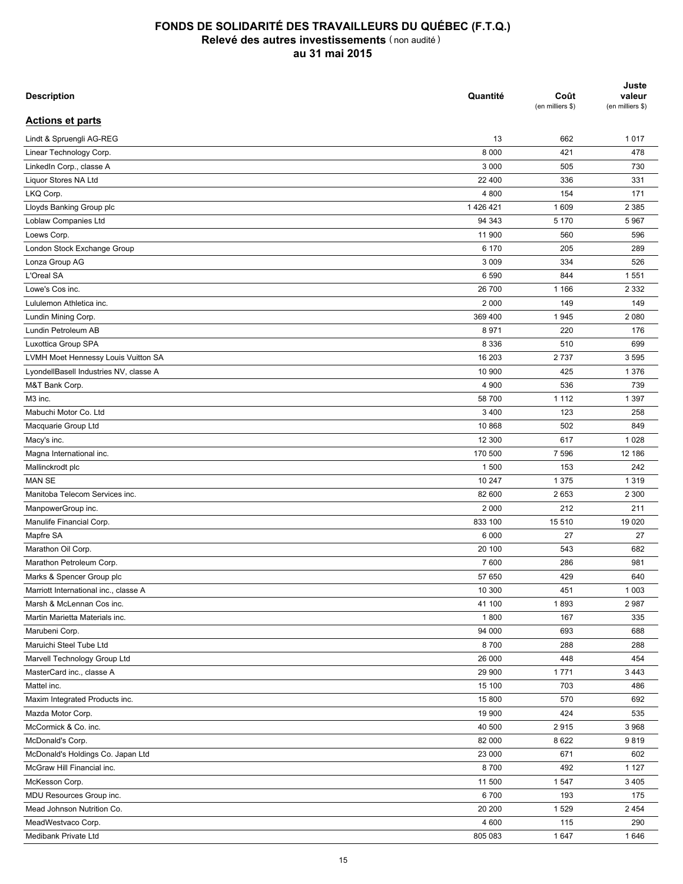# FONDS DE SOLIDARITÉ DES TRAVAILLEURS DU QUÉBEC (F.T.Q.)
## Relevé des autres investissements (non audité)
### au 31 mai 2015

| Description | Quantité | Coût (en milliers $) | Juste valeur (en milliers $) |
|---|---|---|---|
| **Actions et parts** | | | |
| Lindt & Spruengli AG-REG | 13 | 662 | 1 017 |
| Linear Technology Corp. | 8 000 | 421 | 478 |
| LinkedIn Corp., classe A | 3 000 | 505 | 730 |
| Liquor Stores NA Ltd | 22 400 | 336 | 331 |
| LKQ Corp. | 4 800 | 154 | 171 |
| Lloyds Banking Group plc | 1 426 421 | 1 609 | 2 385 |
| Loblaw Companies Ltd | 94 343 | 5 170 | 5 967 |
| Loews Corp. | 11 900 | 560 | 596 |
| London Stock Exchange Group | 6 170 | 205 | 289 |
| Lonza Group AG | 3 009 | 334 | 526 |
| L'Oreal SA | 6 590 | 844 | 1 551 |
| Lowe's Cos inc. | 26 700 | 1 166 | 2 332 |
| Lululemon Athletica inc. | 2 000 | 149 | 149 |
| Lundin Mining Corp. | 369 400 | 1 945 | 2 080 |
| Lundin Petroleum AB | 8 971 | 220 | 176 |
| Luxottica Group SPA | 8 336 | 510 | 699 |
| LVMH Moet Hennessy Louis Vuitton SA | 16 203 | 2 737 | 3 595 |
| LyondellBasell Industries NV, classe A | 10 900 | 425 | 1 376 |
| M&T Bank Corp. | 4 900 | 536 | 739 |
| M3 inc. | 58 700 | 1 112 | 1 397 |
| Mabuchi Motor Co. Ltd | 3 400 | 123 | 258 |
| Macquarie Group Ltd | 10 868 | 502 | 849 |
| Macy's inc. | 12 300 | 617 | 1 028 |
| Magna International inc. | 170 500 | 7 596 | 12 186 |
| Mallinckrodt plc | 1 500 | 153 | 242 |
| MAN SE | 10 247 | 1 375 | 1 319 |
| Manitoba Telecom Services inc. | 82 600 | 2 653 | 2 300 |
| ManpowerGroup inc. | 2 000 | 212 | 211 |
| Manulife Financial Corp. | 833 100 | 15 510 | 19 020 |
| Mapfre SA | 6 000 | 27 | 27 |
| Marathon Oil Corp. | 20 100 | 543 | 682 |
| Marathon Petroleum Corp. | 7 600 | 286 | 981 |
| Marks & Spencer Group plc | 57 650 | 429 | 640 |
| Marriott International inc., classe A | 10 300 | 451 | 1 003 |
| Marsh & McLennan Cos inc. | 41 100 | 1 893 | 2 987 |
| Martin Marietta Materials inc. | 1 800 | 167 | 335 |
| Marubeni Corp. | 94 000 | 693 | 688 |
| Maruichi Steel Tube Ltd | 8 700 | 288 | 288 |
| Marvell Technology Group Ltd | 26 000 | 448 | 454 |
| MasterCard inc., classe A | 29 900 | 1 771 | 3 443 |
| Mattel inc. | 15 100 | 703 | 486 |
| Maxim Integrated Products inc. | 15 800 | 570 | 692 |
| Mazda Motor Corp. | 19 900 | 424 | 535 |
| McCormick & Co. inc. | 40 500 | 2 915 | 3 968 |
| McDonald's Corp. | 82 000 | 8 622 | 9 819 |
| McDonald's Holdings Co. Japan Ltd | 23 000 | 671 | 602 |
| McGraw Hill Financial inc. | 8 700 | 492 | 1 127 |
| McKesson Corp. | 11 500 | 1 547 | 3 405 |
| MDU Resources Group inc. | 6 700 | 193 | 175 |
| Mead Johnson Nutrition Co. | 20 200 | 1 529 | 2 454 |
| MeadWestvaco Corp. | 4 600 | 115 | 290 |
| Medibank Private Ltd | 805 083 | 1 647 | 1 646 |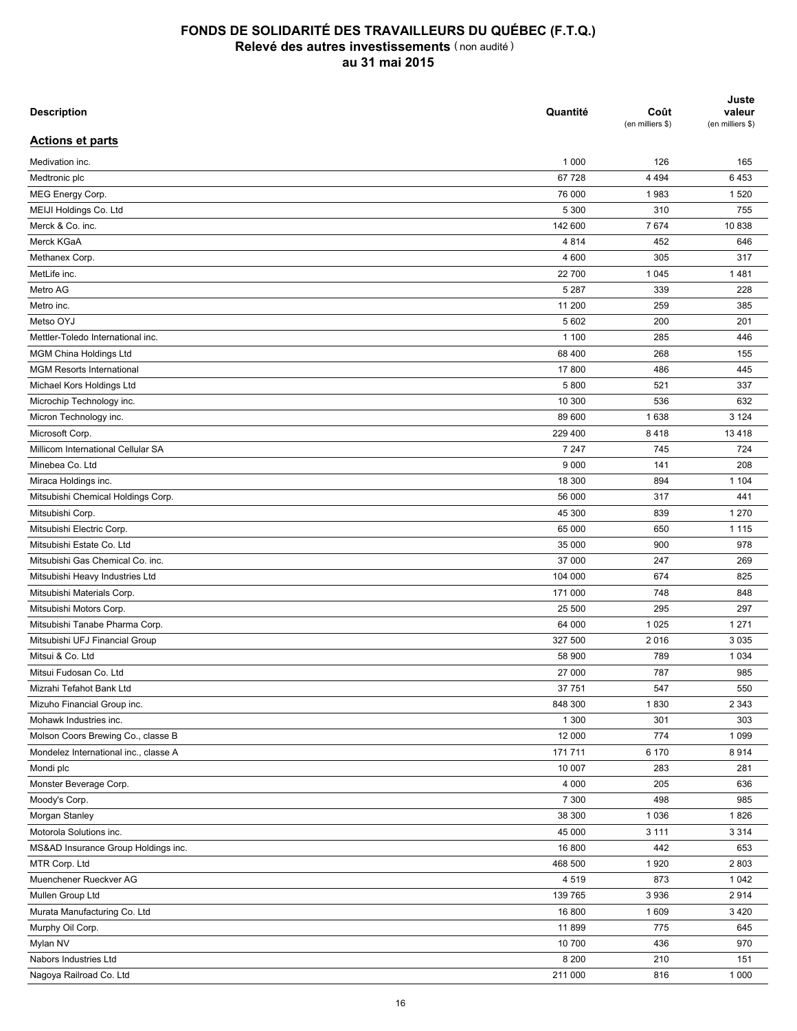# FONDS DE SOLIDARITÉ DES TRAVAILLEURS DU QUÉBEC (F.T.Q.)
## Relevé des autres investissements (non audité)
### au 31 mai 2015

| Description | Quantité | Coût (en milliers $) | Juste valeur (en milliers $) |
|---|---|---|---|
| **Actions et parts** | | | |
| Medivation inc. | 1 000 | 126 | 165 |
| Medtronic plc | 67 728 | 4 494 | 6 453 |
| MEG Energy Corp. | 76 000 | 1 983 | 1 520 |
| MEIJI Holdings Co. Ltd | 5 300 | 310 | 755 |
| Merck & Co. inc. | 142 600 | 7 674 | 10 838 |
| Merck KGaA | 4 814 | 452 | 646 |
| Methanex Corp. | 4 600 | 305 | 317 |
| MetLife inc. | 22 700 | 1 045 | 1 481 |
| Metro AG | 5 287 | 339 | 228 |
| Metro inc. | 11 200 | 259 | 385 |
| Metso OYJ | 5 602 | 200 | 201 |
| Mettler-Toledo International inc. | 1 100 | 285 | 446 |
| MGM China Holdings Ltd | 68 400 | 268 | 155 |
| MGM Resorts International | 17 800 | 486 | 445 |
| Michael Kors Holdings Ltd | 5 800 | 521 | 337 |
| Microchip Technology inc. | 10 300 | 536 | 632 |
| Micron Technology inc. | 89 600 | 1 638 | 3 124 |
| Microsoft Corp. | 229 400 | 8 418 | 13 418 |
| Millicom International Cellular SA | 7 247 | 745 | 724 |
| Minebea Co. Ltd | 9 000 | 141 | 208 |
| Miraca Holdings inc. | 18 300 | 894 | 1 104 |
| Mitsubishi Chemical Holdings Corp. | 56 000 | 317 | 441 |
| Mitsubishi Corp. | 45 300 | 839 | 1 270 |
| Mitsubishi Electric Corp. | 65 000 | 650 | 1 115 |
| Mitsubishi Estate Co. Ltd | 35 000 | 900 | 978 |
| Mitsubishi Gas Chemical Co. inc. | 37 000 | 247 | 269 |
| Mitsubishi Heavy Industries Ltd | 104 000 | 674 | 825 |
| Mitsubishi Materials Corp. | 171 000 | 748 | 848 |
| Mitsubishi Motors Corp. | 25 500 | 295 | 297 |
| Mitsubishi Tanabe Pharma Corp. | 64 000 | 1 025 | 1 271 |
| Mitsubishi UFJ Financial Group | 327 500 | 2 016 | 3 035 |
| Mitsui & Co. Ltd | 58 900 | 789 | 1 034 |
| Mitsui Fudosan Co. Ltd | 27 000 | 787 | 985 |
| Mizrahi Tefahot Bank Ltd | 37 751 | 547 | 550 |
| Mizuho Financial Group inc. | 848 300 | 1 830 | 2 343 |
| Mohawk Industries inc. | 1 300 | 301 | 303 |
| Molson Coors Brewing Co., classe B | 12 000 | 774 | 1 099 |
| Mondelez International inc., classe A | 171 711 | 6 170 | 8 914 |
| Mondi plc | 10 007 | 283 | 281 |
| Monster Beverage Corp. | 4 000 | 205 | 636 |
| Moody's Corp. | 7 300 | 498 | 985 |
| Morgan Stanley | 38 300 | 1 036 | 1 826 |
| Motorola Solutions inc. | 45 000 | 3 111 | 3 314 |
| MS&AD Insurance Group Holdings inc. | 16 800 | 442 | 653 |
| MTR Corp. Ltd | 468 500 | 1 920 | 2 803 |
| Muenchener Rueckver AG | 4 519 | 873 | 1 042 |
| Mullen Group Ltd | 139 765 | 3 936 | 2 914 |
| Murata Manufacturing Co. Ltd | 16 800 | 1 609 | 3 420 |
| Murphy Oil Corp. | 11 899 | 775 | 645 |
| Mylan NV | 10 700 | 436 | 970 |
| Nabors Industries Ltd | 8 200 | 210 | 151 |
| Nagoya Railroad Co. Ltd | 211 000 | 816 | 1 000 |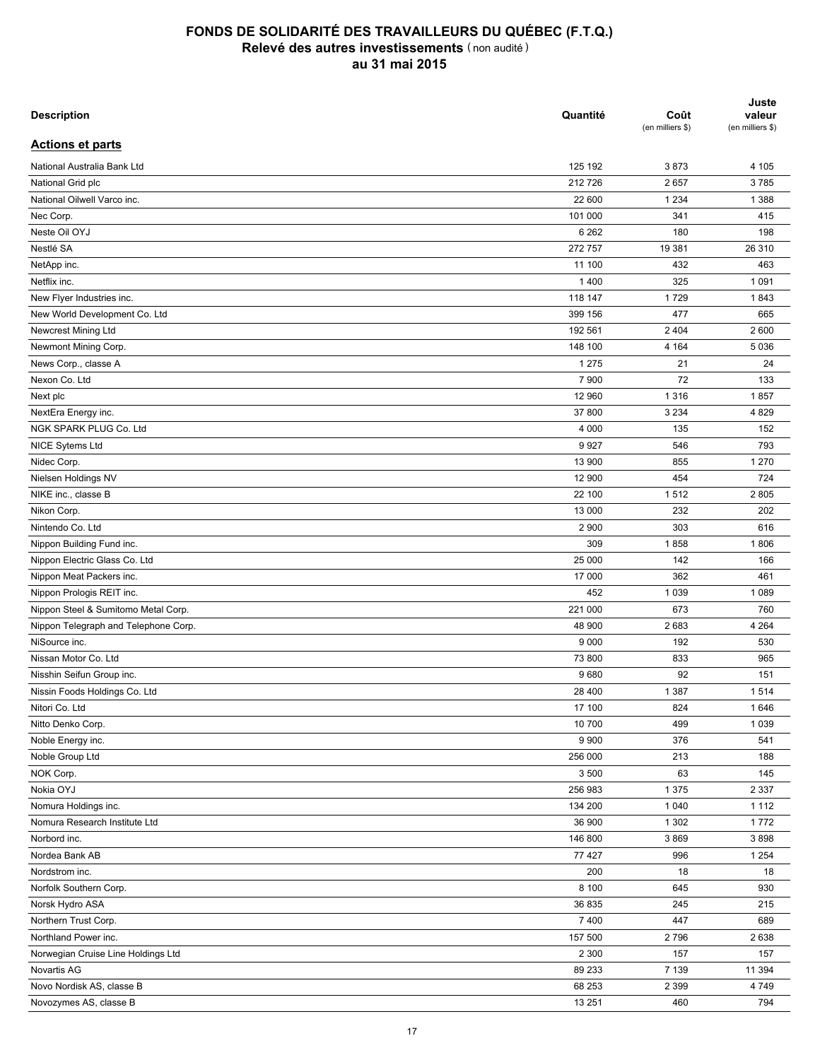# FONDS DE SOLIDARITÉ DES TRAVAILLEURS DU QUÉBEC (F.T.Q.)
## Relevé des autres investissements (non audité)
## au 31 mai 2015

| Description | Quantité | Coût (en milliers $) | Juste valeur (en milliers $) |
|---|---|---|---|
| **Actions et parts** | | | |
| National Australia Bank Ltd | 125 192 | 3 873 | 4 105 |
| National Grid plc | 212 726 | 2 657 | 3 785 |
| National Oilwell Varco inc. | 22 600 | 1 234 | 1 388 |
| Nec Corp. | 101 000 | 341 | 415 |
| Neste Oil OYJ | 6 262 | 180 | 198 |
| Nestlé SA | 272 757 | 19 381 | 26 310 |
| NetApp inc. | 11 100 | 432 | 463 |
| Netflix inc. | 1 400 | 325 | 1 091 |
| New Flyer Industries inc. | 118 147 | 1 729 | 1 843 |
| New World Development Co. Ltd | 399 156 | 477 | 665 |
| Newcrest Mining Ltd | 192 561 | 2 404 | 2 600 |
| Newmont Mining Corp. | 148 100 | 4 164 | 5 036 |
| News Corp., classe A | 1 275 | 21 | 24 |
| Nexon Co. Ltd | 7 900 | 72 | 133 |
| Next plc | 12 960 | 1 316 | 1 857 |
| NextEra Energy inc. | 37 800 | 3 234 | 4 829 |
| NGK SPARK PLUG Co. Ltd | 4 000 | 135 | 152 |
| NICE Sytems Ltd | 9 927 | 546 | 793 |
| Nidec Corp. | 13 900 | 855 | 1 270 |
| Nielsen Holdings NV | 12 900 | 454 | 724 |
| NIKE inc., classe B | 22 100 | 1 512 | 2 805 |
| Nikon Corp. | 13 000 | 232 | 202 |
| Nintendo Co. Ltd | 2 900 | 303 | 616 |
| Nippon Building Fund inc. | 309 | 1 858 | 1 806 |
| Nippon Electric Glass Co. Ltd | 25 000 | 142 | 166 |
| Nippon Meat Packers inc. | 17 000 | 362 | 461 |
| Nippon Prologis REIT inc. | 452 | 1 039 | 1 089 |
| Nippon Steel & Sumitomo Metal Corp. | 221 000 | 673 | 760 |
| Nippon Telegraph and Telephone Corp. | 48 900 | 2 683 | 4 264 |
| NiSource inc. | 9 000 | 192 | 530 |
| Nissan Motor Co. Ltd | 73 800 | 833 | 965 |
| Nisshin Seifun Group inc. | 9 680 | 92 | 151 |
| Nissin Foods Holdings Co. Ltd | 28 400 | 1 387 | 1 514 |
| Nitori Co. Ltd | 17 100 | 824 | 1 646 |
| Nitto Denko Corp. | 10 700 | 499 | 1 039 |
| Noble Energy inc. | 9 900 | 376 | 541 |
| Noble Group Ltd | 256 000 | 213 | 188 |
| NOK Corp. | 3 500 | 63 | 145 |
| Nokia OYJ | 256 983 | 1 375 | 2 337 |
| Nomura Holdings inc. | 134 200 | 1 040 | 1 112 |
| Nomura Research Institute Ltd | 36 900 | 1 302 | 1 772 |
| Norbord inc. | 146 800 | 3 869 | 3 898 |
| Nordea Bank AB | 77 427 | 996 | 1 254 |
| Nordstrom inc. | 200 | 18 | 18 |
| Norfolk Southern Corp. | 8 100 | 645 | 930 |
| Norsk Hydro ASA | 36 835 | 245 | 215 |
| Northern Trust Corp. | 7 400 | 447 | 689 |
| Northland Power inc. | 157 500 | 2 796 | 2 638 |
| Norwegian Cruise Line Holdings Ltd | 2 300 | 157 | 157 |
| Novartis AG | 89 233 | 7 139 | 11 394 |
| Novo Nordisk AS, classe B | 68 253 | 2 399 | 4 749 |
| Novozymes AS, classe B | 13 251 | 460 | 794 |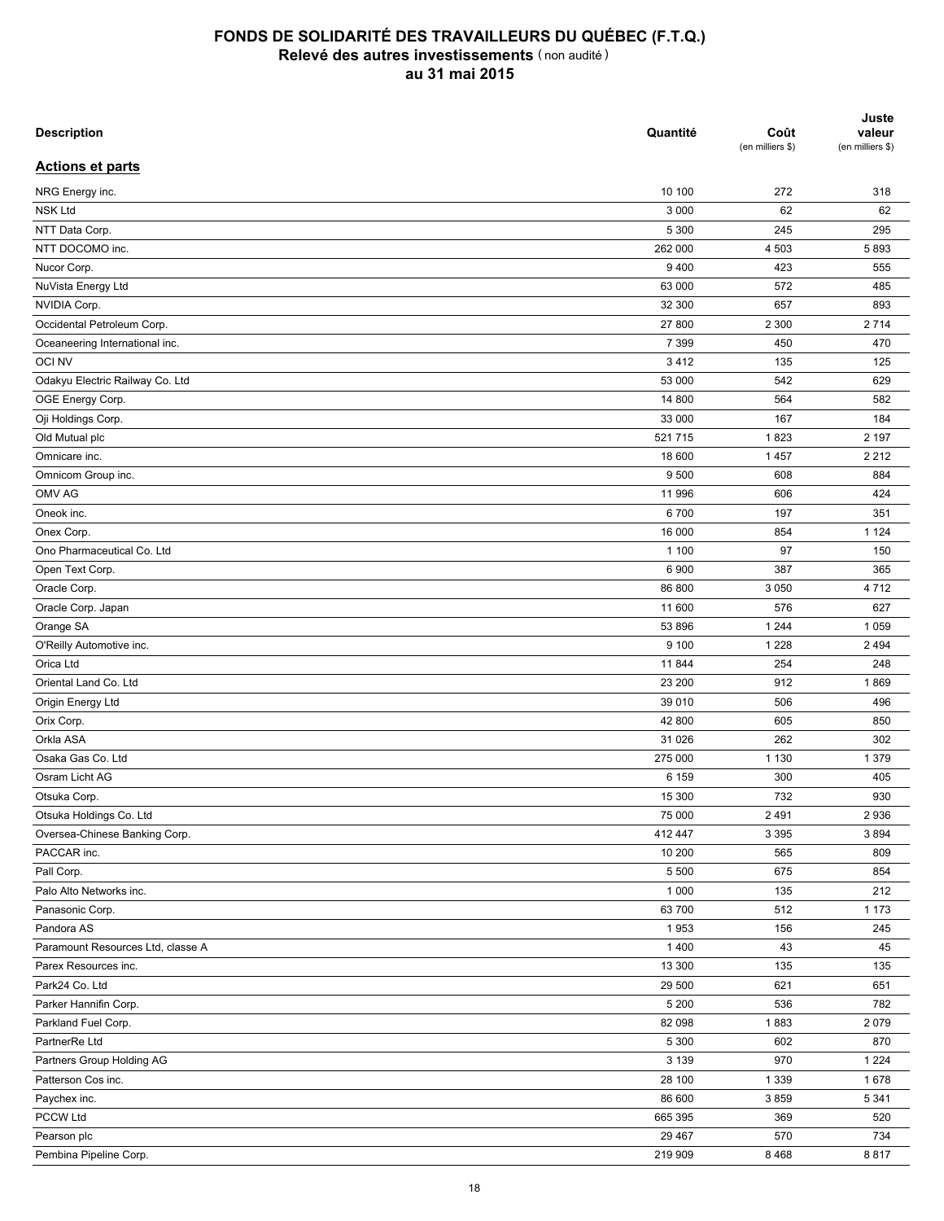# FONDS DE SOLIDARITÉ DES TRAVAILLEURS DU QUÉBEC (F.T.Q.)
## Relevé des autres investissements (non audité)
### au 31 mai 2015

| Description | Quantité | Coût (en milliers $) | Juste valeur (en milliers $) |
|---|---|---|---|
| **Actions et parts** | | | |
| NRG Energy inc. | 10 100 | 272 | 318 |
| NSK Ltd | 3 000 | 62 | 62 |
| NTT Data Corp. | 5 300 | 245 | 295 |
| NTT DOCOMO inc. | 262 000 | 4 503 | 5 893 |
| Nucor Corp. | 9 400 | 423 | 555 |
| NuVista Energy Ltd | 63 000 | 572 | 485 |
| NVIDIA Corp. | 32 300 | 657 | 893 |
| Occidental Petroleum Corp. | 27 800 | 2 300 | 2 714 |
| Oceaneering International inc. | 7 399 | 450 | 470 |
| OCI NV | 3 412 | 135 | 125 |
| Odakyu Electric Railway Co. Ltd | 53 000 | 542 | 629 |
| OGE Energy Corp. | 14 800 | 564 | 582 |
| Oji Holdings Corp. | 33 000 | 167 | 184 |
| Old Mutual plc | 521 715 | 1 823 | 2 197 |
| Omnicare inc. | 18 600 | 1 457 | 2 212 |
| Omnicom Group inc. | 9 500 | 608 | 884 |
| OMV AG | 11 996 | 606 | 424 |
| Oneok inc. | 6 700 | 197 | 351 |
| Onex Corp. | 16 000 | 854 | 1 124 |
| Ono Pharmaceutical Co. Ltd | 1 100 | 97 | 150 |
| Open Text Corp. | 6 900 | 387 | 365 |
| Oracle Corp. | 86 800 | 3 050 | 4 712 |
| Oracle Corp. Japan | 11 600 | 576 | 627 |
| Orange SA | 53 896 | 1 244 | 1 059 |
| O'Reilly Automotive inc. | 9 100 | 1 228 | 2 494 |
| Orica Ltd | 11 844 | 254 | 248 |
| Oriental Land Co. Ltd | 23 200 | 912 | 1 869 |
| Origin Energy Ltd | 39 010 | 506 | 496 |
| Orix Corp. | 42 800 | 605 | 850 |
| Orkla ASA | 31 026 | 262 | 302 |
| Osaka Gas Co. Ltd | 275 000 | 1 130 | 1 379 |
| Osram Licht AG | 6 159 | 300 | 405 |
| Otsuka Corp. | 15 300 | 732 | 930 |
| Otsuka Holdings Co. Ltd | 75 000 | 2 491 | 2 936 |
| Oversea-Chinese Banking Corp. | 412 447 | 3 395 | 3 894 |
| PACCAR inc. | 10 200 | 565 | 809 |
| Pall Corp. | 5 500 | 675 | 854 |
| Palo Alto Networks inc. | 1 000 | 135 | 212 |
| Panasonic Corp. | 63 700 | 512 | 1 173 |
| Pandora AS | 1 953 | 156 | 245 |
| Paramount Resources Ltd, classe A | 1 400 | 43 | 45 |
| Parex Resources inc. | 13 300 | 135 | 135 |
| Park24 Co. Ltd | 29 500 | 621 | 651 |
| Parker Hannifin Corp. | 5 200 | 536 | 782 |
| Parkland Fuel Corp. | 82 098 | 1 883 | 2 079 |
| PartnerRe Ltd | 5 300 | 602 | 870 |
| Partners Group Holding AG | 3 139 | 970 | 1 224 |
| Patterson Cos inc. | 28 100 | 1 339 | 1 678 |
| Paychex inc. | 86 600 | 3 859 | 5 341 |
| PCCW Ltd | 665 395 | 369 | 520 |
| Pearson plc | 29 467 | 570 | 734 |
| Pembina Pipeline Corp. | 219 909 | 8 468 | 8 817 |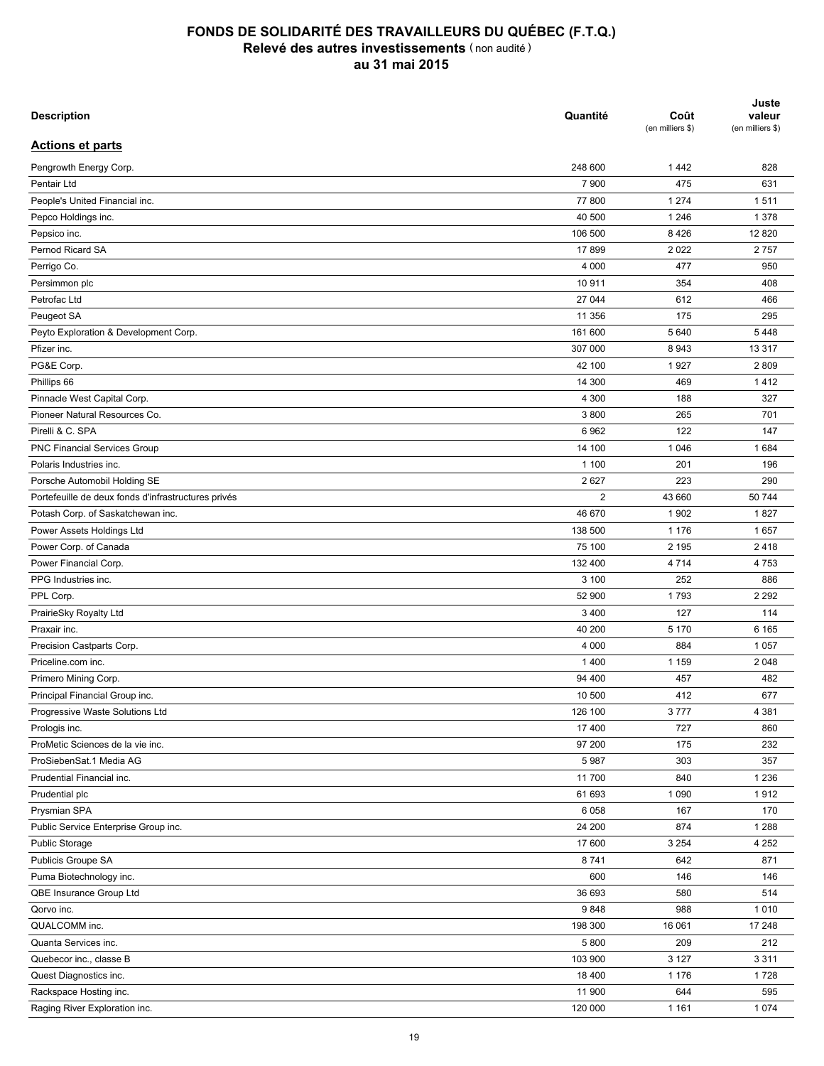# FONDS DE SOLIDARITÉ DES TRAVAILLEURS DU QUÉBEC (F.T.Q.)
## Relevé des autres investissements (non audité)
## au 31 mai 2015

| Description | Quantité | Coût (en milliers $) | Juste valeur (en milliers $) |
|---|---|---|---|
| **Actions et parts** | | | |
| Pengrowth Energy Corp. | 248 600 | 1 442 | 828 |
| Pentair Ltd | 7 900 | 475 | 631 |
| People's United Financial inc. | 77 800 | 1 274 | 1 511 |
| Pepco Holdings inc. | 40 500 | 1 246 | 1 378 |
| Pepsico inc. | 106 500 | 8 426 | 12 820 |
| Pernod Ricard SA | 17 899 | 2 022 | 2 757 |
| Perrigo Co. | 4 000 | 477 | 950 |
| Persimmon plc | 10 911 | 354 | 408 |
| Petrofac Ltd | 27 044 | 612 | 466 |
| Peugeot SA | 11 356 | 175 | 295 |
| Peyto Exploration & Development Corp. | 161 600 | 5 640 | 5 448 |
| Pfizer inc. | 307 000 | 8 943 | 13 317 |
| PG&E Corp. | 42 100 | 1 927 | 2 809 |
| Phillips 66 | 14 300 | 469 | 1 412 |
| Pinnacle West Capital Corp. | 4 300 | 188 | 327 |
| Pioneer Natural Resources Co. | 3 800 | 265 | 701 |
| Pirelli & C. SPA | 6 962 | 122 | 147 |
| PNC Financial Services Group | 14 100 | 1 046 | 1 684 |
| Polaris Industries inc. | 1 100 | 201 | 196 |
| Porsche Automobil Holding SE | 2 627 | 223 | 290 |
| Portefeuille de deux fonds d'infrastructures privés | 2 | 43 660 | 50 744 |
| Potash Corp. of Saskatchewan inc. | 46 670 | 1 902 | 1 827 |
| Power Assets Holdings Ltd | 138 500 | 1 176 | 1 657 |
| Power Corp. of Canada | 75 100 | 2 195 | 2 418 |
| Power Financial Corp. | 132 400 | 4 714 | 4 753 |
| PPG Industries inc. | 3 100 | 252 | 886 |
| PPL Corp. | 52 900 | 1 793 | 2 292 |
| PrairieSky Royalty Ltd | 3 400 | 127 | 114 |
| Praxair inc. | 40 200 | 5 170 | 6 165 |
| Precision Castparts Corp. | 4 000 | 884 | 1 057 |
| Priceline.com inc. | 1 400 | 1 159 | 2 048 |
| Primero Mining Corp. | 94 400 | 457 | 482 |
| Principal Financial Group inc. | 10 500 | 412 | 677 |
| Progressive Waste Solutions Ltd | 126 100 | 3 777 | 4 381 |
| Prologis inc. | 17 400 | 727 | 860 |
| ProMetic Sciences de la vie inc. | 97 200 | 175 | 232 |
| ProSiebenSat.1 Media AG | 5 987 | 303 | 357 |
| Prudential Financial inc. | 11 700 | 840 | 1 236 |
| Prudential plc | 61 693 | 1 090 | 1 912 |
| Prysmian SPA | 6 058 | 167 | 170 |
| Public Service Enterprise Group inc. | 24 200 | 874 | 1 288 |
| Public Storage | 17 600 | 3 254 | 4 252 |
| Publicis Groupe SA | 8 741 | 642 | 871 |
| Puma Biotechnology inc. | 600 | 146 | 146 |
| QBE Insurance Group Ltd | 36 693 | 580 | 514 |
| Qorvo inc. | 9 848 | 988 | 1 010 |
| QUALCOMM inc. | 198 300 | 16 061 | 17 248 |
| Quanta Services inc. | 5 800 | 209 | 212 |
| Quebecor inc., classe B | 103 900 | 3 127 | 3 311 |
| Quest Diagnostics inc. | 18 400 | 1 176 | 1 728 |
| Rackspace Hosting inc. | 11 900 | 644 | 595 |
| Raging River Exploration inc. | 120 000 | 1 161 | 1 074 |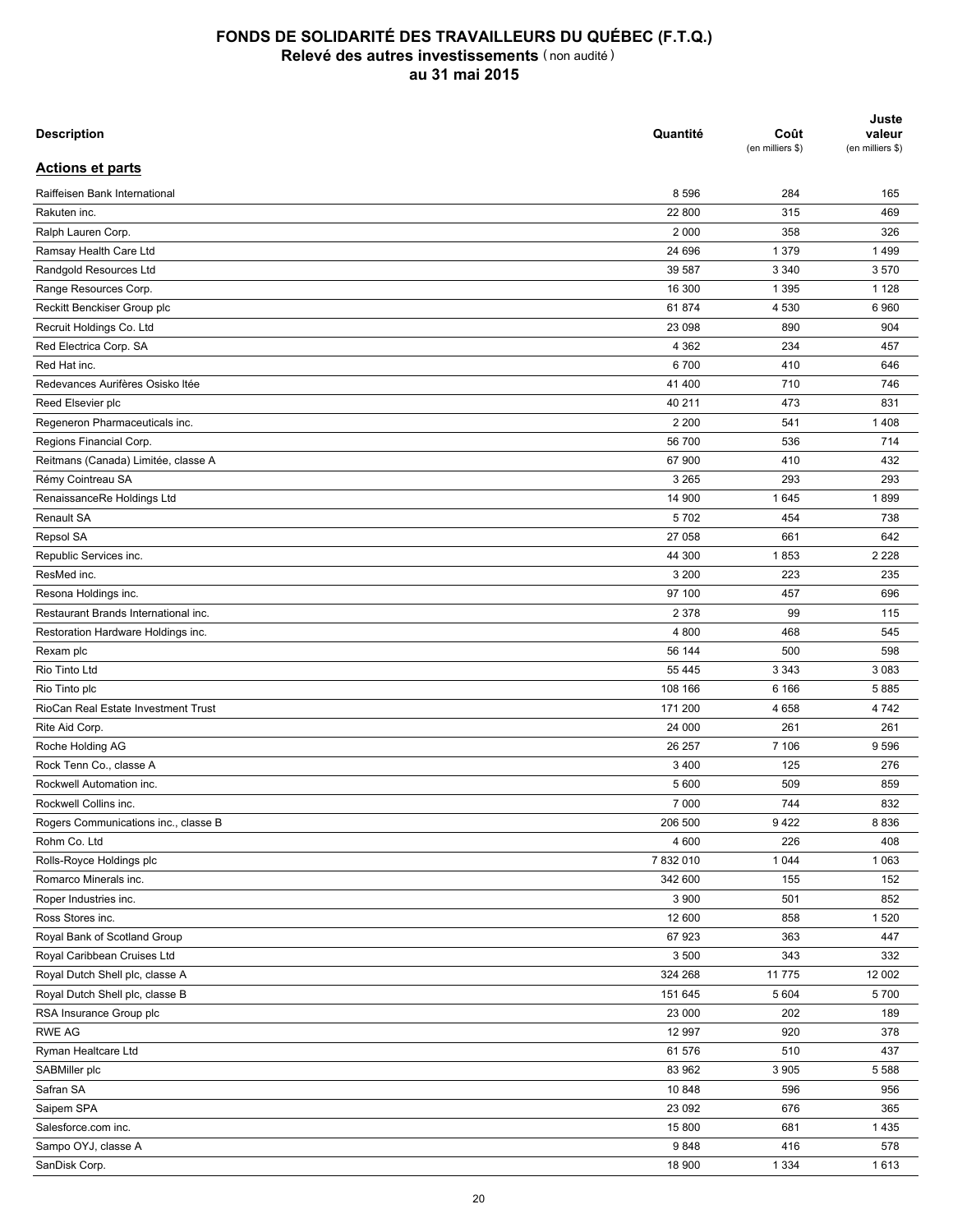# FONDS DE SOLIDARITÉ DES TRAVAILLEURS DU QUÉBEC (F.T.Q.)
## Relevé des autres investissements (non audité)
### au 31 mai 2015

| Description | Quantité | Coût (en milliers $) | Juste valeur (en milliers $) |
|---|---|---|---|
| **Actions et parts** | | | |
| Raiffeisen Bank International | 8 596 | 284 | 165 |
| Rakuten inc. | 22 800 | 315 | 469 |
| Ralph Lauren Corp. | 2 000 | 358 | 326 |
| Ramsay Health Care Ltd | 24 696 | 1 379 | 1 499 |
| Randgold Resources Ltd | 39 587 | 3 340 | 3 570 |
| Range Resources Corp. | 16 300 | 1 395 | 1 128 |
| Reckitt Benckiser Group plc | 61 874 | 4 530 | 6 960 |
| Recruit Holdings Co. Ltd | 23 098 | 890 | 904 |
| Red Electrica Corp. SA | 4 362 | 234 | 457 |
| Red Hat inc. | 6 700 | 410 | 646 |
| Redevances Aurifères Osisko ltée | 41 400 | 710 | 746 |
| Reed Elsevier plc | 40 211 | 473 | 831 |
| Regeneron Pharmaceuticals inc. | 2 200 | 541 | 1 408 |
| Regions Financial Corp. | 56 700 | 536 | 714 |
| Reitmans (Canada) Limitée, classe A | 67 900 | 410 | 432 |
| Rémy Cointreau SA | 3 265 | 293 | 293 |
| RenaissanceRe Holdings Ltd | 14 900 | 1 645 | 1 899 |
| Renault SA | 5 702 | 454 | 738 |
| Repsol SA | 27 058 | 661 | 642 |
| Republic Services inc. | 44 300 | 1 853 | 2 228 |
| ResMed inc. | 3 200 | 223 | 235 |
| Resona Holdings inc. | 97 100 | 457 | 696 |
| Restaurant Brands International inc. | 2 378 | 99 | 115 |
| Restoration Hardware Holdings inc. | 4 800 | 468 | 545 |
| Rexam plc | 56 144 | 500 | 598 |
| Rio Tinto Ltd | 55 445 | 3 343 | 3 083 |
| Rio Tinto plc | 108 166 | 6 166 | 5 885 |
| RioCan Real Estate Investment Trust | 171 200 | 4 658 | 4 742 |
| Rite Aid Corp. | 24 000 | 261 | 261 |
| Roche Holding AG | 26 257 | 7 106 | 9 596 |
| Rock Tenn Co., classe A | 3 400 | 125 | 276 |
| Rockwell Automation inc. | 5 600 | 509 | 859 |
| Rockwell Collins inc. | 7 000 | 744 | 832 |
| Rogers Communications inc., classe B | 206 500 | 9 422 | 8 836 |
| Rohm Co. Ltd | 4 600 | 226 | 408 |
| Rolls-Royce Holdings plc | 7 832 010 | 1 044 | 1 063 |
| Romarco Minerals inc. | 342 600 | 155 | 152 |
| Roper Industries inc. | 3 900 | 501 | 852 |
| Ross Stores inc. | 12 600 | 858 | 1 520 |
| Royal Bank of Scotland Group | 67 923 | 363 | 447 |
| Royal Caribbean Cruises Ltd | 3 500 | 343 | 332 |
| Royal Dutch Shell plc, classe A | 324 268 | 11 775 | 12 002 |
| Royal Dutch Shell plc, classe B | 151 645 | 5 604 | 5 700 |
| RSA Insurance Group plc | 23 000 | 202 | 189 |
| RWE AG | 12 997 | 920 | 378 |
| Ryman Healtcare Ltd | 61 576 | 510 | 437 |
| SABMiller plc | 83 962 | 3 905 | 5 588 |
| Safran SA | 10 848 | 596 | 956 |
| Saipem SPA | 23 092 | 676 | 365 |
| Salesforce.com inc. | 15 800 | 681 | 1 435 |
| Sampo OYJ, classe A | 9 848 | 416 | 578 |
| SanDisk Corp. | 18 900 | 1 334 | 1 613 |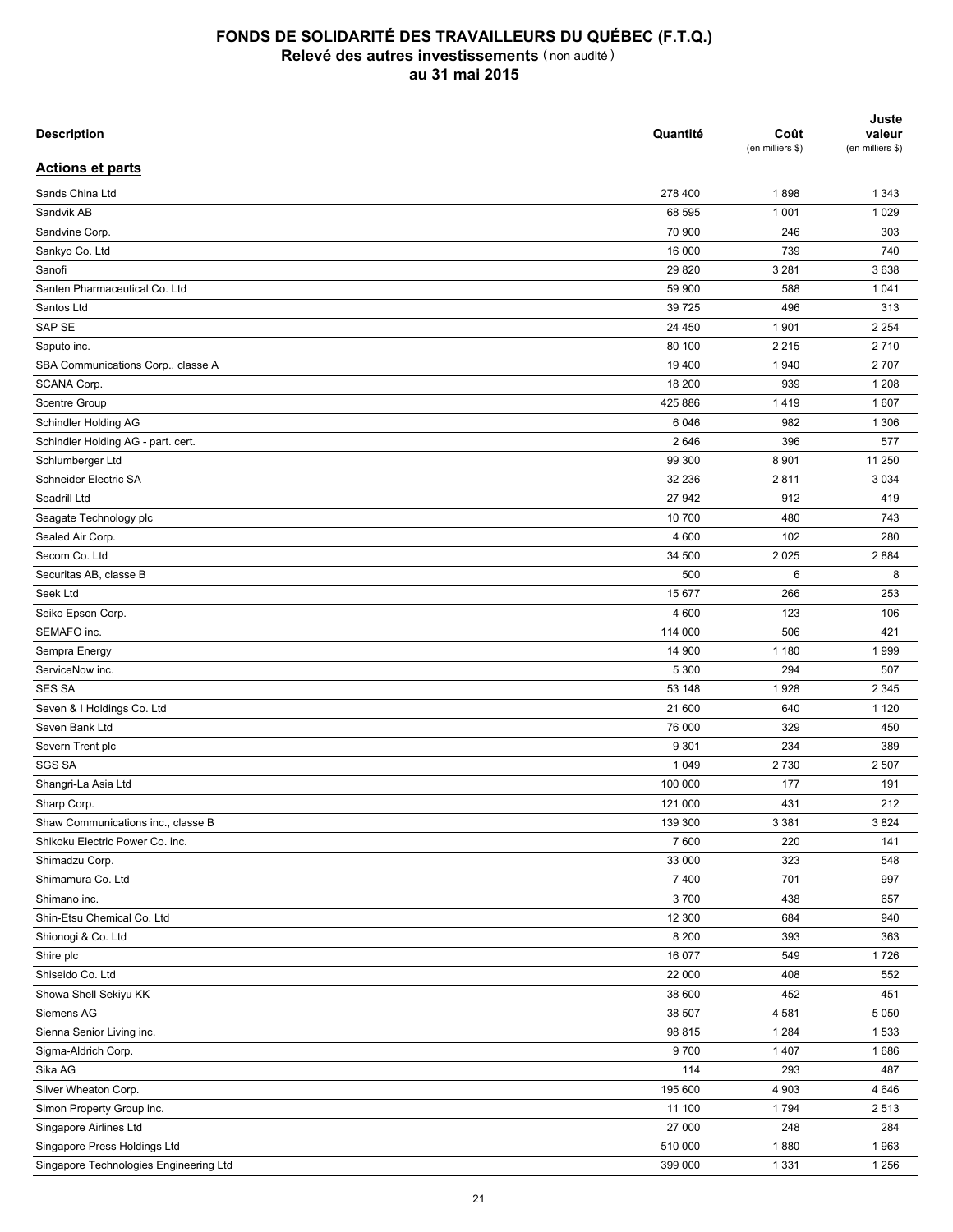# FONDS DE SOLIDARITÉ DES TRAVAILLEURS DU QUÉBEC (F.T.Q.)
## Relevé des autres investissements (non audité)
## au 31 mai 2015

| Description | Quantité | Coût (en milliers $) | Juste valeur (en milliers $) |
|---|---|---|---|
| **Actions et parts** | | | |
| Sands China Ltd | 278 400 | 1 898 | 1 343 |
| Sandvik AB | 68 595 | 1 001 | 1 029 |
| Sandvine Corp. | 70 900 | 246 | 303 |
| Sankyo Co. Ltd | 16 000 | 739 | 740 |
| Sanofi | 29 820 | 3 281 | 3 638 |
| Santen Pharmaceutical Co. Ltd | 59 900 | 588 | 1 041 |
| Santos Ltd | 39 725 | 496 | 313 |
| SAP SE | 24 450 | 1 901 | 2 254 |
| Saputo inc. | 80 100 | 2 215 | 2 710 |
| SBA Communications Corp., classe A | 19 400 | 1 940 | 2 707 |
| SCANA Corp. | 18 200 | 939 | 1 208 |
| Scentre Group | 425 886 | 1 419 | 1 607 |
| Schindler Holding AG | 6 046 | 982 | 1 306 |
| Schindler Holding AG - part. cert. | 2 646 | 396 | 577 |
| Schlumberger Ltd | 99 300 | 8 901 | 11 250 |
| Schneider Electric SA | 32 236 | 2 811 | 3 034 |
| Seadrill Ltd | 27 942 | 912 | 419 |
| Seagate Technology plc | 10 700 | 480 | 743 |
| Sealed Air Corp. | 4 600 | 102 | 280 |
| Secom Co. Ltd | 34 500 | 2 025 | 2 884 |
| Securitas AB, classe B | 500 | 6 | 8 |
| Seek Ltd | 15 677 | 266 | 253 |
| Seiko Epson Corp. | 4 600 | 123 | 106 |
| SEMAFO inc. | 114 000 | 506 | 421 |
| Sempra Energy | 14 900 | 1 180 | 1 999 |
| ServiceNow inc. | 5 300 | 294 | 507 |
| SES SA | 53 148 | 1 928 | 2 345 |
| Seven & I Holdings Co. Ltd | 21 600 | 640 | 1 120 |
| Seven Bank Ltd | 76 000 | 329 | 450 |
| Severn Trent plc | 9 301 | 234 | 389 |
| SGS SA | 1 049 | 2 730 | 2 507 |
| Shangri-La Asia Ltd | 100 000 | 177 | 191 |
| Sharp Corp. | 121 000 | 431 | 212 |
| Shaw Communications inc., classe B | 139 300 | 3 381 | 3 824 |
| Shikoku Electric Power Co. inc. | 7 600 | 220 | 141 |
| Shimadzu Corp. | 33 000 | 323 | 548 |
| Shimamura Co. Ltd | 7 400 | 701 | 997 |
| Shimano inc. | 3 700 | 438 | 657 |
| Shin-Etsu Chemical Co. Ltd | 12 300 | 684 | 940 |
| Shionogi & Co. Ltd | 8 200 | 393 | 363 |
| Shire plc | 16 077 | 549 | 1 726 |
| Shiseido Co. Ltd | 22 000 | 408 | 552 |
| Showa Shell Sekiyu KK | 38 600 | 452 | 451 |
| Siemens AG | 38 507 | 4 581 | 5 050 |
| Sienna Senior Living inc. | 98 815 | 1 284 | 1 533 |
| Sigma-Aldrich Corp. | 9 700 | 1 407 | 1 686 |
| Sika AG | 114 | 293 | 487 |
| Silver Wheaton Corp. | 195 600 | 4 903 | 4 646 |
| Simon Property Group inc. | 11 100 | 1 794 | 2 513 |
| Singapore Airlines Ltd | 27 000 | 248 | 284 |
| Singapore Press Holdings Ltd | 510 000 | 1 880 | 1 963 |
| Singapore Technologies Engineering Ltd | 399 000 | 1 331 | 1 256 |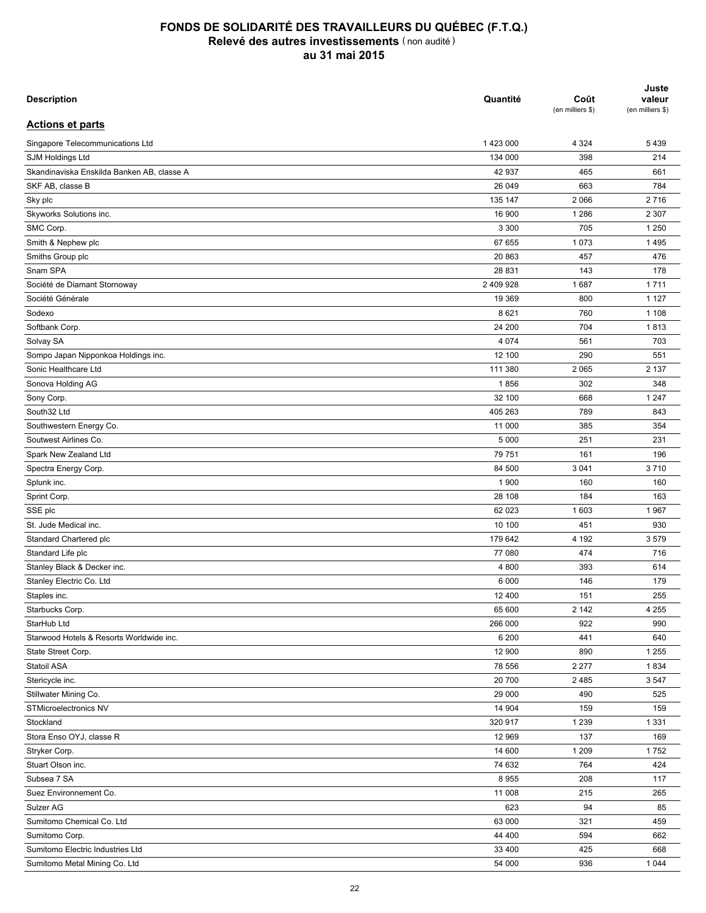# FONDS DE SOLIDARITÉ DES TRAVAILLEURS DU QUÉBEC (F.T.Q.)
## Relevé des autres investissements (non audité)
## au 31 mai 2015

| Description | Quantité | Coût (en milliers $) | Juste valeur (en milliers $) |
|---|---|---|---|
| **Actions et parts** | | | |
| Singapore Telecommunications Ltd | 1 423 000 | 4 324 | 5 439 |
| SJM Holdings Ltd | 134 000 | 398 | 214 |
| Skandinaviska Enskilda Banken AB, classe A | 42 937 | 465 | 661 |
| SKF AB, classe B | 26 049 | 663 | 784 |
| Sky plc | 135 147 | 2 066 | 2 716 |
| Skyworks Solutions inc. | 16 900 | 1 286 | 2 307 |
| SMC Corp. | 3 300 | 705 | 1 250 |
| Smith & Nephew plc | 67 655 | 1 073 | 1 495 |
| Smiths Group plc | 20 863 | 457 | 476 |
| Snam SPA | 28 831 | 143 | 178 |
| Société de Diamant Stornoway | 2 409 928 | 1 687 | 1 711 |
| Société Générale | 19 369 | 800 | 1 127 |
| Sodexo | 8 621 | 760 | 1 108 |
| Softbank Corp. | 24 200 | 704 | 1 813 |
| Solvay SA | 4 074 | 561 | 703 |
| Sompo Japan Nipponkoa Holdings inc. | 12 100 | 290 | 551 |
| Sonic Healthcare Ltd | 111 380 | 2 065 | 2 137 |
| Sonova Holding AG | 1 856 | 302 | 348 |
| Sony Corp. | 32 100 | 668 | 1 247 |
| South32 Ltd | 405 263 | 789 | 843 |
| Southwestern Energy Co. | 11 000 | 385 | 354 |
| Soutwest Airlines Co. | 5 000 | 251 | 231 |
| Spark New Zealand Ltd | 79 751 | 161 | 196 |
| Spectra Energy Corp. | 84 500 | 3 041 | 3 710 |
| Splunk inc. | 1 900 | 160 | 160 |
| Sprint Corp. | 28 108 | 184 | 163 |
| SSE plc | 62 023 | 1 603 | 1 967 |
| St. Jude Medical inc. | 10 100 | 451 | 930 |
| Standard Chartered plc | 179 642 | 4 192 | 3 579 |
| Standard Life plc | 77 080 | 474 | 716 |
| Stanley Black & Decker inc. | 4 800 | 393 | 614 |
| Stanley Electric Co. Ltd | 6 000 | 146 | 179 |
| Staples inc. | 12 400 | 151 | 255 |
| Starbucks Corp. | 65 600 | 2 142 | 4 255 |
| StarHub Ltd | 266 000 | 922 | 990 |
| Starwood Hotels & Resorts Worldwide inc. | 6 200 | 441 | 640 |
| State Street Corp. | 12 900 | 890 | 1 255 |
| Statoil ASA | 78 556 | 2 277 | 1 834 |
| Stericycle inc. | 20 700 | 2 485 | 3 547 |
| Stillwater Mining Co. | 29 000 | 490 | 525 |
| STMicroelectronics NV | 14 904 | 159 | 159 |
| Stockland | 320 917 | 1 239 | 1 331 |
| Stora Enso OYJ, classe R | 12 969 | 137 | 169 |
| Stryker Corp. | 14 600 | 1 209 | 1 752 |
| Stuart Olson inc. | 74 632 | 764 | 424 |
| Subsea 7 SA | 8 955 | 208 | 117 |
| Suez Environnement Co. | 11 008 | 215 | 265 |
| Sulzer AG | 623 | 94 | 85 |
| Sumitomo Chemical Co. Ltd | 63 000 | 321 | 459 |
| Sumitomo Corp. | 44 400 | 594 | 662 |
| Sumitomo Electric Industries Ltd | 33 400 | 425 | 668 |
| Sumitomo Metal Mining Co. Ltd | 54 000 | 936 | 1 044 |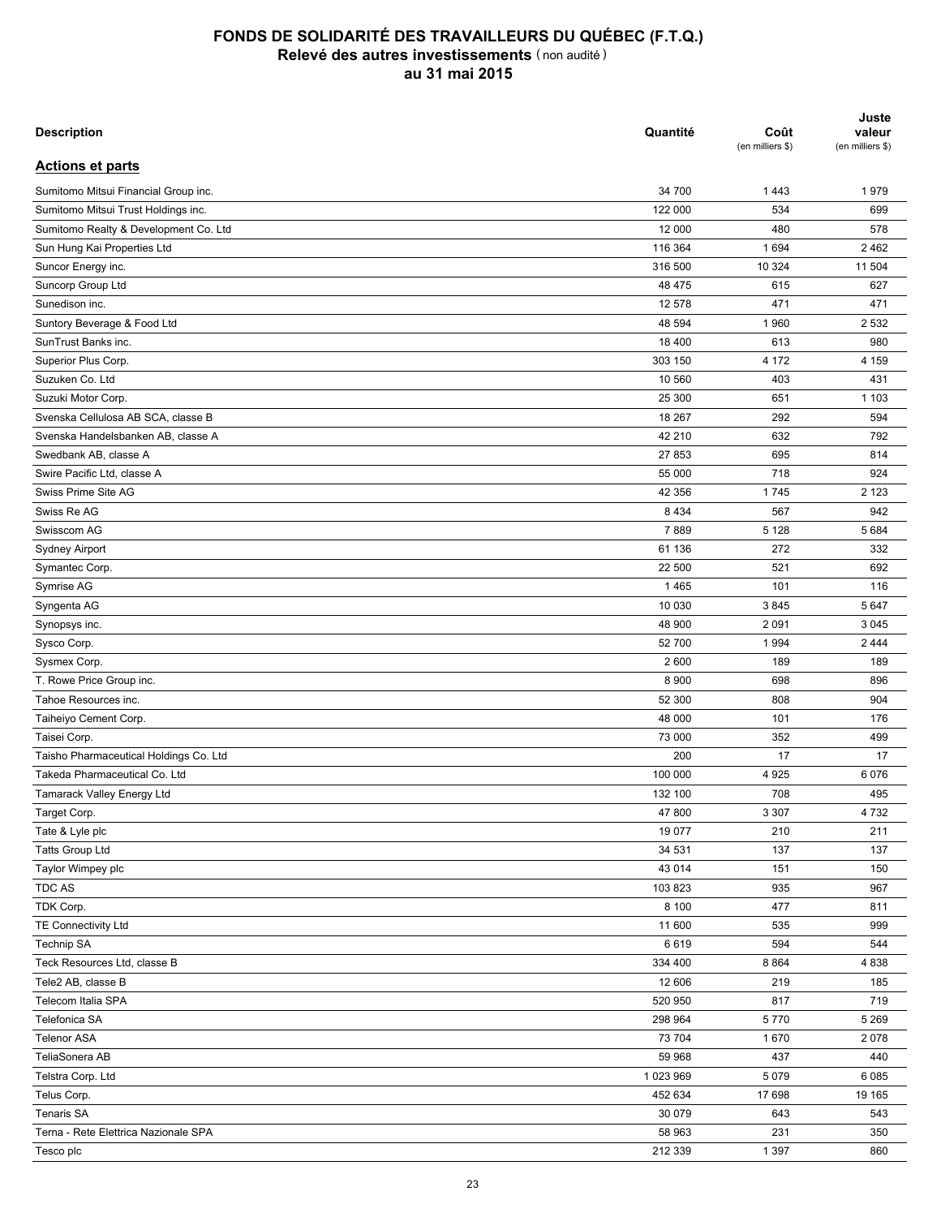# FONDS DE SOLIDARITÉ DES TRAVAILLEURS DU QUÉBEC (F.T.Q.)
## Relevé des autres investissements (non audité)
## au 31 mai 2015

| Description | Quantité | Coût (en milliers $) | Juste valeur (en milliers $) |
|---|---|---|---|
| **Actions et parts** | | | |
| Sumitomo Mitsui Financial Group inc. | 34 700 | 1 443 | 1 979 |
| Sumitomo Mitsui Trust Holdings inc. | 122 000 | 534 | 699 |
| Sumitomo Realty & Development Co. Ltd | 12 000 | 480 | 578 |
| Sun Hung Kai Properties Ltd | 116 364 | 1 694 | 2 462 |
| Suncor Energy inc. | 316 500 | 10 324 | 11 504 |
| Suncorp Group Ltd | 48 475 | 615 | 627 |
| Sunedison inc. | 12 578 | 471 | 471 |
| Suntory Beverage & Food Ltd | 48 594 | 1 960 | 2 532 |
| SunTrust Banks inc. | 18 400 | 613 | 980 |
| Superior Plus Corp. | 303 150 | 4 172 | 4 159 |
| Suzuken Co. Ltd | 10 560 | 403 | 431 |
| Suzuki Motor Corp. | 25 300 | 651 | 1 103 |
| Svenska Cellulosa AB SCA, classe B | 18 267 | 292 | 594 |
| Svenska Handelsbanken AB, classe A | 42 210 | 632 | 792 |
| Swedbank AB, classe A | 27 853 | 695 | 814 |
| Swire Pacific Ltd, classe A | 55 000 | 718 | 924 |
| Swiss Prime Site AG | 42 356 | 1 745 | 2 123 |
| Swiss Re AG | 8 434 | 567 | 942 |
| Swisscom AG | 7 889 | 5 128 | 5 684 |
| Sydney Airport | 61 136 | 272 | 332 |
| Symantec Corp. | 22 500 | 521 | 692 |
| Symrise AG | 1 465 | 101 | 116 |
| Syngenta AG | 10 030 | 3 845 | 5 647 |
| Synopsys inc. | 48 900 | 2 091 | 3 045 |
| Sysco Corp. | 52 700 | 1 994 | 2 444 |
| Sysmex Corp. | 2 600 | 189 | 189 |
| T. Rowe Price Group inc. | 8 900 | 698 | 896 |
| Tahoe Resources inc. | 52 300 | 808 | 904 |
| Taiheiyo Cement Corp. | 48 000 | 101 | 176 |
| Taisei Corp. | 73 000 | 352 | 499 |
| Taisho Pharmaceutical Holdings Co. Ltd | 200 | 17 | 17 |
| Takeda Pharmaceutical Co. Ltd | 100 000 | 4 925 | 6 076 |
| Tamarack Valley Energy Ltd | 132 100 | 708 | 495 |
| Target Corp. | 47 800 | 3 307 | 4 732 |
| Tate & Lyle plc | 19 077 | 210 | 211 |
| Tatts Group Ltd | 34 531 | 137 | 137 |
| Taylor Wimpey plc | 43 014 | 151 | 150 |
| TDC AS | 103 823 | 935 | 967 |
| TDK Corp. | 8 100 | 477 | 811 |
| TE Connectivity Ltd | 11 600 | 535 | 999 |
| Technip SA | 6 619 | 594 | 544 |
| Teck Resources Ltd, classe B | 334 400 | 8 864 | 4 838 |
| Tele2 AB, classe B | 12 606 | 219 | 185 |
| Telecom Italia SPA | 520 950 | 817 | 719 |
| Telefonica SA | 298 964 | 5 770 | 5 269 |
| Telenor ASA | 73 704 | 1 670 | 2 078 |
| TeliaSonera AB | 59 968 | 437 | 440 |
| Telstra Corp. Ltd | 1 023 969 | 5 079 | 6 085 |
| Telus Corp. | 452 634 | 17 698 | 19 165 |
| Tenaris SA | 30 079 | 643 | 543 |
| Terna - Rete Elettrica Nazionale SPA | 58 963 | 231 | 350 |
| Tesco plc | 212 339 | 1 397 | 860 |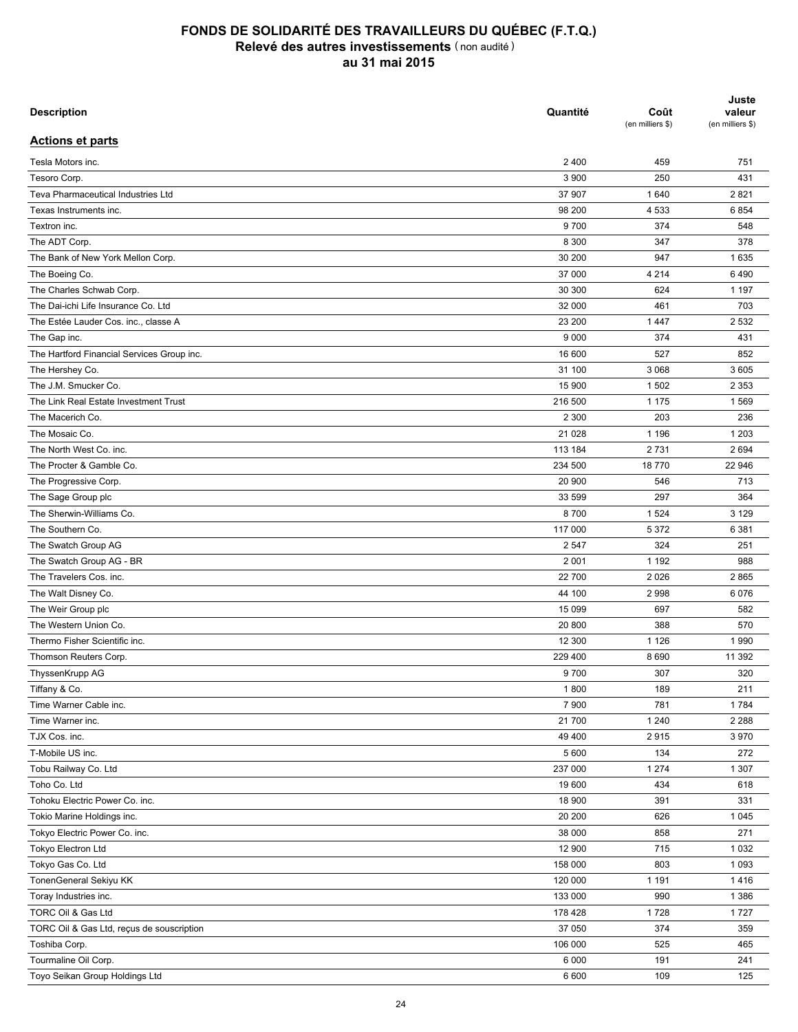# FONDS DE SOLIDARITÉ DES TRAVAILLEURS DU QUÉBEC (F.T.Q.)
## Relevé des autres investissements (non audité)
## au 31 mai 2015

| Description | Quantité | Coût (en milliers $) | Juste valeur (en milliers $) |
|---|---|---|---|
| **Actions et parts** | | | |
| Tesla Motors inc. | 2 400 | 459 | 751 |
| Tesoro Corp. | 3 900 | 250 | 431 |
| Teva Pharmaceutical Industries Ltd | 37 907 | 1 640 | 2 821 |
| Texas Instruments inc. | 98 200 | 4 533 | 6 854 |
| Textron inc. | 9 700 | 374 | 548 |
| The ADT Corp. | 8 300 | 347 | 378 |
| The Bank of New York Mellon Corp. | 30 200 | 947 | 1 635 |
| The Boeing Co. | 37 000 | 4 214 | 6 490 |
| The Charles Schwab Corp. | 30 300 | 624 | 1 197 |
| The Dai-ichi Life Insurance Co. Ltd | 32 000 | 461 | 703 |
| The Estée Lauder Cos. inc., classe A | 23 200 | 1 447 | 2 532 |
| The Gap inc. | 9 000 | 374 | 431 |
| The Hartford Financial Services Group inc. | 16 600 | 527 | 852 |
| The Hershey Co. | 31 100 | 3 068 | 3 605 |
| The J.M. Smucker Co. | 15 900 | 1 502 | 2 353 |
| The Link Real Estate Investment Trust | 216 500 | 1 175 | 1 569 |
| The Macerich Co. | 2 300 | 203 | 236 |
| The Mosaic Co. | 21 028 | 1 196 | 1 203 |
| The North West Co. inc. | 113 184 | 2 731 | 2 694 |
| The Procter & Gamble Co. | 234 500 | 18 770 | 22 946 |
| The Progressive Corp. | 20 900 | 546 | 713 |
| The Sage Group plc | 33 599 | 297 | 364 |
| The Sherwin-Williams Co. | 8 700 | 1 524 | 3 129 |
| The Southern Co. | 117 000 | 5 372 | 6 381 |
| The Swatch Group AG | 2 547 | 324 | 251 |
| The Swatch Group AG - BR | 2 001 | 1 192 | 988 |
| The Travelers Cos. inc. | 22 700 | 2 026 | 2 865 |
| The Walt Disney Co. | 44 100 | 2 998 | 6 076 |
| The Weir Group plc | 15 099 | 697 | 582 |
| The Western Union Co. | 20 800 | 388 | 570 |
| Thermo Fisher Scientific inc. | 12 300 | 1 126 | 1 990 |
| Thomson Reuters Corp. | 229 400 | 8 690 | 11 392 |
| ThyssenKrupp AG | 9 700 | 307 | 320 |
| Tiffany & Co. | 1 800 | 189 | 211 |
| Time Warner Cable inc. | 7 900 | 781 | 1 784 |
| Time Warner inc. | 21 700 | 1 240 | 2 288 |
| TJX Cos. inc. | 49 400 | 2 915 | 3 970 |
| T-Mobile US inc. | 5 600 | 134 | 272 |
| Tobu Railway Co. Ltd | 237 000 | 1 274 | 1 307 |
| Toho Co. Ltd | 19 600 | 434 | 618 |
| Tohoku Electric Power Co. inc. | 18 900 | 391 | 331 |
| Tokio Marine Holdings inc. | 20 200 | 626 | 1 045 |
| Tokyo Electric Power Co. inc. | 38 000 | 858 | 271 |
| Tokyo Electron Ltd | 12 900 | 715 | 1 032 |
| Tokyo Gas Co. Ltd | 158 000 | 803 | 1 093 |
| TonenGeneral Sekiyu KK | 120 000 | 1 191 | 1 416 |
| Toray Industries inc. | 133 000 | 990 | 1 386 |
| TORC Oil & Gas Ltd | 178 428 | 1 728 | 1 727 |
| TORC Oil & Gas Ltd, reçus de souscription | 37 050 | 374 | 359 |
| Toshiba Corp. | 106 000 | 525 | 465 |
| Tourmaline Oil Corp. | 6 000 | 191 | 241 |
| Toyo Seikan Group Holdings Ltd | 6 600 | 109 | 125 |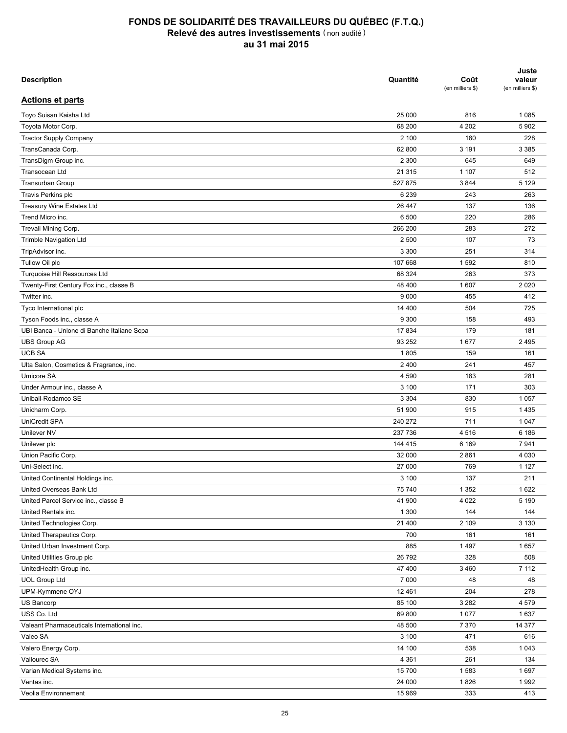# FONDS DE SOLIDARITÉ DES TRAVAILLEURS DU QUÉBEC (F.T.Q.)
## Relevé des autres investissements (non audité)
## au 31 mai 2015

| Description | Quantité | Coût (en milliers $) | Juste valeur (en milliers $) |
|---|---|---|---|
| **Actions et parts** | | | |
| Toyo Suisan Kaisha Ltd | 25 000 | 816 | 1 085 |
| Toyota Motor Corp. | 68 200 | 4 202 | 5 902 |
| Tractor Supply Company | 2 100 | 180 | 228 |
| TransCanada Corp. | 62 800 | 3 191 | 3 385 |
| TransDigm Group inc. | 2 300 | 645 | 649 |
| Transocean Ltd | 21 315 | 1 107 | 512 |
| Transurban Group | 527 875 | 3 844 | 5 129 |
| Travis Perkins plc | 6 239 | 243 | 263 |
| Treasury Wine Estates Ltd | 26 447 | 137 | 136 |
| Trend Micro inc. | 6 500 | 220 | 286 |
| Trevali Mining Corp. | 266 200 | 283 | 272 |
| Trimble Navigation Ltd | 2 500 | 107 | 73 |
| TripAdvisor inc. | 3 300 | 251 | 314 |
| Tullow Oil plc | 107 668 | 1 592 | 810 |
| Turquoise Hill Ressources Ltd | 68 324 | 263 | 373 |
| Twenty-First Century Fox inc., classe B | 48 400 | 1 607 | 2 020 |
| Twitter inc. | 9 000 | 455 | 412 |
| Tyco International plc | 14 400 | 504 | 725 |
| Tyson Foods inc., classe A | 9 300 | 158 | 493 |
| UBI Banca - Unione di Banche Italiane Scpa | 17 834 | 179 | 181 |
| UBS Group AG | 93 252 | 1 677 | 2 495 |
| UCB SA | 1 805 | 159 | 161 |
| Ulta Salon, Cosmetics & Fragrance, inc. | 2 400 | 241 | 457 |
| Umicore SA | 4 590 | 183 | 281 |
| Under Armour inc., classe A | 3 100 | 171 | 303 |
| Unibail-Rodamco SE | 3 304 | 830 | 1 057 |
| Unicharm Corp. | 51 900 | 915 | 1 435 |
| UniCredit SPA | 240 272 | 711 | 1 047 |
| Unilever NV | 237 736 | 4 516 | 6 186 |
| Unilever plc | 144 415 | 6 169 | 7 941 |
| Union Pacific Corp. | 32 000 | 2 861 | 4 030 |
| Uni-Select inc. | 27 000 | 769 | 1 127 |
| United Continental Holdings inc. | 3 100 | 137 | 211 |
| United Overseas Bank Ltd | 75 740 | 1 352 | 1 622 |
| United Parcel Service inc., classe B | 41 900 | 4 022 | 5 190 |
| United Rentals inc. | 1 300 | 144 | 144 |
| United Technologies Corp. | 21 400 | 2 109 | 3 130 |
| United Therapeutics Corp. | 700 | 161 | 161 |
| United Urban Investment Corp. | 885 | 1 497 | 1 657 |
| United Utilities Group plc | 26 792 | 328 | 508 |
| UnitedHealth Group inc. | 47 400 | 3 460 | 7 112 |
| UOL Group Ltd | 7 000 | 48 | 48 |
| UPM-Kymmene OYJ | 12 461 | 204 | 278 |
| US Bancorp | 85 100 | 3 282 | 4 579 |
| USS Co. Ltd | 69 800 | 1 077 | 1 637 |
| Valeant Pharmaceuticals International inc. | 48 500 | 7 370 | 14 377 |
| Valeo SA | 3 100 | 471 | 616 |
| Valero Energy Corp. | 14 100 | 538 | 1 043 |
| Vallourec SA | 4 361 | 261 | 134 |
| Varian Medical Systems inc. | 15 700 | 1 583 | 1 697 |
| Ventas inc. | 24 000 | 1 826 | 1 992 |
| Veolia Environnement | 15 969 | 333 | 413 |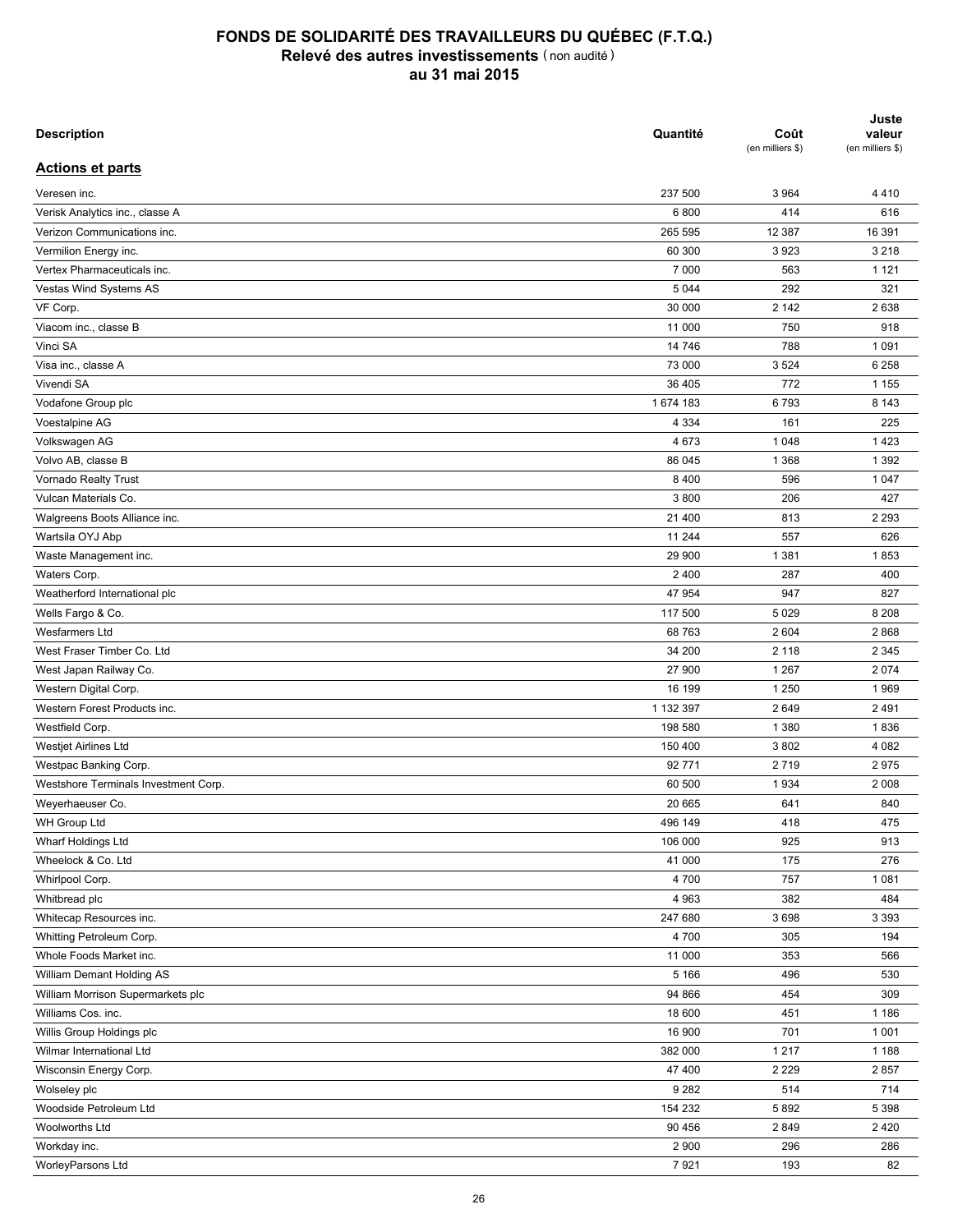# FONDS DE SOLIDARITÉ DES TRAVAILLEURS DU QUÉBEC (F.T.Q.)

## Relevé des autres investissements (non audité)

### au 31 mai 2015

| Description | Quantité | Coût (en milliers $) | Juste valeur (en milliers $) |
|---|---|---|---|
| **Actions et parts** | | | |
| Veresen inc. | 237 500 | 3 964 | 4 410 |
| Verisk Analytics inc., classe A | 6 800 | 414 | 616 |
| Verizon Communications inc. | 265 595 | 12 387 | 16 391 |
| Vermilion Energy inc. | 60 300 | 3 923 | 3 218 |
| Vertex Pharmaceuticals inc. | 7 000 | 563 | 1 121 |
| Vestas Wind Systems AS | 5 044 | 292 | 321 |
| VF Corp. | 30 000 | 2 142 | 2 638 |
| Viacom inc., classe B | 11 000 | 750 | 918 |
| Vinci SA | 14 746 | 788 | 1 091 |
| Visa inc., classe A | 73 000 | 3 524 | 6 258 |
| Vivendi SA | 36 405 | 772 | 1 155 |
| Vodafone Group plc | 1 674 183 | 6 793 | 8 143 |
| Voestalpine AG | 4 334 | 161 | 225 |
| Volkswagen AG | 4 673 | 1 048 | 1 423 |
| Volvo AB, classe B | 86 045 | 1 368 | 1 392 |
| Vornado Realty Trust | 8 400 | 596 | 1 047 |
| Vulcan Materials Co. | 3 800 | 206 | 427 |
| Walgreens Boots Alliance inc. | 21 400 | 813 | 2 293 |
| Wartsila OYJ Abp | 11 244 | 557 | 626 |
| Waste Management inc. | 29 900 | 1 381 | 1 853 |
| Waters Corp. | 2 400 | 287 | 400 |
| Weatherford International plc | 47 954 | 947 | 827 |
| Wells Fargo & Co. | 117 500 | 5 029 | 8 208 |
| Wesfarmers Ltd | 68 763 | 2 604 | 2 868 |
| West Fraser Timber Co. Ltd | 34 200 | 2 118 | 2 345 |
| West Japan Railway Co. | 27 900 | 1 267 | 2 074 |
| Western Digital Corp. | 16 199 | 1 250 | 1 969 |
| Western Forest Products inc. | 1 132 397 | 2 649 | 2 491 |
| Westfield Corp. | 198 580 | 1 380 | 1 836 |
| Westjet Airlines Ltd | 150 400 | 3 802 | 4 082 |
| Westpac Banking Corp. | 92 771 | 2 719 | 2 975 |
| Westshore Terminals Investment Corp. | 60 500 | 1 934 | 2 008 |
| Weyerhaeuser Co. | 20 665 | 641 | 840 |
| WH Group Ltd | 496 149 | 418 | 475 |
| Wharf Holdings Ltd | 106 000 | 925 | 913 |
| Wheelock & Co. Ltd | 41 000 | 175 | 276 |
| Whirlpool Corp. | 4 700 | 757 | 1 081 |
| Whitbread plc | 4 963 | 382 | 484 |
| Whitecap Resources inc. | 247 680 | 3 698 | 3 393 |
| Whitting Petroleum Corp. | 4 700 | 305 | 194 |
| Whole Foods Market inc. | 11 000 | 353 | 566 |
| William Demant Holding AS | 5 166 | 496 | 530 |
| William Morrison Supermarkets plc | 94 866 | 454 | 309 |
| Williams Cos. inc. | 18 600 | 451 | 1 186 |
| Willis Group Holdings plc | 16 900 | 701 | 1 001 |
| Wilmar International Ltd | 382 000 | 1 217 | 1 188 |
| Wisconsin Energy Corp. | 47 400 | 2 229 | 2 857 |
| Wolseley plc | 9 282 | 514 | 714 |
| Woodside Petroleum Ltd | 154 232 | 5 892 | 5 398 |
| Woolworths Ltd | 90 456 | 2 849 | 2 420 |
| Workday inc. | 2 900 | 296 | 286 |
| WorleyParsons Ltd | 7 921 | 193 | 82 |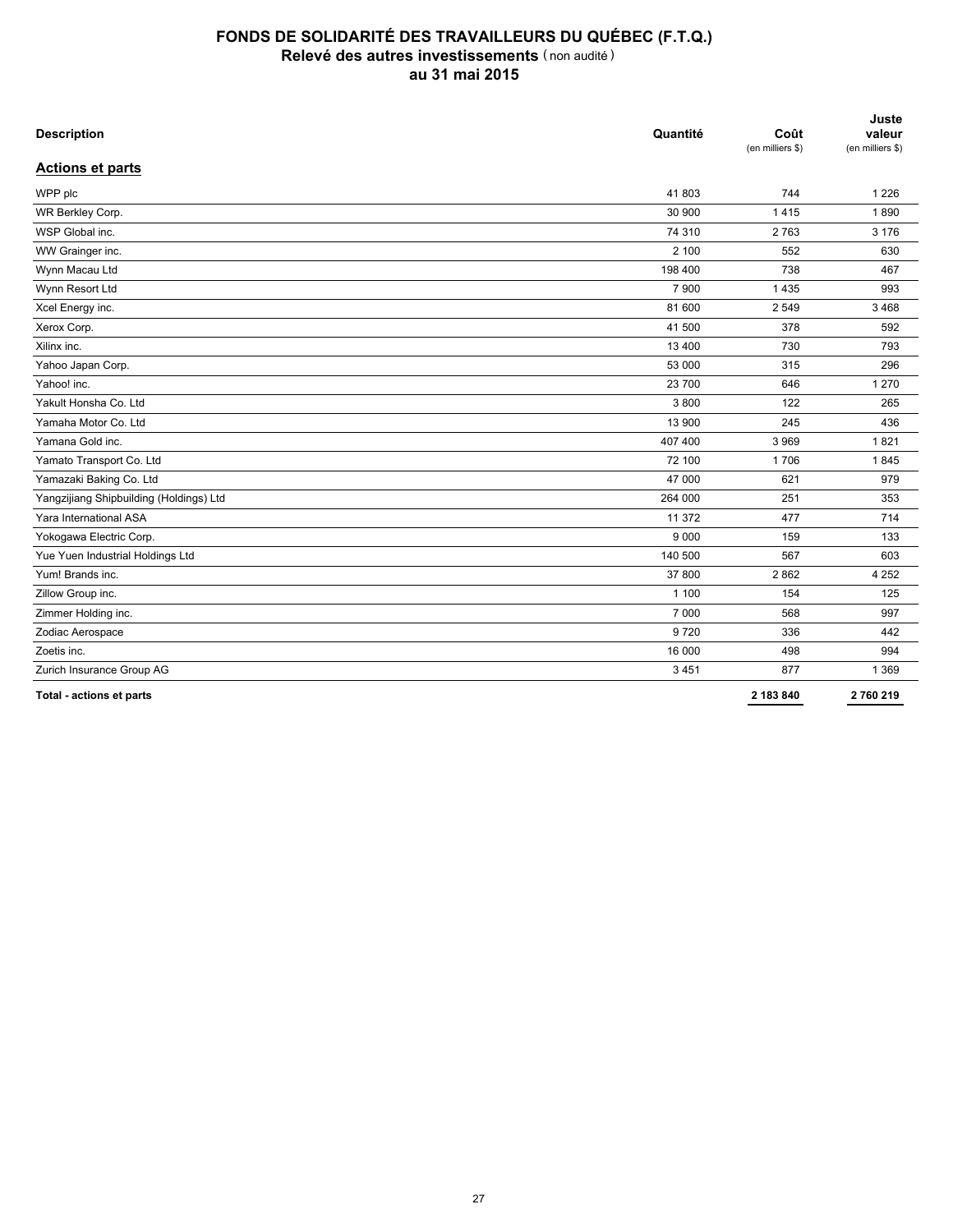# FONDS DE SOLIDARITÉ DES TRAVAILLEURS DU QUÉBEC (F.T.Q.)
## Relevé des autres investissements (non audité)
## au 31 mai 2015

| Description | Quantité | Coût (en milliers $) | Juste valeur (en milliers $) |
|---|---|---|---|
| **Actions et parts** | | | |
| WPP plc | 41 803 | 744 | 1 226 |
| WR Berkley Corp. | 30 900 | 1 415 | 1 890 |
| WSP Global inc. | 74 310 | 2 763 | 3 176 |
| WW Grainger inc. | 2 100 | 552 | 630 |
| Wynn Macau Ltd | 198 400 | 738 | 467 |
| Wynn Resort Ltd | 7 900 | 1 435 | 993 |
| Xcel Energy inc. | 81 600 | 2 549 | 3 468 |
| Xerox Corp. | 41 500 | 378 | 592 |
| Xilinx inc. | 13 400 | 730 | 793 |
| Yahoo Japan Corp. | 53 000 | 315 | 296 |
| Yahoo! inc. | 23 700 | 646 | 1 270 |
| Yakult Honsha Co. Ltd | 3 800 | 122 | 265 |
| Yamaha Motor Co. Ltd | 13 900 | 245 | 436 |
| Yamana Gold inc. | 407 400 | 3 969 | 1 821 |
| Yamato Transport Co. Ltd | 72 100 | 1 706 | 1 845 |
| Yamazaki Baking Co. Ltd | 47 000 | 621 | 979 |
| Yangzijiang Shipbuilding (Holdings) Ltd | 264 000 | 251 | 353 |
| Yara International ASA | 11 372 | 477 | 714 |
| Yokogawa Electric Corp. | 9 000 | 159 | 133 |
| Yue Yuen Industrial Holdings Ltd | 140 500 | 567 | 603 |
| Yum! Brands inc. | 37 800 | 2 862 | 4 252 |
| Zillow Group inc. | 1 100 | 154 | 125 |
| Zimmer Holding inc. | 7 000 | 568 | 997 |
| Zodiac Aerospace | 9 720 | 336 | 442 |
| Zoetis inc. | 16 000 | 498 | 994 |
| Zurich Insurance Group AG | 3 451 | 877 | 1 369 |
| **Total - actions et parts** | | **2 183 840** | **2 760 219** |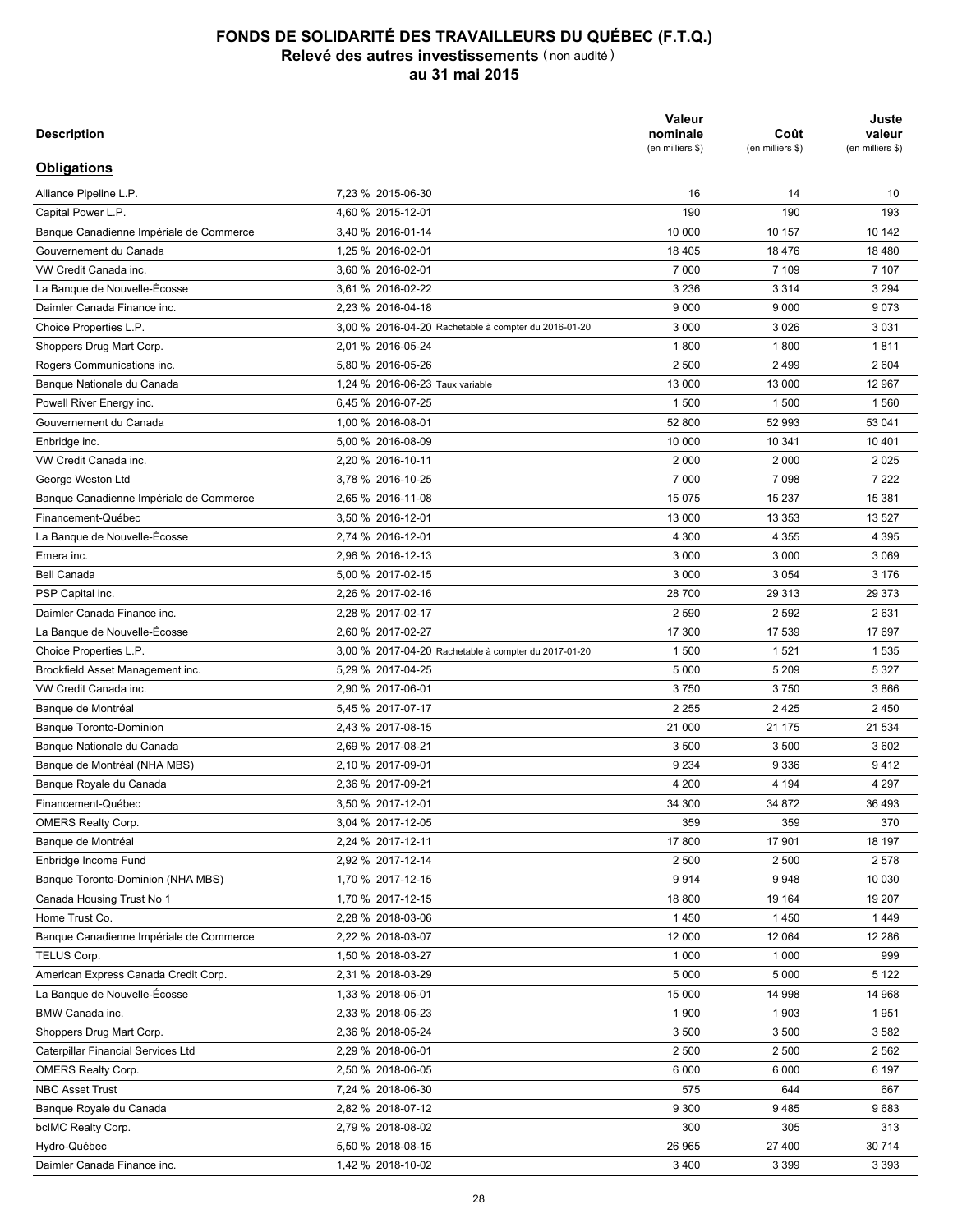# FONDS DE SOLIDARITÉ DES TRAVAILLEURS DU QUÉBEC (F.T.Q.)

## Relevé des autres investissements (non audité)

## au 31 mai 2015

| Description | | Valeur nominale (en milliers $) | Coût (en milliers $) | Juste valeur (en milliers $) |
|---|---|---|---|---|
| **Obligations** | | | | |
| Alliance Pipeline L.P. | 7,23 % 2015-06-30 | 16 | 14 | 10 |
| Capital Power L.P. | 4,60 % 2015-12-01 | 190 | 190 | 193 |
| Banque Canadienne Impériale de Commerce | 3,40 % 2016-01-14 | 10 000 | 10 157 | 10 142 |
| Gouvernement du Canada | 1,25 % 2016-02-01 | 18 405 | 18 476 | 18 480 |
| VW Credit Canada inc. | 3,60 % 2016-02-01 | 7 000 | 7 109 | 7 107 |
| La Banque de Nouvelle-Écosse | 3,61 % 2016-02-22 | 3 236 | 3 314 | 3 294 |
| Daimler Canada Finance inc. | 2,23 % 2016-04-18 | 9 000 | 9 000 | 9 073 |
| Choice Properties L.P. | 3,00 % 2016-04-20 Rachetable à compter du 2016-01-20 | 3 000 | 3 026 | 3 031 |
| Shoppers Drug Mart Corp. | 2,01 % 2016-05-24 | 1 800 | 1 800 | 1 811 |
| Rogers Communications inc. | 5,80 % 2016-05-26 | 2 500 | 2 499 | 2 604 |
| Banque Nationale du Canada | 1,24 % 2016-06-23 Taux variable | 13 000 | 13 000 | 12 967 |
| Powell River Energy inc. | 6,45 % 2016-07-25 | 1 500 | 1 500 | 1 560 |
| Gouvernement du Canada | 1,00 % 2016-08-01 | 52 800 | 52 993 | 53 041 |
| Enbridge inc. | 5,00 % 2016-08-09 | 10 000 | 10 341 | 10 401 |
| VW Credit Canada inc. | 2,20 % 2016-10-11 | 2 000 | 2 000 | 2 025 |
| George Weston Ltd | 3,78 % 2016-10-25 | 7 000 | 7 098 | 7 222 |
| Banque Canadienne Impériale de Commerce | 2,65 % 2016-11-08 | 15 075 | 15 237 | 15 381 |
| Financement-Québec | 3,50 % 2016-12-01 | 13 000 | 13 353 | 13 527 |
| La Banque de Nouvelle-Écosse | 2,74 % 2016-12-01 | 4 300 | 4 355 | 4 395 |
| Emera inc. | 2,96 % 2016-12-13 | 3 000 | 3 000 | 3 069 |
| Bell Canada | 5,00 % 2017-02-15 | 3 000 | 3 054 | 3 176 |
| PSP Capital inc. | 2,26 % 2017-02-16 | 28 700 | 29 313 | 29 373 |
| Daimler Canada Finance inc. | 2,28 % 2017-02-17 | 2 590 | 2 592 | 2 631 |
| La Banque de Nouvelle-Écosse | 2,60 % 2017-02-27 | 17 300 | 17 539 | 17 697 |
| Choice Properties L.P. | 3,00 % 2017-04-20 Rachetable à compter du 2017-01-20 | 1 500 | 1 521 | 1 535 |
| Brookfield Asset Management inc. | 5,29 % 2017-04-25 | 5 000 | 5 209 | 5 327 |
| VW Credit Canada inc. | 2,90 % 2017-06-01 | 3 750 | 3 750 | 3 866 |
| Banque de Montréal | 5,45 % 2017-07-17 | 2 255 | 2 425 | 2 450 |
| Banque Toronto-Dominion | 2,43 % 2017-08-15 | 21 000 | 21 175 | 21 534 |
| Banque Nationale du Canada | 2,69 % 2017-08-21 | 3 500 | 3 500 | 3 602 |
| Banque de Montréal (NHA MBS) | 2,10 % 2017-09-01 | 9 234 | 9 336 | 9 412 |
| Banque Royale du Canada | 2,36 % 2017-09-21 | 4 200 | 4 194 | 4 297 |
| Financement-Québec | 3,50 % 2017-12-01 | 34 300 | 34 872 | 36 493 |
| OMERS Realty Corp. | 3,04 % 2017-12-05 | 359 | 359 | 370 |
| Banque de Montréal | 2,24 % 2017-12-11 | 17 800 | 17 901 | 18 197 |
| Enbridge Income Fund | 2,92 % 2017-12-14 | 2 500 | 2 500 | 2 578 |
| Banque Toronto-Dominion (NHA MBS) | 1,70 % 2017-12-15 | 9 914 | 9 948 | 10 030 |
| Canada Housing Trust No 1 | 1,70 % 2017-12-15 | 18 800 | 19 164 | 19 207 |
| Home Trust Co. | 2,28 % 2018-03-06 | 1 450 | 1 450 | 1 449 |
| Banque Canadienne Impériale de Commerce | 2,22 % 2018-03-07 | 12 000 | 12 064 | 12 286 |
| TELUS Corp. | 1,50 % 2018-03-27 | 1 000 | 1 000 | 999 |
| American Express Canada Credit Corp. | 2,31 % 2018-03-29 | 5 000 | 5 000 | 5 122 |
| La Banque de Nouvelle-Écosse | 1,33 % 2018-05-01 | 15 000 | 14 998 | 14 968 |
| BMW Canada inc. | 2,33 % 2018-05-23 | 1 900 | 1 903 | 1 951 |
| Shoppers Drug Mart Corp. | 2,36 % 2018-05-24 | 3 500 | 3 500 | 3 582 |
| Caterpillar Financial Services Ltd | 2,29 % 2018-06-01 | 2 500 | 2 500 | 2 562 |
| OMERS Realty Corp. | 2,50 % 2018-06-05 | 6 000 | 6 000 | 6 197 |
| NBC Asset Trust | 7,24 % 2018-06-30 | 575 | 644 | 667 |
| Banque Royale du Canada | 2,82 % 2018-07-12 | 9 300 | 9 485 | 9 683 |
| bcIMC Realty Corp. | 2,79 % 2018-08-02 | 300 | 305 | 313 |
| Hydro-Québec | 5,50 % 2018-08-15 | 26 965 | 27 400 | 30 714 |
| Daimler Canada Finance inc. | 1,42 % 2018-10-02 | 3 400 | 3 399 | 3 393 |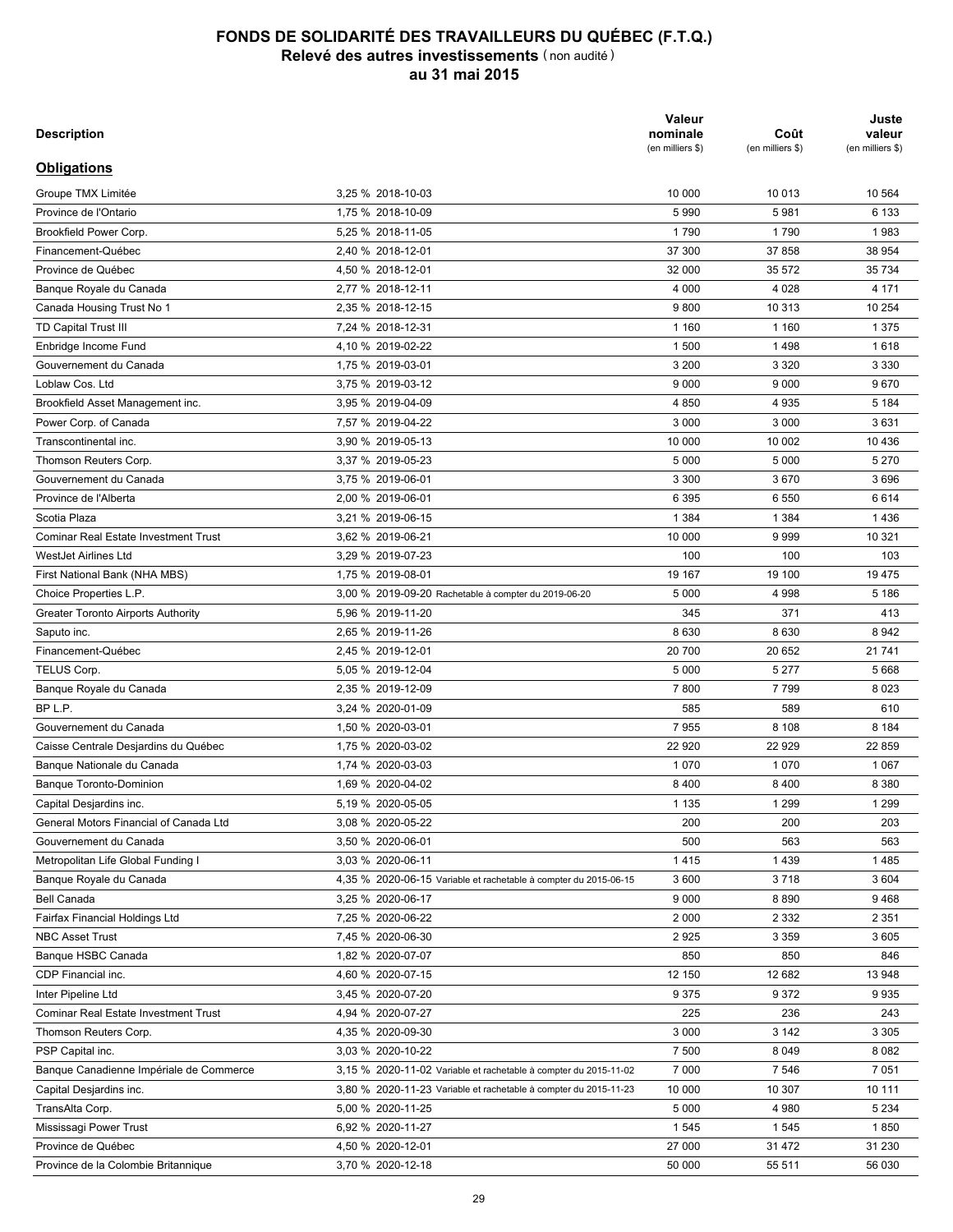# FONDS DE SOLIDARITÉ DES TRAVAILLEURS DU QUÉBEC (F.T.Q.)
## Relevé des autres investissements (non audité)
## au 31 mai 2015

| Description | | Valeur nominale (en milliers $) | Coût (en milliers $) | Juste valeur (en milliers $) |
|---|---|---|---|---|
| **Obligations** | | | | |
| Groupe TMX Limitée | 3,25 % 2018-10-03 | 10 000 | 10 013 | 10 564 |
| Province de l'Ontario | 1,75 % 2018-10-09 | 5 990 | 5 981 | 6 133 |
| Brookfield Power Corp. | 5,25 % 2018-11-05 | 1 790 | 1 790 | 1 983 |
| Financement-Québec | 2,40 % 2018-12-01 | 37 300 | 37 858 | 38 954 |
| Province de Québec | 4,50 % 2018-12-01 | 32 000 | 35 572 | 35 734 |
| Banque Royale du Canada | 2,77 % 2018-12-11 | 4 000 | 4 028 | 4 171 |
| Canada Housing Trust No 1 | 2,35 % 2018-12-15 | 9 800 | 10 313 | 10 254 |
| TD Capital Trust III | 7,24 % 2018-12-31 | 1 160 | 1 160 | 1 375 |
| Enbridge Income Fund | 4,10 % 2019-02-22 | 1 500 | 1 498 | 1 618 |
| Gouvernement du Canada | 1,75 % 2019-03-01 | 3 200 | 3 320 | 3 330 |
| Loblaw Cos. Ltd | 3,75 % 2019-03-12 | 9 000 | 9 000 | 9 670 |
| Brookfield Asset Management inc. | 3,95 % 2019-04-09 | 4 850 | 4 935 | 5 184 |
| Power Corp. of Canada | 7,57 % 2019-04-22 | 3 000 | 3 000 | 3 631 |
| Transcontinental inc. | 3,90 % 2019-05-13 | 10 000 | 10 002 | 10 436 |
| Thomson Reuters Corp. | 3,37 % 2019-05-23 | 5 000 | 5 000 | 5 270 |
| Gouvernement du Canada | 3,75 % 2019-06-01 | 3 300 | 3 670 | 3 696 |
| Province de l'Alberta | 2,00 % 2019-06-01 | 6 395 | 6 550 | 6 614 |
| Scotia Plaza | 3,21 % 2019-06-15 | 1 384 | 1 384 | 1 436 |
| Cominar Real Estate Investment Trust | 3,62 % 2019-06-21 | 10 000 | 9 999 | 10 321 |
| WestJet Airlines Ltd | 3,29 % 2019-07-23 | 100 | 100 | 103 |
| First National Bank (NHA MBS) | 1,75 % 2019-08-01 | 19 167 | 19 100 | 19 475 |
| Choice Properties L.P. | 3,00 % 2019-09-20 Rachetable à compter du 2019-06-20 | 5 000 | 4 998 | 5 186 |
| Greater Toronto Airports Authority | 5,96 % 2019-11-20 | 345 | 371 | 413 |
| Saputo inc. | 2,65 % 2019-11-26 | 8 630 | 8 630 | 8 942 |
| Financement-Québec | 2,45 % 2019-12-01 | 20 700 | 20 652 | 21 741 |
| TELUS Corp. | 5,05 % 2019-12-04 | 5 000 | 5 277 | 5 668 |
| Banque Royale du Canada | 2,35 % 2019-12-09 | 7 800 | 7 799 | 8 023 |
| BP L.P. | 3,24 % 2020-01-09 | 585 | 589 | 610 |
| Gouvernement du Canada | 1,50 % 2020-03-01 | 7 955 | 8 108 | 8 184 |
| Caisse Centrale Desjardins du Québec | 1,75 % 2020-03-02 | 22 920 | 22 929 | 22 859 |
| Banque Nationale du Canada | 1,74 % 2020-03-03 | 1 070 | 1 070 | 1 067 |
| Banque Toronto-Dominion | 1,69 % 2020-04-02 | 8 400 | 8 400 | 8 380 |
| Capital Desjardins inc. | 5,19 % 2020-05-05 | 1 135 | 1 299 | 1 299 |
| General Motors Financial of Canada Ltd | 3,08 % 2020-05-22 | 200 | 200 | 203 |
| Gouvernement du Canada | 3,50 % 2020-06-01 | 500 | 563 | 563 |
| Metropolitan Life Global Funding I | 3,03 % 2020-06-11 | 1 415 | 1 439 | 1 485 |
| Banque Royale du Canada | 4,35 % 2020-06-15 Variable et rachetable à compter du 2015-06-15 | 3 600 | 3 718 | 3 604 |
| Bell Canada | 3,25 % 2020-06-17 | 9 000 | 8 890 | 9 468 |
| Fairfax Financial Holdings Ltd | 7,25 % 2020-06-22 | 2 000 | 2 332 | 2 351 |
| NBC Asset Trust | 7,45 % 2020-06-30 | 2 925 | 3 359 | 3 605 |
| Banque HSBC Canada | 1,82 % 2020-07-07 | 850 | 850 | 846 |
| CDP Financial inc. | 4,60 % 2020-07-15 | 12 150 | 12 682 | 13 948 |
| Inter Pipeline Ltd | 3,45 % 2020-07-20 | 9 375 | 9 372 | 9 935 |
| Cominar Real Estate Investment Trust | 4,94 % 2020-07-27 | 225 | 236 | 243 |
| Thomson Reuters Corp. | 4,35 % 2020-09-30 | 3 000 | 3 142 | 3 305 |
| PSP Capital inc. | 3,03 % 2020-10-22 | 7 500 | 8 049 | 8 082 |
| Banque Canadienne Impériale de Commerce | 3,15 % 2020-11-02 Variable et rachetable à compter du 2015-11-02 | 7 000 | 7 546 | 7 051 |
| Capital Desjardins inc. | 3,80 % 2020-11-23 Variable et rachetable à compter du 2015-11-23 | 10 000 | 10 307 | 10 111 |
| TransAlta Corp. | 5,00 % 2020-11-25 | 5 000 | 4 980 | 5 234 |
| Mississagi Power Trust | 6,92 % 2020-11-27 | 1 545 | 1 545 | 1 850 |
| Province de Québec | 4,50 % 2020-12-01 | 27 000 | 31 472 | 31 230 |
| Province de la Colombie Britannique | 3,70 % 2020-12-18 | 50 000 | 55 511 | 56 030 |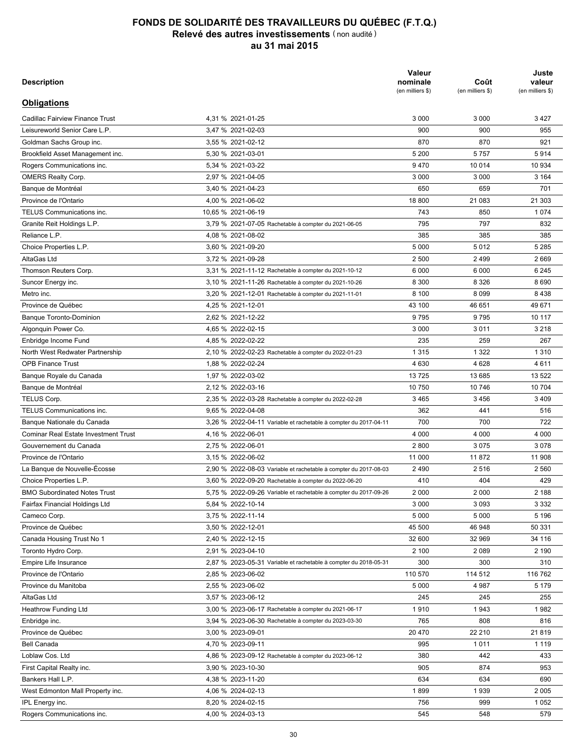# FONDS DE SOLIDARITÉ DES TRAVAILLEURS DU QUÉBEC (F.T.Q.)
## Relevé des autres investissements (non audité)
### au 31 mai 2015

| Description | | Valeur nominale (en milliers $) | Coût (en milliers $) | Juste valeur (en milliers $) |
|---|---|---|---|---|
| **Obligations** | | | | |
| Cadillac Fairview Finance Trust | 4,31 % 2021-01-25 | 3 000 | 3 000 | 3 427 |
| Leisureworld Senior Care L.P. | 3,47 % 2021-02-03 | 900 | 900 | 955 |
| Goldman Sachs Group inc. | 3,55 % 2021-02-12 | 870 | 870 | 921 |
| Brookfield Asset Management inc. | 5,30 % 2021-03-01 | 5 200 | 5 757 | 5 914 |
| Rogers Communications inc. | 5,34 % 2021-03-22 | 9 470 | 10 014 | 10 934 |
| OMERS Realty Corp. | 2,97 % 2021-04-05 | 3 000 | 3 000 | 3 164 |
| Banque de Montréal | 3,40 % 2021-04-23 | 650 | 659 | 701 |
| Province de l'Ontario | 4,00 % 2021-06-02 | 18 800 | 21 083 | 21 303 |
| TELUS Communications inc. | 10,65 % 2021-06-19 | 743 | 850 | 1 074 |
| Granite Reit Holdings L.P. | 3,79 % 2021-07-05 Rachetable à compter du 2021-06-05 | 795 | 797 | 832 |
| Reliance L.P. | 4,08 % 2021-08-02 | 385 | 385 | 385 |
| Choice Properties L.P. | 3,60 % 2021-09-20 | 5 000 | 5 012 | 5 285 |
| AltaGas Ltd | 3,72 % 2021-09-28 | 2 500 | 2 499 | 2 669 |
| Thomson Reuters Corp. | 3,31 % 2021-11-12 Rachetable à compter du 2021-10-12 | 6 000 | 6 000 | 6 245 |
| Suncor Energy inc. | 3,10 % 2021-11-26 Rachetable à compter du 2021-10-26 | 8 300 | 8 326 | 8 690 |
| Metro inc. | 3,20 % 2021-12-01 Rachetable à compter du 2021-11-01 | 8 100 | 8 099 | 8 438 |
| Province de Québec | 4,25 % 2021-12-01 | 43 100 | 46 651 | 49 671 |
| Banque Toronto-Dominion | 2,62 % 2021-12-22 | 9 795 | 9 795 | 10 117 |
| Algonquin Power Co. | 4,65 % 2022-02-15 | 3 000 | 3 011 | 3 218 |
| Enbridge Income Fund | 4,85 % 2022-02-22 | 235 | 259 | 267 |
| North West Redwater Partnership | 2,10 % 2022-02-23 Rachetable à compter du 2022-01-23 | 1 315 | 1 322 | 1 310 |
| OPB Finance Trust | 1,88 % 2022-02-24 | 4 630 | 4 628 | 4 611 |
| Banque Royale du Canada | 1,97 % 2022-03-02 | 13 725 | 13 685 | 13 522 |
| Banque de Montréal | 2,12 % 2022-03-16 | 10 750 | 10 746 | 10 704 |
| TELUS Corp. | 2,35 % 2022-03-28 Rachetable à compter du 2022-02-28 | 3 465 | 3 456 | 3 409 |
| TELUS Communications inc. | 9,65 % 2022-04-08 | 362 | 441 | 516 |
| Banque Nationale du Canada | 3,26 % 2022-04-11 Variable et rachetable à compter du 2017-04-11 | 700 | 700 | 722 |
| Cominar Real Estate Investment Trust | 4,16 % 2022-06-01 | 4 000 | 4 000 | 4 000 |
| Gouvernement du Canada | 2,75 % 2022-06-01 | 2 800 | 3 075 | 3 078 |
| Province de l'Ontario | 3,15 % 2022-06-02 | 11 000 | 11 872 | 11 908 |
| La Banque de Nouvelle-Écosse | 2,90 % 2022-08-03 Variable et rachetable à compter du 2017-08-03 | 2 490 | 2 516 | 2 560 |
| Choice Properties L.P. | 3,60 % 2022-09-20 Rachetable à compter du 2022-06-20 | 410 | 404 | 429 |
| BMO Subordinated Notes Trust | 5,75 % 2022-09-26 Variable et rachetable à compter du 2017-09-26 | 2 000 | 2 000 | 2 188 |
| Fairfax Financial Holdings Ltd | 5,84 % 2022-10-14 | 3 000 | 3 093 | 3 332 |
| Cameco Corp. | 3,75 % 2022-11-14 | 5 000 | 5 000 | 5 196 |
| Province de Québec | 3,50 % 2022-12-01 | 45 500 | 46 948 | 50 331 |
| Canada Housing Trust No 1 | 2,40 % 2022-12-15 | 32 600 | 32 969 | 34 116 |
| Toronto Hydro Corp. | 2,91 % 2023-04-10 | 2 100 | 2 089 | 2 190 |
| Empire Life Insurance | 2,87 % 2023-05-31 Variable et rachetable à compter du 2018-05-31 | 300 | 300 | 310 |
| Province de l'Ontario | 2,85 % 2023-06-02 | 110 570 | 114 512 | 116 762 |
| Province du Manitoba | 2,55 % 2023-06-02 | 5 000 | 4 987 | 5 179 |
| AltaGas Ltd | 3,57 % 2023-06-12 | 245 | 245 | 255 |
| Heathrow Funding Ltd | 3,00 % 2023-06-17 Rachetable à compter du 2021-06-17 | 1 910 | 1 943 | 1 982 |
| Enbridge inc. | 3,94 % 2023-06-30 Rachetable à compter du 2023-03-30 | 765 | 808 | 816 |
| Province de Québec | 3,00 % 2023-09-01 | 20 470 | 22 210 | 21 819 |
| Bell Canada | 4,70 % 2023-09-11 | 995 | 1 011 | 1 119 |
| Loblaw Cos. Ltd | 4,86 % 2023-09-12 Rachetable à compter du 2023-06-12 | 380 | 442 | 433 |
| First Capital Realty inc. | 3,90 % 2023-10-30 | 905 | 874 | 953 |
| Bankers Hall L.P. | 4,38 % 2023-11-20 | 634 | 634 | 690 |
| West Edmonton Mall Property inc. | 4,06 % 2024-02-13 | 1 899 | 1 939 | 2 005 |
| IPL Energy inc. | 8,20 % 2024-02-15 | 756 | 999 | 1 052 |
| Rogers Communications inc. | 4,00 % 2024-03-13 | 545 | 548 | 579 |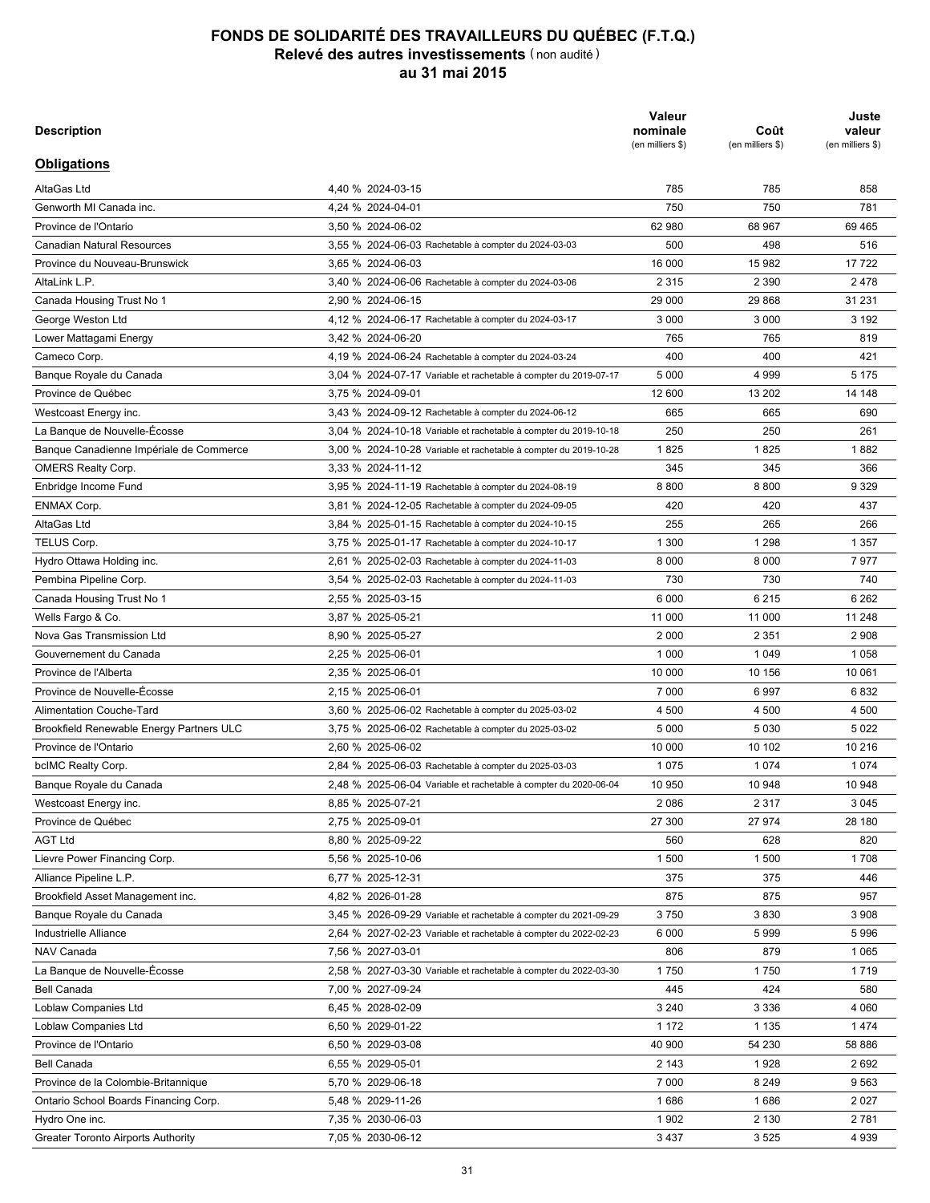# FONDS DE SOLIDARITÉ DES TRAVAILLEURS DU QUÉBEC (F.T.Q.)

## Relevé des autres investissements (non audité)

## au 31 mai 2015

| Description | | Valeur nominale (en milliers $) | Coût (en milliers $) | Juste valeur (en milliers $) |
|---|---|---|---|---|
| **Obligations** | | | | |
| AltaGas Ltd | 4,40 % 2024-03-15 | 785 | 785 | 858 |
| Genworth MI Canada inc. | 4,24 % 2024-04-01 | 750 | 750 | 781 |
| Province de l'Ontario | 3,50 % 2024-06-02 | 62 980 | 68 967 | 69 465 |
| Canadian Natural Resources | 3,55 % 2024-06-03 Rachetable à compter du 2024-03-03 | 500 | 498 | 516 |
| Province du Nouveau-Brunswick | 3,65 % 2024-06-03 | 16 000 | 15 982 | 17 722 |
| AltaLink L.P. | 3,40 % 2024-06-06 Rachetable à compter du 2024-03-06 | 2 315 | 2 390 | 2 478 |
| Canada Housing Trust No 1 | 2,90 % 2024-06-15 | 29 000 | 29 868 | 31 231 |
| George Weston Ltd | 4,12 % 2024-06-17 Rachetable à compter du 2024-03-17 | 3 000 | 3 000 | 3 192 |
| Lower Mattagami Energy | 3,42 % 2024-06-20 | 765 | 765 | 819 |
| Cameco Corp. | 4,19 % 2024-06-24 Rachetable à compter du 2024-03-24 | 400 | 400 | 421 |
| Banque Royale du Canada | 3,04 % 2024-07-17 Variable et rachetable à compter du 2019-07-17 | 5 000 | 4 999 | 5 175 |
| Province de Québec | 3,75 % 2024-09-01 | 12 600 | 13 202 | 14 148 |
| Westcoast Energy inc. | 3,43 % 2024-09-12 Rachetable à compter du 2024-06-12 | 665 | 665 | 690 |
| La Banque de Nouvelle-Écosse | 3,04 % 2024-10-18 Variable et rachetable à compter du 2019-10-18 | 250 | 250 | 261 |
| Banque Canadienne Impériale de Commerce | 3,00 % 2024-10-28 Variable et rachetable à compter du 2019-10-28 | 1 825 | 1 825 | 1 882 |
| OMERS Realty Corp. | 3,33 % 2024-11-12 | 345 | 345 | 366 |
| Enbridge Income Fund | 3,95 % 2024-11-19 Rachetable à compter du 2024-08-19 | 8 800 | 8 800 | 9 329 |
| ENMAX Corp. | 3,81 % 2024-12-05 Rachetable à compter du 2024-09-05 | 420 | 420 | 437 |
| AltaGas Ltd | 3,84 % 2025-01-15 Rachetable à compter du 2024-10-15 | 255 | 265 | 266 |
| TELUS Corp. | 3,75 % 2025-01-17 Rachetable à compter du 2024-10-17 | 1 300 | 1 298 | 1 357 |
| Hydro Ottawa Holding inc. | 2,61 % 2025-02-03 Rachetable à compter du 2024-11-03 | 8 000 | 8 000 | 7 977 |
| Pembina Pipeline Corp. | 3,54 % 2025-02-03 Rachetable à compter du 2024-11-03 | 730 | 730 | 740 |
| Canada Housing Trust No 1 | 2,55 % 2025-03-15 | 6 000 | 6 215 | 6 262 |
| Wells Fargo & Co. | 3,87 % 2025-05-21 | 11 000 | 11 000 | 11 248 |
| Nova Gas Transmission Ltd | 8,90 % 2025-05-27 | 2 000 | 2 351 | 2 908 |
| Gouvernement du Canada | 2,25 % 2025-06-01 | 1 000 | 1 049 | 1 058 |
| Province de l'Alberta | 2,35 % 2025-06-01 | 10 000 | 10 156 | 10 061 |
| Province de Nouvelle-Écosse | 2,15 % 2025-06-01 | 7 000 | 6 997 | 6 832 |
| Alimentation Couche-Tard | 3,60 % 2025-06-02 Rachetable à compter du 2025-03-02 | 4 500 | 4 500 | 4 500 |
| Brookfield Renewable Energy Partners ULC | 3,75 % 2025-06-02 Rachetable à compter du 2025-03-02 | 5 000 | 5 030 | 5 022 |
| Province de l'Ontario | 2,60 % 2025-06-02 | 10 000 | 10 102 | 10 216 |
| bcIMC Realty Corp. | 2,84 % 2025-06-03 Rachetable à compter du 2025-03-03 | 1 075 | 1 074 | 1 074 |
| Banque Royale du Canada | 2,48 % 2025-06-04 Variable et rachetable à compter du 2020-06-04 | 10 950 | 10 948 | 10 948 |
| Westcoast Energy inc. | 8,85 % 2025-07-21 | 2 086 | 2 317 | 3 045 |
| Province de Québec | 2,75 % 2025-09-01 | 27 300 | 27 974 | 28 180 |
| AGT Ltd | 8,80 % 2025-09-22 | 560 | 628 | 820 |
| Lievre Power Financing Corp. | 5,56 % 2025-10-06 | 1 500 | 1 500 | 1 708 |
| Alliance Pipeline L.P. | 6,77 % 2025-12-31 | 375 | 375 | 446 |
| Brookfield Asset Management inc. | 4,82 % 2026-01-28 | 875 | 875 | 957 |
| Banque Royale du Canada | 3,45 % 2026-09-29 Variable et rachetable à compter du 2021-09-29 | 3 750 | 3 830 | 3 908 |
| Industrielle Alliance | 2,64 % 2027-02-23 Variable et rachetable à compter du 2022-02-23 | 6 000 | 5 999 | 5 996 |
| NAV Canada | 7,56 % 2027-03-01 | 806 | 879 | 1 065 |
| La Banque de Nouvelle-Écosse | 2,58 % 2027-03-30 Variable et rachetable à compter du 2022-03-30 | 1 750 | 1 750 | 1 719 |
| Bell Canada | 7,00 % 2027-09-24 | 445 | 424 | 580 |
| Loblaw Companies Ltd | 6,45 % 2028-02-09 | 3 240 | 3 336 | 4 060 |
| Loblaw Companies Ltd | 6,50 % 2029-01-22 | 1 172 | 1 135 | 1 474 |
| Province de l'Ontario | 6,50 % 2029-03-08 | 40 900 | 54 230 | 58 886 |
| Bell Canada | 6,55 % 2029-05-01 | 2 143 | 1 928 | 2 692 |
| Province de la Colombie-Britannique | 5,70 % 2029-06-18 | 7 000 | 8 249 | 9 563 |
| Ontario School Boards Financing Corp. | 5,48 % 2029-11-26 | 1 686 | 1 686 | 2 027 |
| Hydro One inc. | 7,35 % 2030-06-03 | 1 902 | 2 130 | 2 781 |
| Greater Toronto Airports Authority | 7,05 % 2030-06-12 | 3 437 | 3 525 | 4 939 |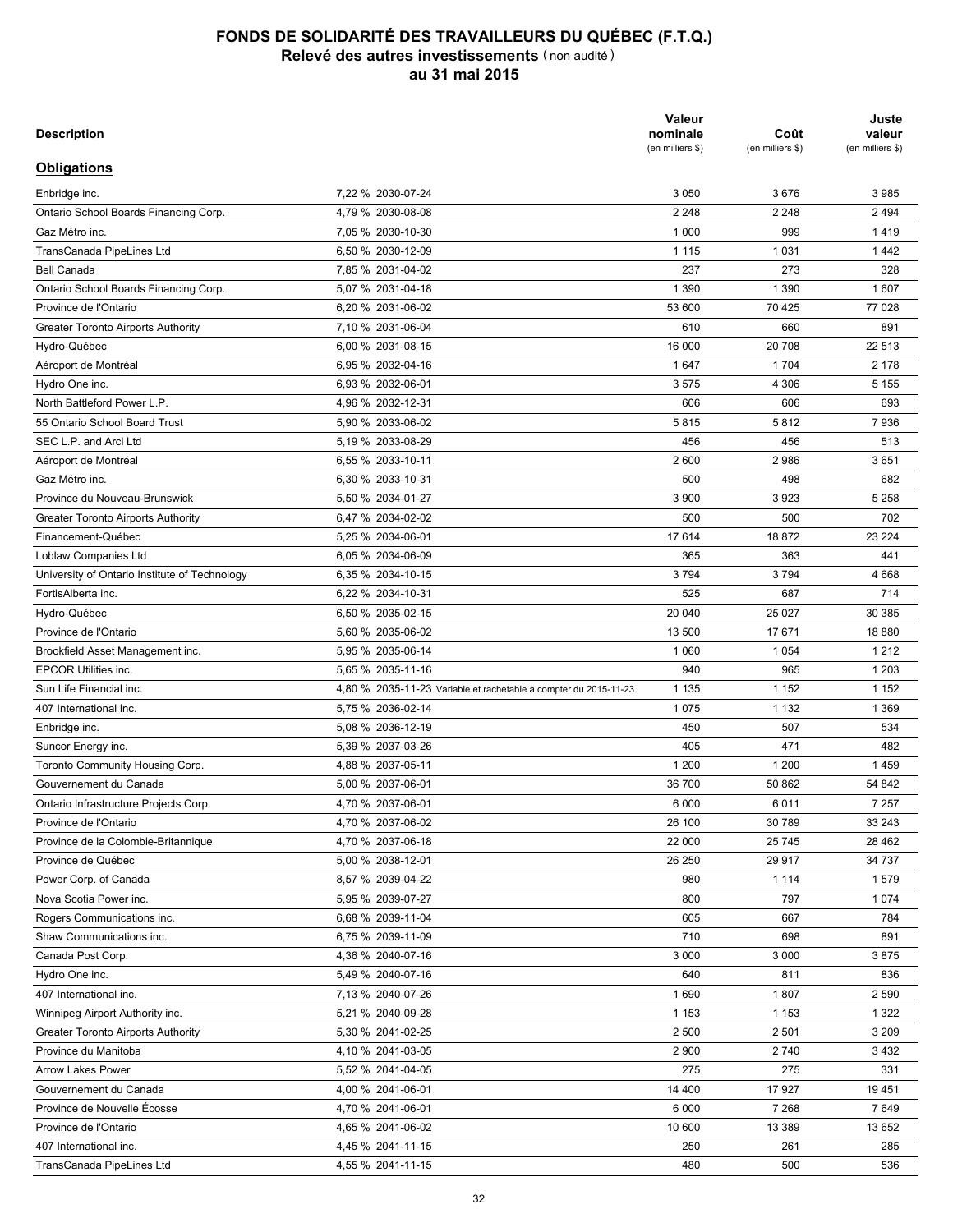# FONDS DE SOLIDARITÉ DES TRAVAILLEURS DU QUÉBEC (F.T.Q.)
## Relevé des autres investissements (non audité)
## au 31 mai 2015

| Description | | Valeur nominale (en milliers $) | Coût (en milliers $) | Juste valeur (en milliers $) |
|---|---|---|---|---|
| **Obligations** | | | | |
| Enbridge inc. | 7,22 % 2030-07-24 | 3 050 | 3 676 | 3 985 |
| Ontario School Boards Financing Corp. | 4,79 % 2030-08-08 | 2 248 | 2 248 | 2 494 |
| Gaz Métro inc. | 7,05 % 2030-10-30 | 1 000 | 999 | 1 419 |
| TransCanada PipeLines Ltd | 6,50 % 2030-12-09 | 1 115 | 1 031 | 1 442 |
| Bell Canada | 7,85 % 2031-04-02 | 237 | 273 | 328 |
| Ontario School Boards Financing Corp. | 5,07 % 2031-04-18 | 1 390 | 1 390 | 1 607 |
| Province de l'Ontario | 6,20 % 2031-06-02 | 53 600 | 70 425 | 77 028 |
| Greater Toronto Airports Authority | 7,10 % 2031-06-04 | 610 | 660 | 891 |
| Hydro-Québec | 6,00 % 2031-08-15 | 16 000 | 20 708 | 22 513 |
| Aéroport de Montréal | 6,95 % 2032-04-16 | 1 647 | 1 704 | 2 178 |
| Hydro One inc. | 6,93 % 2032-06-01 | 3 575 | 4 306 | 5 155 |
| North Battleford Power L.P. | 4,96 % 2032-12-31 | 606 | 606 | 693 |
| 55 Ontario School Board Trust | 5,90 % 2033-06-02 | 5 815 | 5 812 | 7 936 |
| SEC L.P. and Arci Ltd | 5,19 % 2033-08-29 | 456 | 456 | 513 |
| Aéroport de Montréal | 6,55 % 2033-10-11 | 2 600 | 2 986 | 3 651 |
| Gaz Métro inc. | 6,30 % 2033-10-31 | 500 | 498 | 682 |
| Province du Nouveau-Brunswick | 5,50 % 2034-01-27 | 3 900 | 3 923 | 5 258 |
| Greater Toronto Airports Authority | 6,47 % 2034-02-02 | 500 | 500 | 702 |
| Financement-Québec | 5,25 % 2034-06-01 | 17 614 | 18 872 | 23 224 |
| Loblaw Companies Ltd | 6,05 % 2034-06-09 | 365 | 363 | 441 |
| University of Ontario Institute of Technology | 6,35 % 2034-10-15 | 3 794 | 3 794 | 4 668 |
| FortisAlberta inc. | 6,22 % 2034-10-31 | 525 | 687 | 714 |
| Hydro-Québec | 6,50 % 2035-02-15 | 20 040 | 25 027 | 30 385 |
| Province de l'Ontario | 5,60 % 2035-06-02 | 13 500 | 17 671 | 18 880 |
| Brookfield Asset Management inc. | 5,95 % 2035-06-14 | 1 060 | 1 054 | 1 212 |
| EPCOR Utilities inc. | 5,65 % 2035-11-16 | 940 | 965 | 1 203 |
| Sun Life Financial inc. | 4,80 % 2035-11-23 Variable et rachetable à compter du 2015-11-23 | 1 135 | 1 152 | 1 152 |
| 407 International inc. | 5,75 % 2036-02-14 | 1 075 | 1 132 | 1 369 |
| Enbridge inc. | 5,08 % 2036-12-19 | 450 | 507 | 534 |
| Suncor Energy inc. | 5,39 % 2037-03-26 | 405 | 471 | 482 |
| Toronto Community Housing Corp. | 4,88 % 2037-05-11 | 1 200 | 1 200 | 1 459 |
| Gouvernement du Canada | 5,00 % 2037-06-01 | 36 700 | 50 862 | 54 842 |
| Ontario Infrastructure Projects Corp. | 4,70 % 2037-06-01 | 6 000 | 6 011 | 7 257 |
| Province de l'Ontario | 4,70 % 2037-06-02 | 26 100 | 30 789 | 33 243 |
| Province de la Colombie-Britannique | 4,70 % 2037-06-18 | 22 000 | 25 745 | 28 462 |
| Province de Québec | 5,00 % 2038-12-01 | 26 250 | 29 917 | 34 737 |
| Power Corp. of Canada | 8,57 % 2039-04-22 | 980 | 1 114 | 1 579 |
| Nova Scotia Power inc. | 5,95 % 2039-07-27 | 800 | 797 | 1 074 |
| Rogers Communications inc. | 6,68 % 2039-11-04 | 605 | 667 | 784 |
| Shaw Communications inc. | 6,75 % 2039-11-09 | 710 | 698 | 891 |
| Canada Post Corp. | 4,36 % 2040-07-16 | 3 000 | 3 000 | 3 875 |
| Hydro One inc. | 5,49 % 2040-07-16 | 640 | 811 | 836 |
| 407 International inc. | 7,13 % 2040-07-26 | 1 690 | 1 807 | 2 590 |
| Winnipeg Airport Authority inc. | 5,21 % 2040-09-28 | 1 153 | 1 153 | 1 322 |
| Greater Toronto Airports Authority | 5,30 % 2041-02-25 | 2 500 | 2 501 | 3 209 |
| Province du Manitoba | 4,10 % 2041-03-05 | 2 900 | 2 740 | 3 432 |
| Arrow Lakes Power | 5,52 % 2041-04-05 | 275 | 275 | 331 |
| Gouvernement du Canada | 4,00 % 2041-06-01 | 14 400 | 17 927 | 19 451 |
| Province de Nouvelle Écosse | 4,70 % 2041-06-01 | 6 000 | 7 268 | 7 649 |
| Province de l'Ontario | 4,65 % 2041-06-02 | 10 600 | 13 389 | 13 652 |
| 407 International inc. | 4,45 % 2041-11-15 | 250 | 261 | 285 |
| TransCanada PipeLines Ltd | 4,55 % 2041-11-15 | 480 | 500 | 536 |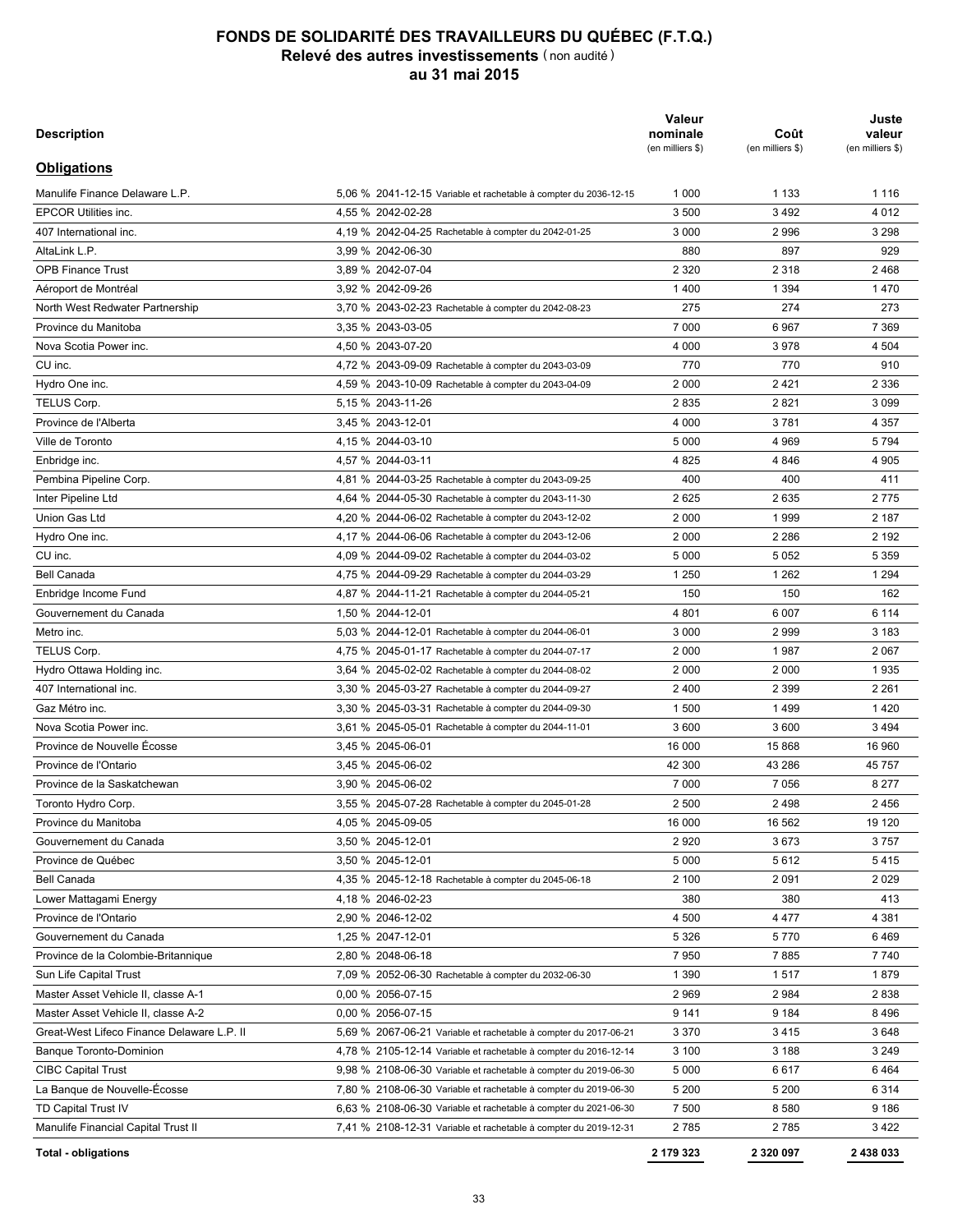# FONDS DE SOLIDARITÉ DES TRAVAILLEURS DU QUÉBEC (F.T.Q.)
## Relevé des autres investissements (non audité)
## au 31 mai 2015

| Description | | Valeur nominale (en milliers $) | Coût (en milliers $) | Juste valeur (en milliers $) |
|---|---|---|---|---|
| **Obligations** | | | | |
| Manulife Finance Delaware L.P. | 5,06 % 2041-12-15 Variable et rachetable à compter du 2036-12-15 | 1 000 | 1 133 | 1 116 |
| EPCOR Utilities inc. | 4,55 % 2042-02-28 | 3 500 | 3 492 | 4 012 |
| 407 International inc. | 4,19 % 2042-04-25 Rachetable à compter du 2042-01-25 | 3 000 | 2 996 | 3 298 |
| AltaLink L.P. | 3,99 % 2042-06-30 | 880 | 897 | 929 |
| OPB Finance Trust | 3,89 % 2042-07-04 | 2 320 | 2 318 | 2 468 |
| Aéroport de Montréal | 3,92 % 2042-09-26 | 1 400 | 1 394 | 1 470 |
| North West Redwater Partnership | 3,70 % 2043-02-23 Rachetable à compter du 2042-08-23 | 275 | 274 | 273 |
| Province du Manitoba | 3,35 % 2043-03-05 | 7 000 | 6 967 | 7 369 |
| Nova Scotia Power inc. | 4,50 % 2043-07-20 | 4 000 | 3 978 | 4 504 |
| CU inc. | 4,72 % 2043-09-09 Rachetable à compter du 2043-03-09 | 770 | 770 | 910 |
| Hydro One inc. | 4,59 % 2043-10-09 Rachetable à compter du 2043-04-09 | 2 000 | 2 421 | 2 336 |
| TELUS Corp. | 5,15 % 2043-11-26 | 2 835 | 2 821 | 3 099 |
| Province de l'Alberta | 3,45 % 2043-12-01 | 4 000 | 3 781 | 4 357 |
| Ville de Toronto | 4,15 % 2044-03-10 | 5 000 | 4 969 | 5 794 |
| Enbridge inc. | 4,57 % 2044-03-11 | 4 825 | 4 846 | 4 905 |
| Pembina Pipeline Corp. | 4,81 % 2044-03-25 Rachetable à compter du 2043-09-25 | 400 | 400 | 411 |
| Inter Pipeline Ltd | 4,64 % 2044-05-30 Rachetable à compter du 2043-11-30 | 2 625 | 2 635 | 2 775 |
| Union Gas Ltd | 4,20 % 2044-06-02 Rachetable à compter du 2043-12-02 | 2 000 | 1 999 | 2 187 |
| Hydro One inc. | 4,17 % 2044-06-06 Rachetable à compter du 2043-12-06 | 2 000 | 2 286 | 2 192 |
| CU inc. | 4,09 % 2044-09-02 Rachetable à compter du 2044-03-02 | 5 000 | 5 052 | 5 359 |
| Bell Canada | 4,75 % 2044-09-29 Rachetable à compter du 2044-03-29 | 1 250 | 1 262 | 1 294 |
| Enbridge Income Fund | 4,87 % 2044-11-21 Rachetable à compter du 2044-05-21 | 150 | 150 | 162 |
| Gouvernement du Canada | 1,50 % 2044-12-01 | 4 801 | 6 007 | 6 114 |
| Metro inc. | 5,03 % 2044-12-01 Rachetable à compter du 2044-06-01 | 3 000 | 2 999 | 3 183 |
| TELUS Corp. | 4,75 % 2045-01-17 Rachetable à compter du 2044-07-17 | 2 000 | 1 987 | 2 067 |
| Hydro Ottawa Holding inc. | 3,64 % 2045-02-02 Rachetable à compter du 2044-08-02 | 2 000 | 2 000 | 1 935 |
| 407 International inc. | 3,30 % 2045-03-27 Rachetable à compter du 2044-09-27 | 2 400 | 2 399 | 2 261 |
| Gaz Métro inc. | 3,30 % 2045-03-31 Rachetable à compter du 2044-09-30 | 1 500 | 1 499 | 1 420 |
| Nova Scotia Power inc. | 3,61 % 2045-05-01 Rachetable à compter du 2044-11-01 | 3 600 | 3 600 | 3 494 |
| Province de Nouvelle Écosse | 3,45 % 2045-06-01 | 16 000 | 15 868 | 16 960 |
| Province de l'Ontario | 3,45 % 2045-06-02 | 42 300 | 43 286 | 45 757 |
| Province de la Saskatchewan | 3,90 % 2045-06-02 | 7 000 | 7 056 | 8 277 |
| Toronto Hydro Corp. | 3,55 % 2045-07-28 Rachetable à compter du 2045-01-28 | 2 500 | 2 498 | 2 456 |
| Province du Manitoba | 4,05 % 2045-09-05 | 16 000 | 16 562 | 19 120 |
| Gouvernement du Canada | 3,50 % 2045-12-01 | 2 920 | 3 673 | 3 757 |
| Province de Québec | 3,50 % 2045-12-01 | 5 000 | 5 612 | 5 415 |
| Bell Canada | 4,35 % 2045-12-18 Rachetable à compter du 2045-06-18 | 2 100 | 2 091 | 2 029 |
| Lower Mattagami Energy | 4,18 % 2046-02-23 | 380 | 380 | 413 |
| Province de l'Ontario | 2,90 % 2046-12-02 | 4 500 | 4 477 | 4 381 |
| Gouvernement du Canada | 1,25 % 2047-12-01 | 5 326 | 5 770 | 6 469 |
| Province de la Colombie-Britannique | 2,80 % 2048-06-18 | 7 950 | 7 885 | 7 740 |
| Sun Life Capital Trust | 7,09 % 2052-06-30 Rachetable à compter du 2032-06-30 | 1 390 | 1 517 | 1 879 |
| Master Asset Vehicle II, classe A-1 | 0,00 % 2056-07-15 | 2 969 | 2 984 | 2 838 |
| Master Asset Vehicle II, classe A-2 | 0,00 % 2056-07-15 | 9 141 | 9 184 | 8 496 |
| Great-West Lifeco Finance Delaware L.P. II | 5,69 % 2067-06-21 Variable et rachetable à compter du 2017-06-21 | 3 370 | 3 415 | 3 648 |
| Banque Toronto-Dominion | 4,78 % 2105-12-14 Variable et rachetable à compter du 2016-12-14 | 3 100 | 3 188 | 3 249 |
| CIBC Capital Trust | 9,98 % 2108-06-30 Variable et rachetable à compter du 2019-06-30 | 5 000 | 6 617 | 6 464 |
| La Banque de Nouvelle-Écosse | 7,80 % 2108-06-30 Variable et rachetable à compter du 2019-06-30 | 5 200 | 5 200 | 6 314 |
| TD Capital Trust IV | 6,63 % 2108-06-30 Variable et rachetable à compter du 2021-06-30 | 7 500 | 8 580 | 9 186 |
| Manulife Financial Capital Trust II | 7,41 % 2108-12-31 Variable et rachetable à compter du 2019-12-31 | 2 785 | 2 785 | 3 422 |
| **Total - obligations** | | **2 179 323** | **2 320 097** | **2 438 033** |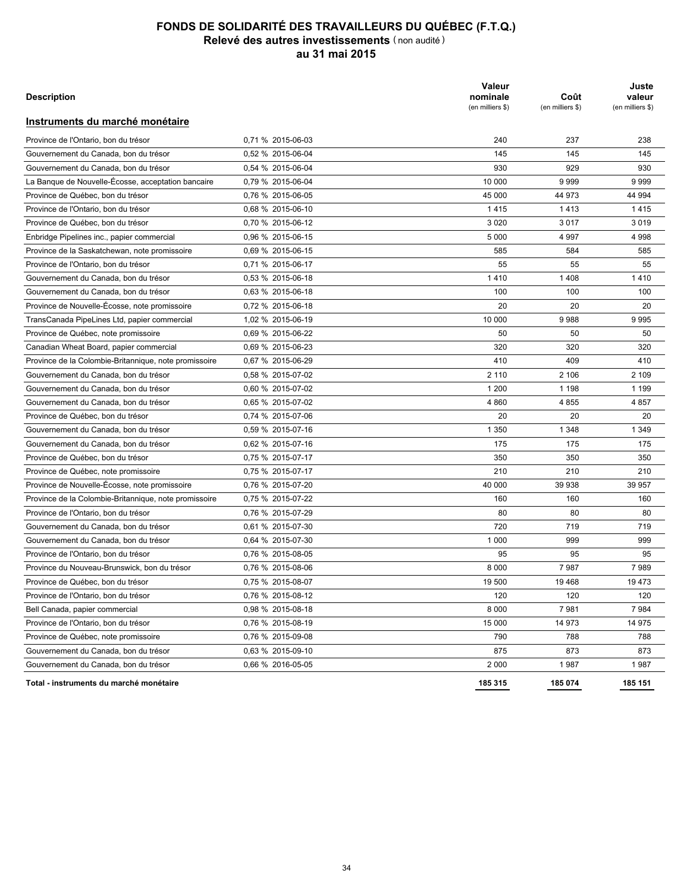# FONDS DE SOLIDARITÉ DES TRAVAILLEURS DU QUÉBEC (F.T.Q.)

## Relevé des autres investissements (non audité)

## au 31 mai 2015

| Description | | Valeur nominale (en milliers $) | Coût (en milliers $) | Juste valeur (en milliers $) |
|---|---|---|---|---|
| **Instruments du marché monétaire** | | | | |
| Province de l'Ontario, bon du trésor | 0,71 % 2015-06-03 | 240 | 237 | 238 |
| Gouvernement du Canada, bon du trésor | 0,52 % 2015-06-04 | 145 | 145 | 145 |
| Gouvernement du Canada, bon du trésor | 0,54 % 2015-06-04 | 930 | 929 | 930 |
| La Banque de Nouvelle-Écosse, acceptation bancaire | 0,79 % 2015-06-04 | 10 000 | 9 999 | 9 999 |
| Province de Québec, bon du trésor | 0,76 % 2015-06-05 | 45 000 | 44 973 | 44 994 |
| Province de l'Ontario, bon du trésor | 0,68 % 2015-06-10 | 1 415 | 1 413 | 1 415 |
| Province de Québec, bon du trésor | 0,70 % 2015-06-12 | 3 020 | 3 017 | 3 019 |
| Enbridge Pipelines inc., papier commercial | 0,96 % 2015-06-15 | 5 000 | 4 997 | 4 998 |
| Province de la Saskatchewan, note promissoire | 0,69 % 2015-06-15 | 585 | 584 | 585 |
| Province de l'Ontario, bon du trésor | 0,71 % 2015-06-17 | 55 | 55 | 55 |
| Gouvernement du Canada, bon du trésor | 0,53 % 2015-06-18 | 1 410 | 1 408 | 1 410 |
| Gouvernement du Canada, bon du trésor | 0,63 % 2015-06-18 | 100 | 100 | 100 |
| Province de Nouvelle-Écosse, note promissoire | 0,72 % 2015-06-18 | 20 | 20 | 20 |
| TransCanada PipeLines Ltd, papier commercial | 1,02 % 2015-06-19 | 10 000 | 9 988 | 9 995 |
| Province de Québec, note promissoire | 0,69 % 2015-06-22 | 50 | 50 | 50 |
| Canadian Wheat Board, papier commercial | 0,69 % 2015-06-23 | 320 | 320 | 320 |
| Province de la Colombie-Britannique, note promissoire | 0,67 % 2015-06-29 | 410 | 409 | 410 |
| Gouvernement du Canada, bon du trésor | 0,58 % 2015-07-02 | 2 110 | 2 106 | 2 109 |
| Gouvernement du Canada, bon du trésor | 0,60 % 2015-07-02 | 1 200 | 1 198 | 1 199 |
| Gouvernement du Canada, bon du trésor | 0,65 % 2015-07-02 | 4 860 | 4 855 | 4 857 |
| Province de Québec, bon du trésor | 0,74 % 2015-07-06 | 20 | 20 | 20 |
| Gouvernement du Canada, bon du trésor | 0,59 % 2015-07-16 | 1 350 | 1 348 | 1 349 |
| Gouvernement du Canada, bon du trésor | 0,62 % 2015-07-16 | 175 | 175 | 175 |
| Province de Québec, bon du trésor | 0,75 % 2015-07-17 | 350 | 350 | 350 |
| Province de Québec, note promissoire | 0,75 % 2015-07-17 | 210 | 210 | 210 |
| Province de Nouvelle-Écosse, note promissoire | 0,76 % 2015-07-20 | 40 000 | 39 938 | 39 957 |
| Province de la Colombie-Britannique, note promissoire | 0,75 % 2015-07-22 | 160 | 160 | 160 |
| Province de l'Ontario, bon du trésor | 0,76 % 2015-07-29 | 80 | 80 | 80 |
| Gouvernement du Canada, bon du trésor | 0,61 % 2015-07-30 | 720 | 719 | 719 |
| Gouvernement du Canada, bon du trésor | 0,64 % 2015-07-30 | 1 000 | 999 | 999 |
| Province de l'Ontario, bon du trésor | 0,76 % 2015-08-05 | 95 | 95 | 95 |
| Province du Nouveau-Brunswick, bon du trésor | 0,76 % 2015-08-06 | 8 000 | 7 987 | 7 989 |
| Province de Québec, bon du trésor | 0,75 % 2015-08-07 | 19 500 | 19 468 | 19 473 |
| Province de l'Ontario, bon du trésor | 0,76 % 2015-08-12 | 120 | 120 | 120 |
| Bell Canada, papier commercial | 0,98 % 2015-08-18 | 8 000 | 7 981 | 7 984 |
| Province de l'Ontario, bon du trésor | 0,76 % 2015-08-19 | 15 000 | 14 973 | 14 975 |
| Province de Québec, note promissoire | 0,76 % 2015-09-08 | 790 | 788 | 788 |
| Gouvernement du Canada, bon du trésor | 0,63 % 2015-09-10 | 875 | 873 | 873 |
| Gouvernement du Canada, bon du trésor | 0,66 % 2016-05-05 | 2 000 | 1 987 | 1 987 |
| **Total - instruments du marché monétaire** | | **185 315** | **185 074** | **185 151** |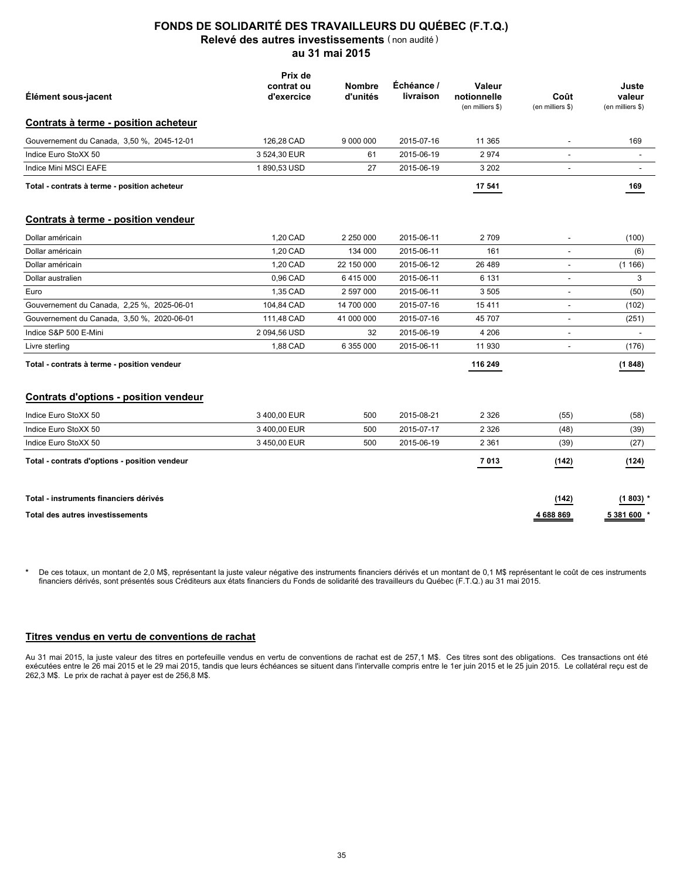# FONDS DE SOLIDARITÉ DES TRAVAILLEURS DU QUÉBEC (F.T.Q.)

## Relevé des autres investissements (non audité)

### au 31 mai 2015

| Élément sous-jacent | Prix de contrat ou d'exercice | Nombre d'unités | Échéance / livraison | Valeur notionnelle (en milliers $) | Coût (en milliers $) | Juste valeur (en milliers $) |
|---|---|---|---|---|---|---|
| **Contrats à terme - position acheteur** | | | | | | |
| Gouvernement du Canada, 3,50 %, 2045-12-01 | 126,28 CAD | 9 000 000 | 2015-07-16 | 11 365 | - | 169 |
| Indice Euro StoXX 50 | 3 524,30 EUR | 61 | 2015-06-19 | 2 974 | - | - |
| Indice Mini MSCI EAFE | 1 890,53 USD | 27 | 2015-06-19 | 3 202 | - | - |
| **Total - contrats à terme - position acheteur** | | | | **17 541** | | **169** |
| **Contrats à terme - position vendeur** | | | | | | |
| Dollar américain | 1,20 CAD | 2 250 000 | 2015-06-11 | 2 709 | - | (100) |
| Dollar américain | 1,20 CAD | 134 000 | 2015-06-11 | 161 | - | (6) |
| Dollar américain | 1,20 CAD | 22 150 000 | 2015-06-12 | 26 489 | - | (1 166) |
| Dollar australien | 0,96 CAD | 6 415 000 | 2015-06-11 | 6 131 | - | 3 |
| Euro | 1,35 CAD | 2 597 000 | 2015-06-11 | 3 505 | - | (50) |
| Gouvernement du Canada, 2,25 %, 2025-06-01 | 104,84 CAD | 14 700 000 | 2015-07-16 | 15 411 | - | (102) |
| Gouvernement du Canada, 3,50 %, 2020-06-01 | 111,48 CAD | 41 000 000 | 2015-07-16 | 45 707 | - | (251) |
| Indice S&P 500 E-Mini | 2 094,56 USD | 32 | 2015-06-19 | 4 206 | - | - |
| Livre sterling | 1,88 CAD | 6 355 000 | 2015-06-11 | 11 930 | - | (176) |
| **Total - contrats à terme - position vendeur** | | | | **116 249** | | **(1 848)** |
| **Contrats d'options - position vendeur** | | | | | | |
| Indice Euro StoXX 50 | 3 400,00 EUR | 500 | 2015-08-21 | 2 326 | (55) | (58) |
| Indice Euro StoXX 50 | 3 400,00 EUR | 500 | 2015-07-17 | 2 326 | (48) | (39) |
| Indice Euro StoXX 50 | 3 450,00 EUR | 500 | 2015-06-19 | 2 361 | (39) | (27) |
| **Total - contrats d'options - position vendeur** | | | | **7 013** | **(142)** | **(124)** |
| **Total - instruments financiers dérivés** | | | | | **(142)** | **(1 803) *** |
| **Total des autres investissements** | | | | | **4 688 869** | **5 381 600 *** |

\* De ces totaux, un montant de 2,0 M$, représentant la juste valeur négative des instruments financiers dérivés et un montant de 0,1 M$ représentant le coût de ces instruments financiers dérivés, sont présentés sous Créditeurs aux états financiers du Fonds de solidarité des travailleurs du Québec (F.T.Q.) au 31 mai 2015.

## Titres vendus en vertu de conventions de rachat

Au 31 mai 2015, la juste valeur des titres en portefeuille vendus en vertu de conventions de rachat est de 257,1 M$. Ces titres sont des obligations. Ces transactions ont été exécutées entre le 26 mai 2015 et le 29 mai 2015, tandis que leurs échéances se situent dans l'intervalle compris entre le 1er juin 2015 et le 25 juin 2015. Le collatéral reçu est de 262,3 M$. Le prix de rachat à payer est de 256,8 M$.